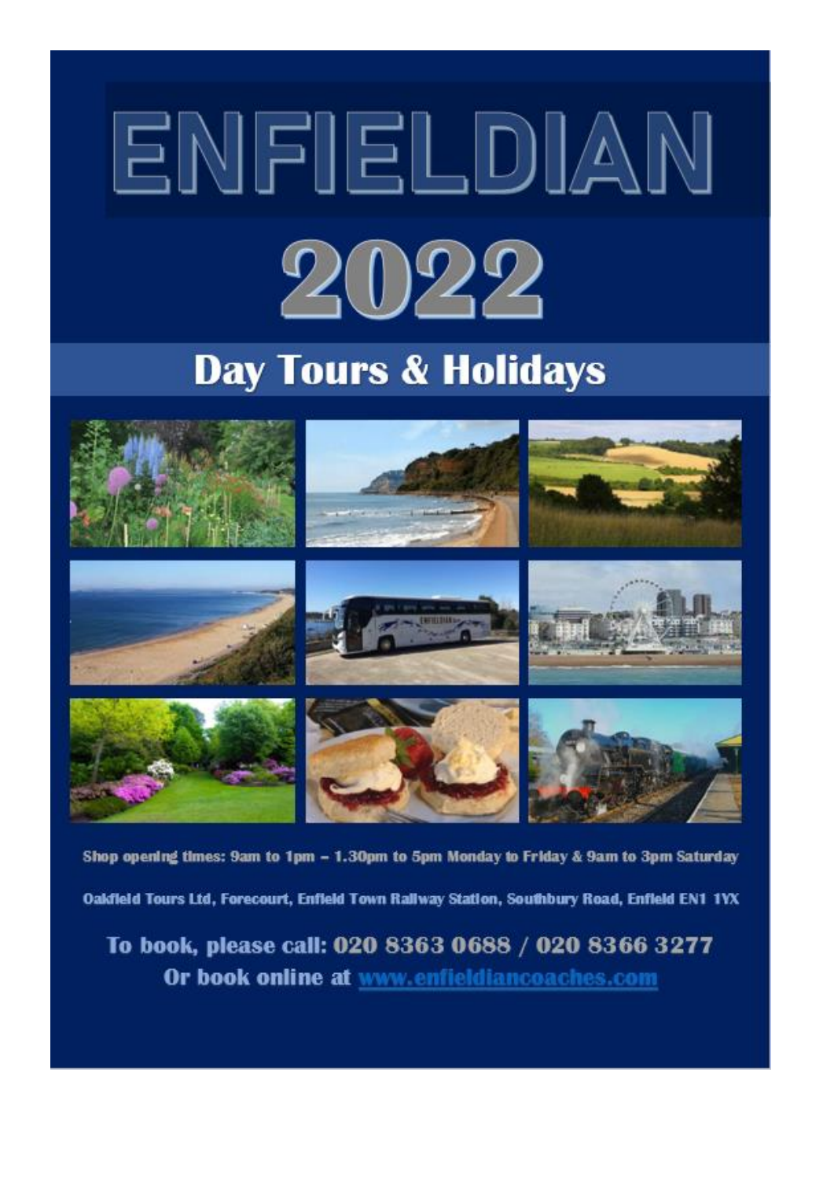# ENFIELDIAN

# 2022

## Day Tours & Holidays

Shop opening times: 9am to 1pm – 1.30pm to 5pm Monday to Friday & 9am to 3pm Saturday

Oakfield Tours Ltd, Forecourt, Enfield Town Railway Station, Southbury Road, Enfield EN1 1YX

**To book, please call: 020 8363 0688 / 020 8366 3277**

**Or book online at www.enfieldiancoaches.com**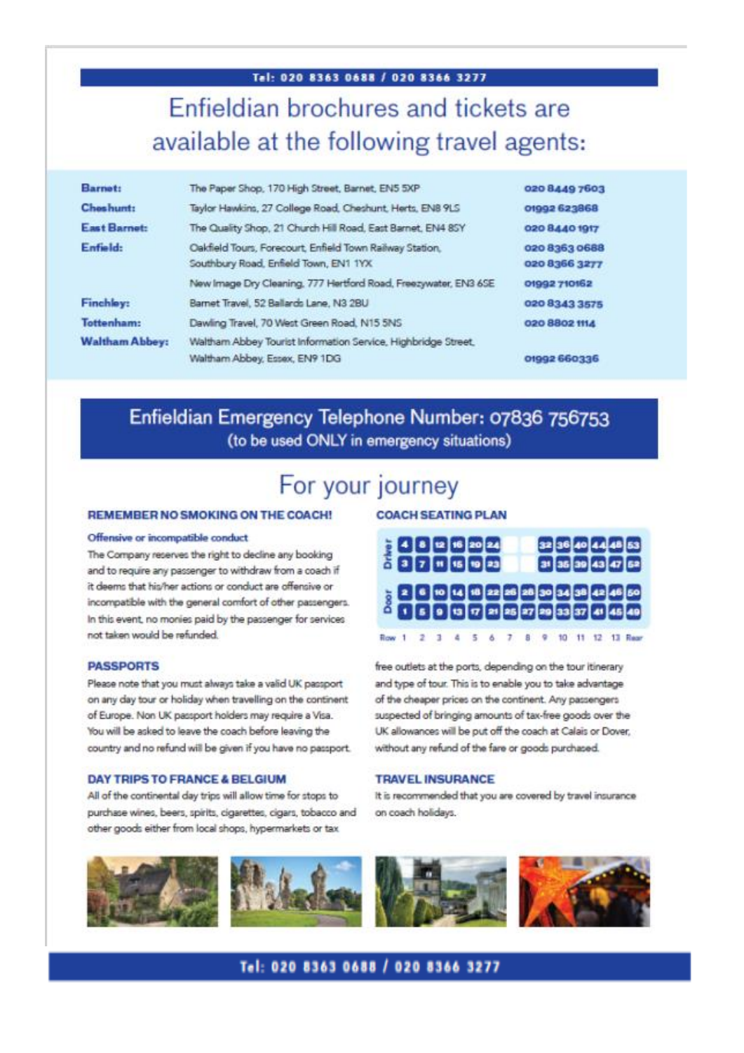Tel: 020 8363 0688 / 020 8366 3277

# Enfieldian brochures and tickets are available at the following travel agents:

| | | |
|---|---|---|
| **Barnet:** | The Paper Shop, 170 High Street, Barnet, EN5 5XP | 020 8449 7603 |
| **Cheshunt:** | Taylor Hawkins, 27 College Road, Cheshunt, Herts, EN8 9LS | 01992 623868 |
| **East Barnet:** | The Quality Shop, 21 Church Hill Road, East Barnet, EN4 8SY | 020 8440 1917 |
| **Enfield:** | Oakfield Tours, Forecourt, Enfield Town Railway Station, Southbury Road, Enfield Town, EN1 1YX | 020 8363 0688 020 8366 3277 |
| | New Image Dry Cleaning, 777 Hertford Road, Freezywater, EN3 6SE | 01992 710162 |
| **Finchley:** | Barnet Travel, 52 Ballards Lane, N3 2BU | 020 8343 3575 |
| **Tottenham:** | Dawling Travel, 70 West Green Road, N15 5NS | 020 8802 1114 |
| **Waltham Abbey:** | Waltham Abbey Tourist Information Service, Highbridge Street, Waltham Abbey, Essex, EN9 1DG | 01992 660336 |

## Enfieldian Emergency Telephone Number: 07836 756753
(to be used ONLY in emergency situations)

# For your journey

### REMEMBER NO SMOKING ON THE COACH!

**Offensive or incompatible conduct**

The Company reserves the right to decline any booking and to require any passenger to withdraw from a coach if it deems that his/her actions or conduct are offensive or incompatible with the general comfort of other passengers. In this event, no monies paid by the passenger for services not taken would be refunded.

### PASSPORTS

Please note that you must always take a valid UK passport on any day tour or holiday when travelling on the continent of Europe. Non UK passport holders may require a Visa. You will be asked to leave the coach before leaving the country and no refund will be given if you have no passport.

### DAY TRIPS TO FRANCE & BELGIUM

All of the continental day trips will allow time for stops to purchase wines, beers, spirits, cigarettes, cigars, tobacco and other goods either from local shops, hypermarkets or tax free outlets at the ports, depending on the tour itinerary and type of tour. This is to enable you to take advantage of the cheaper prices on the continent. Any passengers suspected of bringing amounts of tax-free goods over the UK allowances will be put off the coach at Calais or Dover, without any refund of the fare or goods purchased.

### COACH SEATING PLAN

| | 1 | 2 | 3 | 4 | 5 | 6 | 7 | 8 | 9 | 10 | 11 | 12 | 13 |
|---|---|---|---|---|---|---|---|---|---|---|---|---|---|
| Driver | 4 | 8 | 12 | 16 | 20 | 24 | | | 32 | 36 | 40 | 44 | 48 / 53 |
| | 3 | 7 | 11 | 15 | 19 | 23 | | | 31 | 35 | 39 | 43 | 47 / 52 |
| Door | 2 | 6 | 10 | 14 | 18 | 22 | 26 | 28 | 30 | 34 | 38 | 42 | 46 / 50 |
| | 1 | 5 | 9 | 13 | 17 | 21 | 25 | 27 | 29 | 33 | 37 | 41 | 45 / 49 |

Row 1 2 3 4 5 6 7 8 9 10 11 12 13 Rear

### TRAVEL INSURANCE

It is recommended that you are covered by travel insurance on coach holidays.

Tel: 020 8363 0688 / 020 8366 3277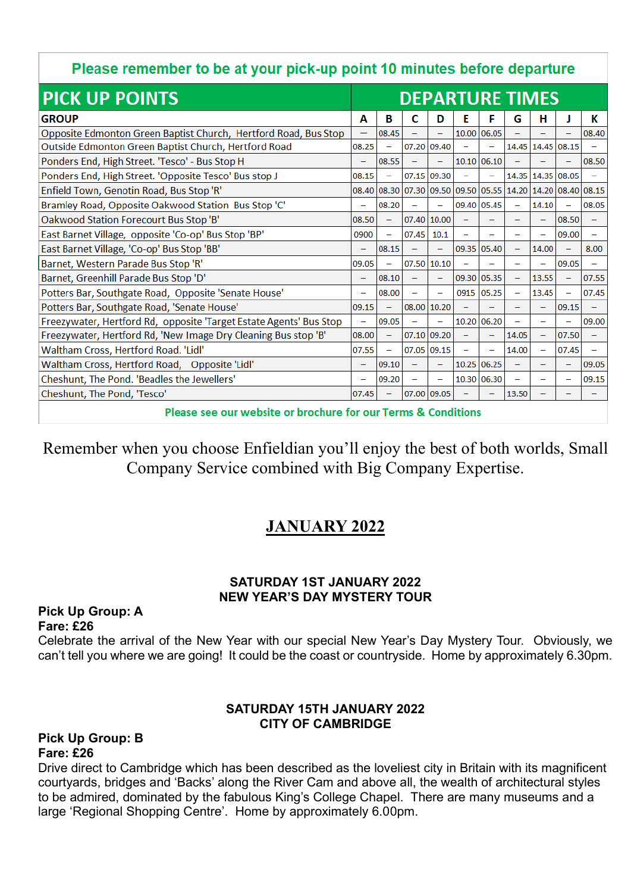**Please remember to be at your pick-up point 10 minutes before departure**

| PICK UP POINTS | DEPARTURE TIMES | | | | | | | | | |
|---|---|---|---|---|---|---|---|---|---|---|
| GROUP | A | B | C | D | E | F | G | H | J | K |
| Opposite Edmonton Green Baptist Church, Hertford Road, Bus Stop | – | 08.45 | – | – | 10.00 | 06.05 | – | – | – | 08.40 |
| Outside Edmonton Green Baptist Church, Hertford Road | 08.25 | – | 07.20 | 09.40 | – | – | 14.45 | 14.45 | 08.15 | – |
| Ponders End, High Street. 'Tesco' - Bus Stop H | – | 08.55 | – | – | 10.10 | 06.10 | – | – | – | 08.50 |
| Ponders End, High Street. 'Opposite Tesco' Bus stop J | 08.15 | – | 07.15 | 09.30 | – | – | 14.35 | 14.35 | 08.05 | – |
| Enfield Town, Genotin Road, Bus Stop 'R' | 08.40 | 08.30 | 07.30 | 09.50 | 09.50 | 05.55 | 14.20 | 14.20 | 08.40 | 08.15 |
| Bramley Road, Opposite Oakwood Station Bus Stop 'C' | – | 08.20 | – | – | 09.40 | 05.45 | – | 14.10 | – | 08.05 |
| Oakwood Station Forecourt Bus Stop 'B' | 08.50 | – | 07.40 | 10.00 | – | – | – | – | 08.50 | – |
| East Barnet Village, opposite 'Co-op' Bus Stop 'BP' | 0900 | – | 07.45 | 10.1 | – | – | – | – | 09.00 | – |
| East Barnet Village, 'Co-op' Bus Stop 'BB' | – | 08.15 | – | – | 09.35 | 05.40 | – | 14.00 | – | 8.00 |
| Barnet, Western Parade Bus Stop 'R' | 09.05 | – | 07.50 | 10.10 | – | – | – | – | 09.05 | – |
| Barnet, Greenhill Parade Bus Stop 'D' | – | 08.10 | – | – | 09.30 | 05.35 | – | 13.55 | – | 07.55 |
| Potters Bar, Southgate Road, Opposite 'Senate House' | – | 08.00 | – | – | 0915 | 05.25 | – | 13.45 | – | 07.45 |
| Potters Bar, Southgate Road, 'Senate House' | 09.15 | – | 08.00 | 10.20 | – | – | – | – | 09.15 | – |
| Freezywater, Hertford Rd, opposite 'Target Estate Agents' Bus Stop | – | 09.05 | – | – | 10.20 | 06.20 | – | – | – | 09.00 |
| Freezywater, Hertford Rd, 'New Image Dry Cleaning Bus stop 'B' | 08.00 | – | 07.10 | 09.20 | – | – | 14.05 | – | 07.50 | – |
| Waltham Cross, Hertford Road. 'Lidl' | 07.55 | – | 07.05 | 09.15 | – | – | 14.00 | – | 07.45 | – |
| Waltham Cross, Hertford Road, Opposite 'Lidl' | – | 09.10 | – | – | 10.25 | 06.25 | – | – | – | 09.05 |
| Cheshunt, The Pond. 'Beadles the Jewellers' | – | 09.20 | – | – | 10.30 | 06.30 | – | – | – | 09.15 |
| Cheshunt, The Pond, 'Tesco' | 07.45 | – | 07.00 | 09.05 | – | – | 13.50 | – | – | – |

**Please see our website or brochure for our Terms & Conditions**

Remember when you choose Enfieldian you'll enjoy the best of both worlds, Small Company Service combined with Big Company Expertise.

## JANUARY 2022

### SATURDAY 1ST JANUARY 2022
### NEW YEAR'S DAY MYSTERY TOUR

**Pick Up Group: A**
**Fare: £26**

Celebrate the arrival of the New Year with our special New Year's Day Mystery Tour. Obviously, we can't tell you where we are going! It could be the coast or countryside. Home by approximately 6.30pm.

### SATURDAY 15TH JANUARY 2022
### CITY OF CAMBRIDGE

**Pick Up Group: B**
**Fare: £26**

Drive direct to Cambridge which has been described as the loveliest city in Britain with its magnificent courtyards, bridges and 'Backs' along the River Cam and above all, the wealth of architectural styles to be admired, dominated by the fabulous King's College Chapel. There are many museums and a large 'Regional Shopping Centre'. Home by approximately 6.00pm.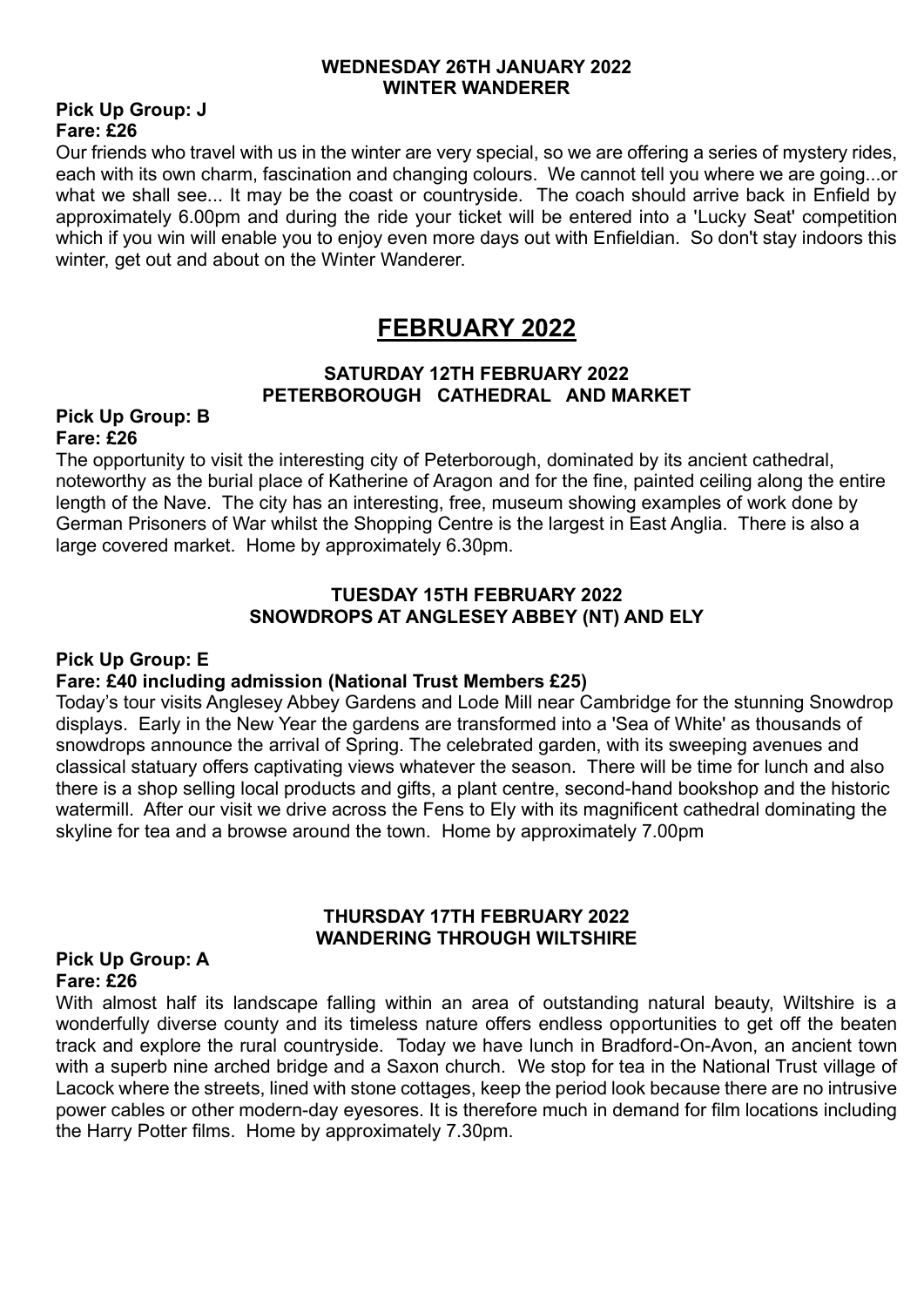**WEDNESDAY 26TH JANUARY 2022**
**WINTER WANDERER**

**Pick Up Group: J**
**Fare: £26**

Our friends who travel with us in the winter are very special, so we are offering a series of mystery rides, each with its own charm, fascination and changing colours. We cannot tell you where we are going...or what we shall see... It may be the coast or countryside. The coach should arrive back in Enfield by approximately 6.00pm and during the ride your ticket will be entered into a 'Lucky Seat' competition which if you win will enable you to enjoy even more days out with Enfieldian. So don't stay indoors this winter, get out and about on the Winter Wanderer.

# FEBRUARY 2022

**SATURDAY 12TH FEBRUARY 2022**
**PETERBOROUGH CATHEDRAL AND MARKET**

**Pick Up Group: B**
**Fare: £26**

The opportunity to visit the interesting city of Peterborough, dominated by its ancient cathedral, noteworthy as the burial place of Katherine of Aragon and for the fine, painted ceiling along the entire length of the Nave. The city has an interesting, free, museum showing examples of work done by German Prisoners of War whilst the Shopping Centre is the largest in East Anglia. There is also a large covered market. Home by approximately 6.30pm.

**TUESDAY 15TH FEBRUARY 2022**
**SNOWDROPS AT ANGLESEY ABBEY (NT) AND ELY**

**Pick Up Group: E**
**Fare: £40 including admission (National Trust Members £25)**

Today's tour visits Anglesey Abbey Gardens and Lode Mill near Cambridge for the stunning Snowdrop displays. Early in the New Year the gardens are transformed into a 'Sea of White' as thousands of snowdrops announce the arrival of Spring. The celebrated garden, with its sweeping avenues and classical statuary offers captivating views whatever the season. There will be time for lunch and also there is a shop selling local products and gifts, a plant centre, second-hand bookshop and the historic watermill. After our visit we drive across the Fens to Ely with its magnificent cathedral dominating the skyline for tea and a browse around the town. Home by approximately 7.00pm

**THURSDAY 17TH FEBRUARY 2022**
**WANDERING THROUGH WILTSHIRE**

**Pick Up Group: A**
**Fare: £26**

With almost half its landscape falling within an area of outstanding natural beauty, Wiltshire is a wonderfully diverse county and its timeless nature offers endless opportunities to get off the beaten track and explore the rural countryside. Today we have lunch in Bradford-On-Avon, an ancient town with a superb nine arched bridge and a Saxon church. We stop for tea in the National Trust village of Lacock where the streets, lined with stone cottages, keep the period look because there are no intrusive power cables or other modern-day eyesores. It is therefore much in demand for film locations including the Harry Potter films. Home by approximately 7.30pm.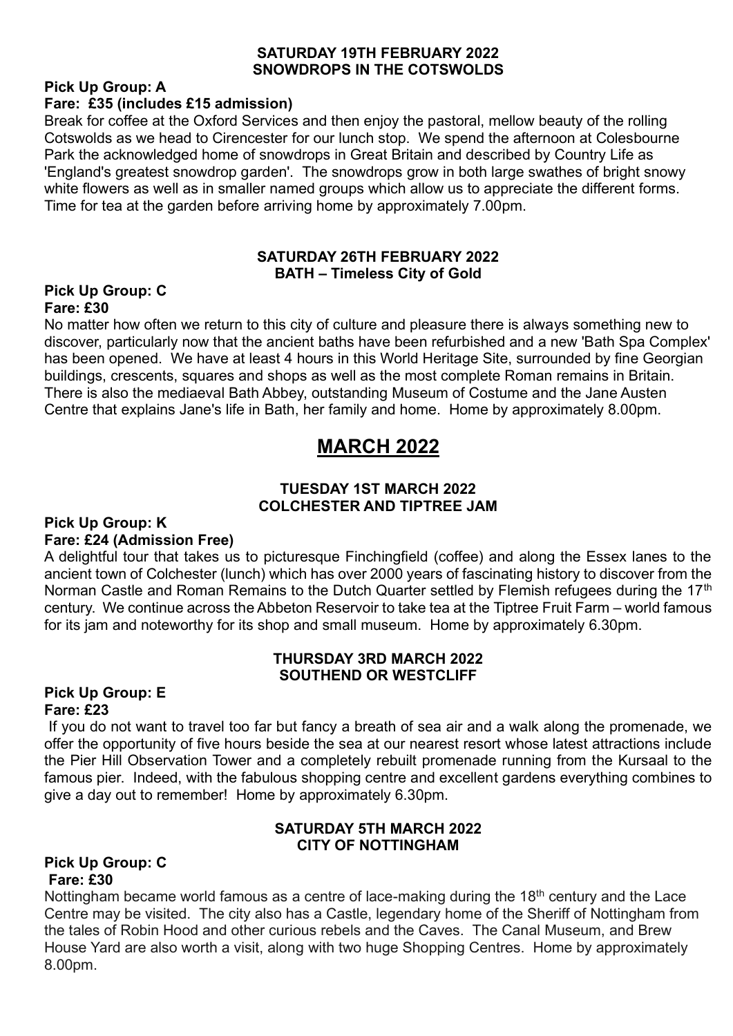### SATURDAY 19TH FEBRUARY 2022
### SNOWDROPS IN THE COTSWOLDS

**Pick Up Group: A**
**Fare: £35 (includes £15 admission)**

Break for coffee at the Oxford Services and then enjoy the pastoral, mellow beauty of the rolling Cotswolds as we head to Cirencester for our lunch stop. We spend the afternoon at Colesbourne Park the acknowledged home of snowdrops in Great Britain and described by Country Life as 'England's greatest snowdrop garden'. The snowdrops grow in both large swathes of bright snowy white flowers as well as in smaller named groups which allow us to appreciate the different forms. Time for tea at the garden before arriving home by approximately 7.00pm.

### SATURDAY 26TH FEBRUARY 2022
### BATH – Timeless City of Gold

**Pick Up Group: C**
**Fare: £30**

No matter how often we return to this city of culture and pleasure there is always something new to discover, particularly now that the ancient baths have been refurbished and a new 'Bath Spa Complex' has been opened. We have at least 4 hours in this World Heritage Site, surrounded by fine Georgian buildings, crescents, squares and shops as well as the most complete Roman remains in Britain. There is also the mediaeval Bath Abbey, outstanding Museum of Costume and the Jane Austen Centre that explains Jane's life in Bath, her family and home. Home by approximately 8.00pm.

## MARCH 2022

### TUESDAY 1ST MARCH 2022
### COLCHESTER AND TIPTREE JAM

**Pick Up Group: K**
**Fare: £24 (Admission Free)**

A delightful tour that takes us to picturesque Finchingfield (coffee) and along the Essex lanes to the ancient town of Colchester (lunch) which has over 2000 years of fascinating history to discover from the Norman Castle and Roman Remains to the Dutch Quarter settled by Flemish refugees during the 17th century. We continue across the Abbeton Reservoir to take tea at the Tiptree Fruit Farm – world famous for its jam and noteworthy for its shop and small museum. Home by approximately 6.30pm.

### THURSDAY 3RD MARCH 2022
### SOUTHEND OR WESTCLIFF

**Pick Up Group: E**
**Fare: £23**

If you do not want to travel too far but fancy a breath of sea air and a walk along the promenade, we offer the opportunity of five hours beside the sea at our nearest resort whose latest attractions include the Pier Hill Observation Tower and a completely rebuilt promenade running from the Kursaal to the famous pier. Indeed, with the fabulous shopping centre and excellent gardens everything combines to give a day out to remember! Home by approximately 6.30pm.

### SATURDAY 5TH MARCH 2022
### CITY OF NOTTINGHAM

**Pick Up Group: C**
**Fare: £30**

Nottingham became world famous as a centre of lace-making during the 18th century and the Lace Centre may be visited. The city also has a Castle, legendary home of the Sheriff of Nottingham from the tales of Robin Hood and other curious rebels and the Caves. The Canal Museum, and Brew House Yard are also worth a visit, along with two huge Shopping Centres. Home by approximately 8.00pm.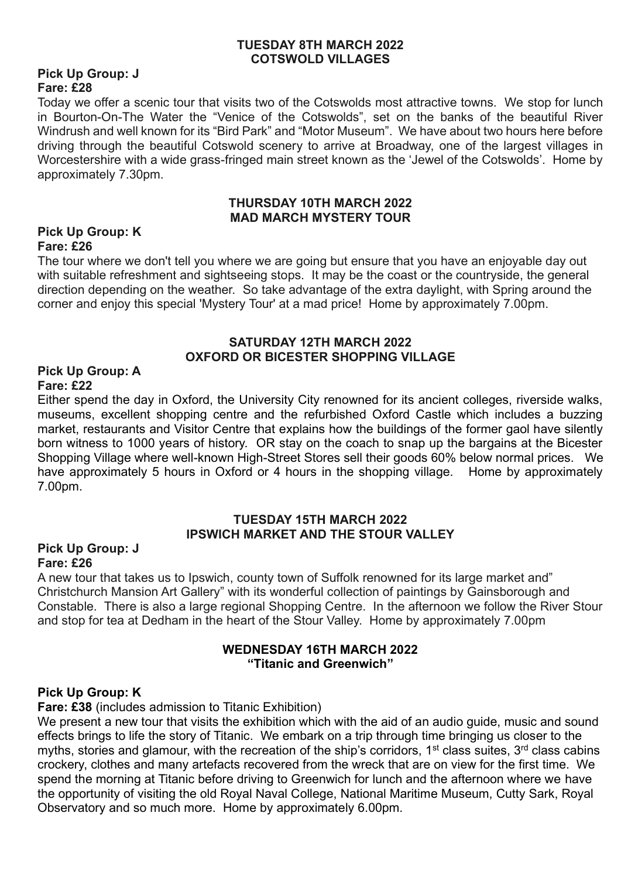## TUESDAY 8TH MARCH 2022
## COTSWOLD VILLAGES

**Pick Up Group: J**
**Fare: £28**

Today we offer a scenic tour that visits two of the Cotswolds most attractive towns. We stop for lunch in Bourton-On-The Water the "Venice of the Cotswolds", set on the banks of the beautiful River Windrush and well known for its "Bird Park" and "Motor Museum". We have about two hours here before driving through the beautiful Cotswold scenery to arrive at Broadway, one of the largest villages in Worcestershire with a wide grass-fringed main street known as the 'Jewel of the Cotswolds'. Home by approximately 7.30pm.

## THURSDAY 10TH MARCH 2022
## MAD MARCH MYSTERY TOUR

**Pick Up Group: K**
**Fare: £26**

The tour where we don't tell you where we are going but ensure that you have an enjoyable day out with suitable refreshment and sightseeing stops. It may be the coast or the countryside, the general direction depending on the weather. So take advantage of the extra daylight, with Spring around the corner and enjoy this special 'Mystery Tour' at a mad price! Home by approximately 7.00pm.

## SATURDAY 12TH MARCH 2022
## OXFORD OR BICESTER SHOPPING VILLAGE

**Pick Up Group: A**
**Fare: £22**

Either spend the day in Oxford, the University City renowned for its ancient colleges, riverside walks, museums, excellent shopping centre and the refurbished Oxford Castle which includes a buzzing market, restaurants and Visitor Centre that explains how the buildings of the former gaol have silently born witness to 1000 years of history. OR stay on the coach to snap up the bargains at the Bicester Shopping Village where well-known High-Street Stores sell their goods 60% below normal prices. We have approximately 5 hours in Oxford or 4 hours in the shopping village. Home by approximately 7.00pm.

## TUESDAY 15TH MARCH 2022
## IPSWICH MARKET AND THE STOUR VALLEY

**Pick Up Group: J**
**Fare: £26**

A new tour that takes us to Ipswich, county town of Suffolk renowned for its large market and" Christchurch Mansion Art Gallery" with its wonderful collection of paintings by Gainsborough and Constable. There is also a large regional Shopping Centre. In the afternoon we follow the River Stour and stop for tea at Dedham in the heart of the Stour Valley. Home by approximately 7.00pm

## WEDNESDAY 16TH MARCH 2022
## "Titanic and Greenwich"

**Pick Up Group: K**

**Fare: £38** (includes admission to Titanic Exhibition)

We present a new tour that visits the exhibition which with the aid of an audio guide, music and sound effects brings to life the story of Titanic. We embark on a trip through time bringing us closer to the myths, stories and glamour, with the recreation of the ship's corridors, 1st class suites, 3rd class cabins crockery, clothes and many artefacts recovered from the wreck that are on view for the first time. We spend the morning at Titanic before driving to Greenwich for lunch and the afternoon where we have the opportunity of visiting the old Royal Naval College, National Maritime Museum, Cutty Sark, Royal Observatory and so much more. Home by approximately 6.00pm.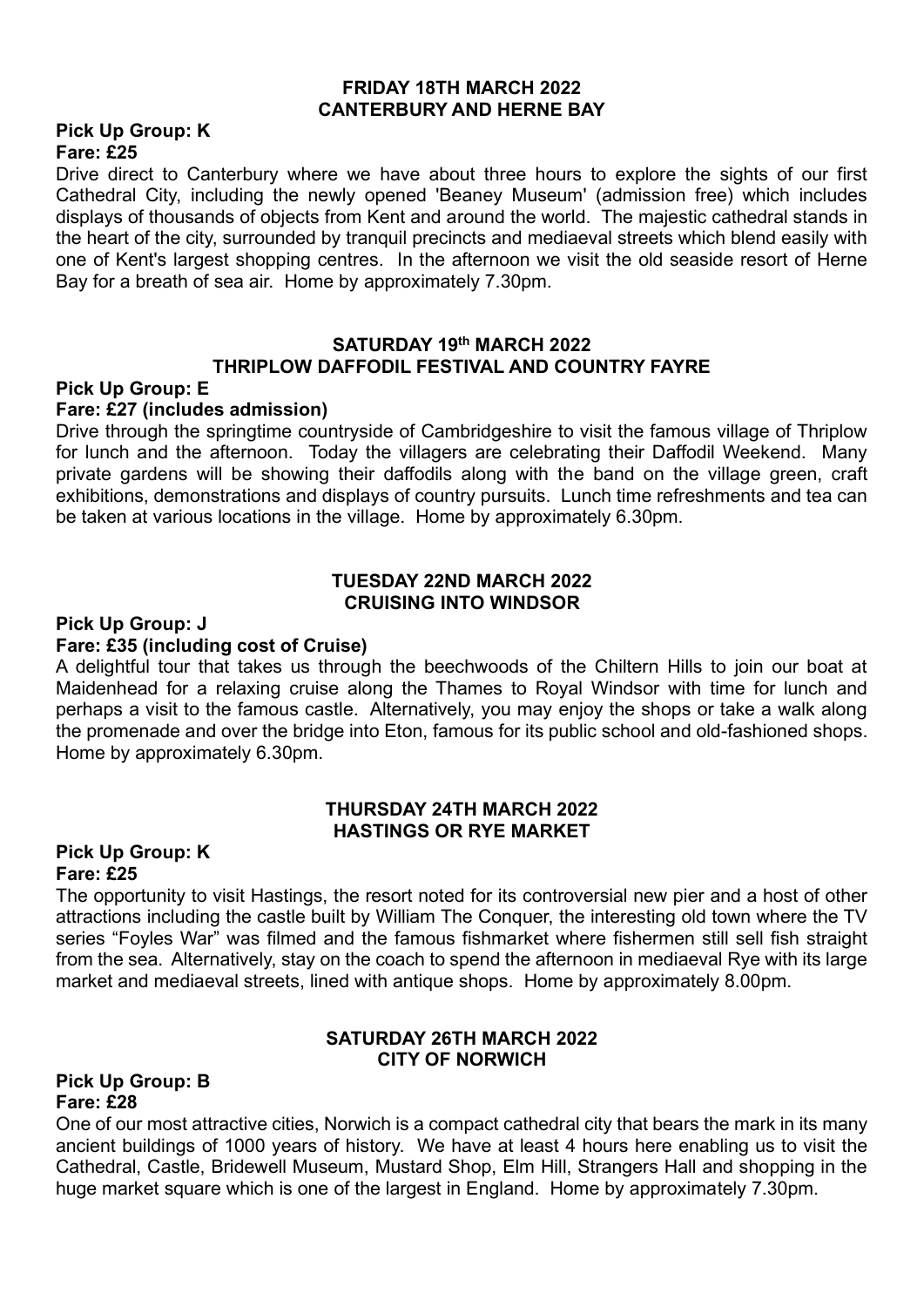## FRIDAY 18TH MARCH 2022
## CANTERBURY AND HERNE BAY

**Pick Up Group: K**
**Fare: £25**

Drive direct to Canterbury where we have about three hours to explore the sights of our first Cathedral City, including the newly opened 'Beaney Museum' (admission free) which includes displays of thousands of objects from Kent and around the world. The majestic cathedral stands in the heart of the city, surrounded by tranquil precincts and mediaeval streets which blend easily with one of Kent's largest shopping centres. In the afternoon we visit the old seaside resort of Herne Bay for a breath of sea air. Home by approximately 7.30pm.

## SATURDAY 19th MARCH 2022
## THRIPLOW DAFFODIL FESTIVAL AND COUNTRY FAYRE

**Pick Up Group: E**
**Fare: £27 (includes admission)**

Drive through the springtime countryside of Cambridgeshire to visit the famous village of Thriplow for lunch and the afternoon. Today the villagers are celebrating their Daffodil Weekend. Many private gardens will be showing their daffodils along with the band on the village green, craft exhibitions, demonstrations and displays of country pursuits. Lunch time refreshments and tea can be taken at various locations in the village. Home by approximately 6.30pm.

## TUESDAY 22ND MARCH 2022
## CRUISING INTO WINDSOR

**Pick Up Group: J**
**Fare: £35 (including cost of Cruise)**

A delightful tour that takes us through the beechwoods of the Chiltern Hills to join our boat at Maidenhead for a relaxing cruise along the Thames to Royal Windsor with time for lunch and perhaps a visit to the famous castle. Alternatively, you may enjoy the shops or take a walk along the promenade and over the bridge into Eton, famous for its public school and old-fashioned shops. Home by approximately 6.30pm.

## THURSDAY 24TH MARCH 2022
## HASTINGS OR RYE MARKET

**Pick Up Group: K**
**Fare: £25**

The opportunity to visit Hastings, the resort noted for its controversial new pier and a host of other attractions including the castle built by William The Conquer, the interesting old town where the TV series "Foyles War" was filmed and the famous fishmarket where fishermen still sell fish straight from the sea. Alternatively, stay on the coach to spend the afternoon in mediaeval Rye with its large market and mediaeval streets, lined with antique shops. Home by approximately 8.00pm.

## SATURDAY 26TH MARCH 2022
## CITY OF NORWICH

**Pick Up Group: B**
**Fare: £28**

One of our most attractive cities, Norwich is a compact cathedral city that bears the mark in its many ancient buildings of 1000 years of history. We have at least 4 hours here enabling us to visit the Cathedral, Castle, Bridewell Museum, Mustard Shop, Elm Hill, Strangers Hall and shopping in the huge market square which is one of the largest in England. Home by approximately 7.30pm.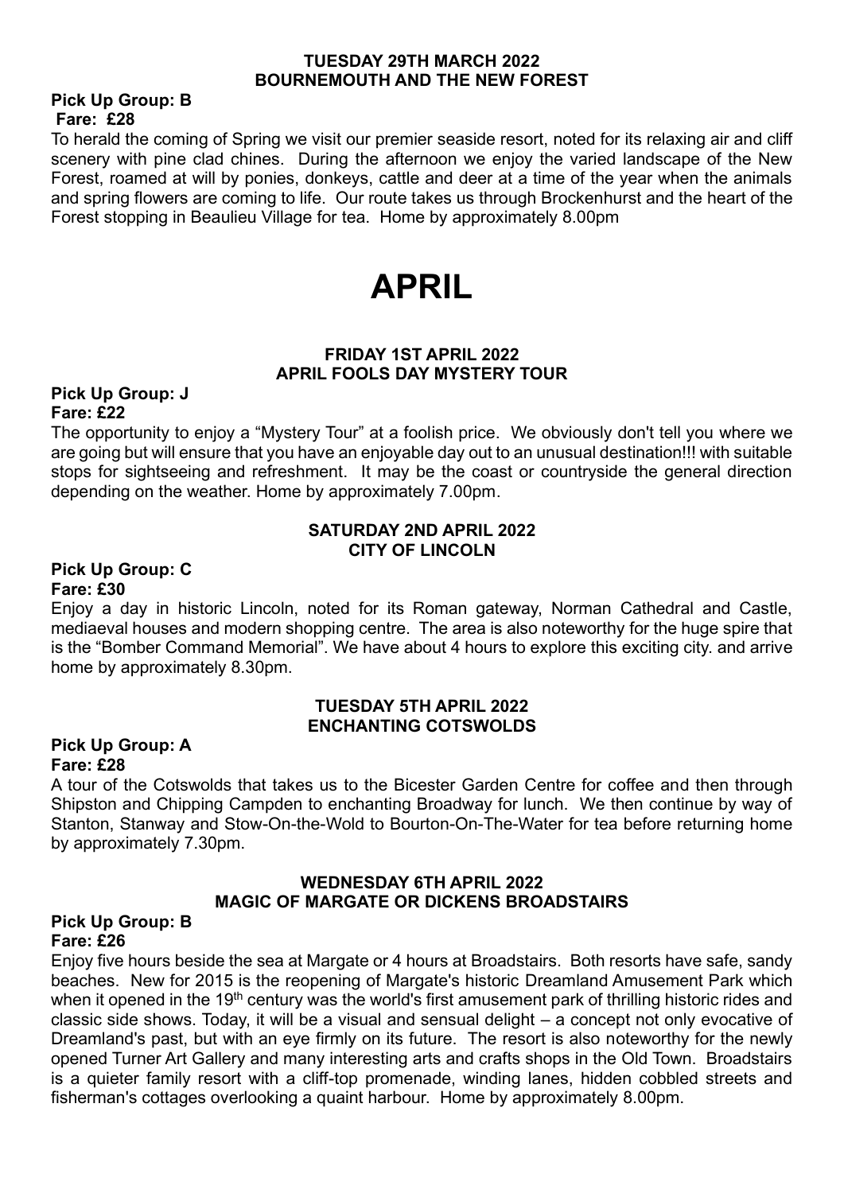**TUESDAY 29TH MARCH 2022**
**BOURNEMOUTH AND THE NEW FOREST**

**Pick Up Group: B**
**Fare: £28**

To herald the coming of Spring we visit our premier seaside resort, noted for its relaxing air and cliff scenery with pine clad chines. During the afternoon we enjoy the varied landscape of the New Forest, roamed at will by ponies, donkeys, cattle and deer at a time of the year when the animals and spring flowers are coming to life. Our route takes us through Brockenhurst and the heart of the Forest stopping in Beaulieu Village for tea. Home by approximately 8.00pm

# APRIL

**FRIDAY 1ST APRIL 2022**
**APRIL FOOLS DAY MYSTERY TOUR**

**Pick Up Group: J**
**Fare: £22**

The opportunity to enjoy a "Mystery Tour" at a foolish price. We obviously don't tell you where we are going but will ensure that you have an enjoyable day out to an unusual destination!!! with suitable stops for sightseeing and refreshment. It may be the coast or countryside the general direction depending on the weather. Home by approximately 7.00pm.

**SATURDAY 2ND APRIL 2022**
**CITY OF LINCOLN**

**Pick Up Group: C**
**Fare: £30**

Enjoy a day in historic Lincoln, noted for its Roman gateway, Norman Cathedral and Castle, mediaeval houses and modern shopping centre. The area is also noteworthy for the huge spire that is the "Bomber Command Memorial". We have about 4 hours to explore this exciting city. and arrive home by approximately 8.30pm.

**TUESDAY 5TH APRIL 2022**
**ENCHANTING COTSWOLDS**

**Pick Up Group: A**
**Fare: £28**

A tour of the Cotswolds that takes us to the Bicester Garden Centre for coffee and then through Shipston and Chipping Campden to enchanting Broadway for lunch. We then continue by way of Stanton, Stanway and Stow-On-the-Wold to Bourton-On-The-Water for tea before returning home by approximately 7.30pm.

**WEDNESDAY 6TH APRIL 2022**
**MAGIC OF MARGATE OR DICKENS BROADSTAIRS**

**Pick Up Group: B**
**Fare: £26**

Enjoy five hours beside the sea at Margate or 4 hours at Broadstairs. Both resorts have safe, sandy beaches. New for 2015 is the reopening of Margate's historic Dreamland Amusement Park which when it opened in the 19th century was the world's first amusement park of thrilling historic rides and classic side shows. Today, it will be a visual and sensual delight – a concept not only evocative of Dreamland's past, but with an eye firmly on its future. The resort is also noteworthy for the newly opened Turner Art Gallery and many interesting arts and crafts shops in the Old Town. Broadstairs is a quieter family resort with a cliff-top promenade, winding lanes, hidden cobbled streets and fisherman's cottages overlooking a quaint harbour. Home by approximately 8.00pm.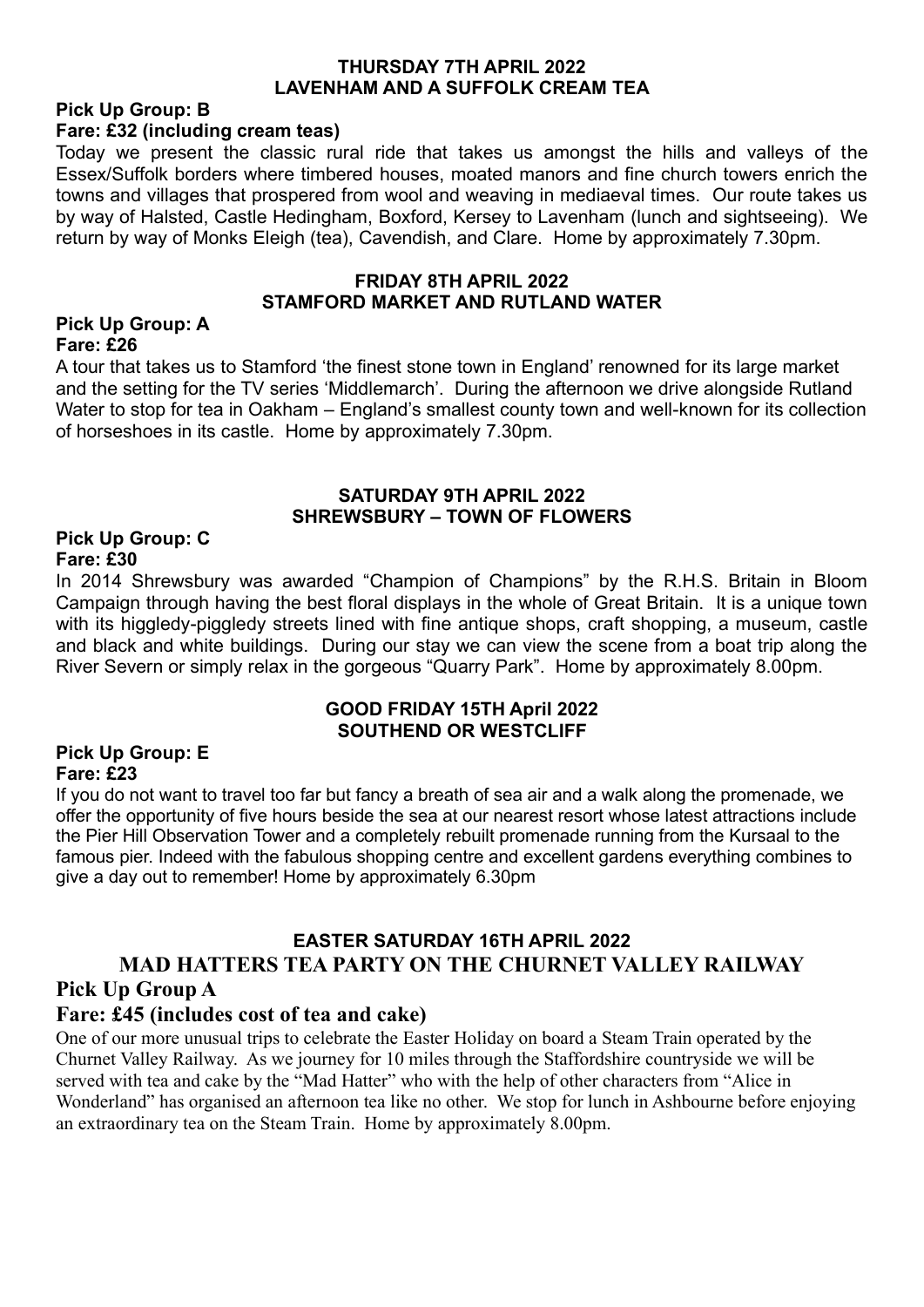## THURSDAY 7TH APRIL 2022
## LAVENHAM AND A SUFFOLK CREAM TEA

**Pick Up Group: B**
**Fare: £32 (including cream teas)**

Today we present the classic rural ride that takes us amongst the hills and valleys of the Essex/Suffolk borders where timbered houses, moated manors and fine church towers enrich the towns and villages that prospered from wool and weaving in mediaeval times. Our route takes us by way of Halsted, Castle Hedingham, Boxford, Kersey to Lavenham (lunch and sightseeing). We return by way of Monks Eleigh (tea), Cavendish, and Clare. Home by approximately 7.30pm.

## FRIDAY 8TH APRIL 2022
## STAMFORD MARKET AND RUTLAND WATER

**Pick Up Group: A**
**Fare: £26**

A tour that takes us to Stamford 'the finest stone town in England' renowned for its large market and the setting for the TV series 'Middlemarch'. During the afternoon we drive alongside Rutland Water to stop for tea in Oakham – England's smallest county town and well-known for its collection of horseshoes in its castle. Home by approximately 7.30pm.

## SATURDAY 9TH APRIL 2022
## SHREWSBURY – TOWN OF FLOWERS

**Pick Up Group: C**
**Fare: £30**

In 2014 Shrewsbury was awarded "Champion of Champions" by the R.H.S. Britain in Bloom Campaign through having the best floral displays in the whole of Great Britain. It is a unique town with its higgledy-piggledy streets lined with fine antique shops, craft shopping, a museum, castle and black and white buildings. During our stay we can view the scene from a boat trip along the River Severn or simply relax in the gorgeous "Quarry Park". Home by approximately 8.00pm.

## GOOD FRIDAY 15TH April 2022
## SOUTHEND OR WESTCLIFF

**Pick Up Group: E**
**Fare: £23**

If you do not want to travel too far but fancy a breath of sea air and a walk along the promenade, we offer the opportunity of five hours beside the sea at our nearest resort whose latest attractions include the Pier Hill Observation Tower and a completely rebuilt promenade running from the Kursaal to the famous pier. Indeed with the fabulous shopping centre and excellent gardens everything combines to give a day out to remember! Home by approximately 6.30pm

## EASTER SATURDAY 16TH APRIL 2022
## MAD HATTERS TEA PARTY ON THE CHURNET VALLEY RAILWAY

**Pick Up Group A**
**Fare: £45 (includes cost of tea and cake)**

One of our more unusual trips to celebrate the Easter Holiday on board a Steam Train operated by the Churnet Valley Railway. As we journey for 10 miles through the Staffordshire countryside we will be served with tea and cake by the "Mad Hatter" who with the help of other characters from "Alice in Wonderland" has organised an afternoon tea like no other. We stop for lunch in Ashbourne before enjoying an extraordinary tea on the Steam Train. Home by approximately 8.00pm.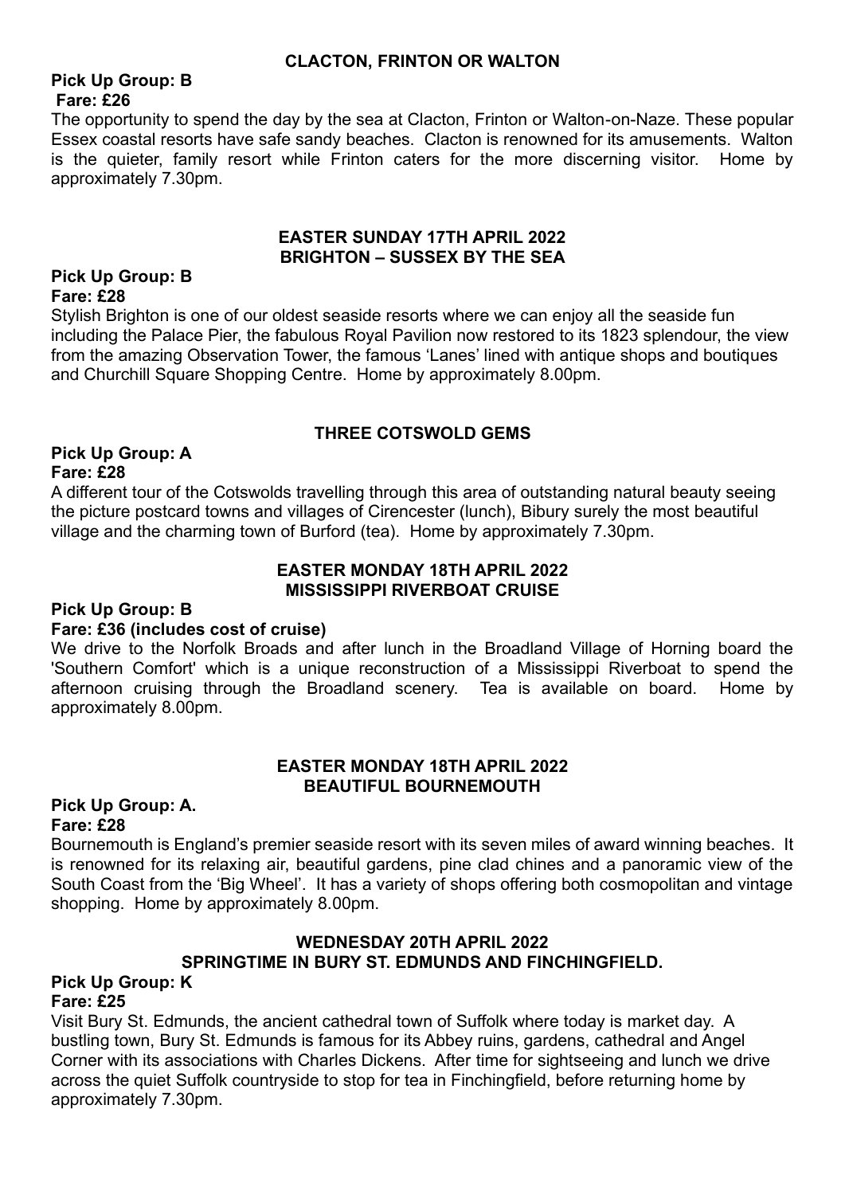## CLACTON, FRINTON OR WALTON

**Pick Up Group: B**
**Fare: £26**

The opportunity to spend the day by the sea at Clacton, Frinton or Walton-on-Naze. These popular Essex coastal resorts have safe sandy beaches. Clacton is renowned for its amusements. Walton is the quieter, family resort while Frinton caters for the more discerning visitor. Home by approximately 7.30pm.

## EASTER SUNDAY 17TH APRIL 2022
## BRIGHTON – SUSSEX BY THE SEA

**Pick Up Group: B**
**Fare: £28**

Stylish Brighton is one of our oldest seaside resorts where we can enjoy all the seaside fun including the Palace Pier, the fabulous Royal Pavilion now restored to its 1823 splendour, the view from the amazing Observation Tower, the famous 'Lanes' lined with antique shops and boutiques and Churchill Square Shopping Centre. Home by approximately 8.00pm.

## THREE COTSWOLD GEMS

**Pick Up Group: A**
**Fare: £28**

A different tour of the Cotswolds travelling through this area of outstanding natural beauty seeing the picture postcard towns and villages of Cirencester (lunch), Bibury surely the most beautiful village and the charming town of Burford (tea). Home by approximately 7.30pm.

## EASTER MONDAY 18TH APRIL 2022
## MISSISSIPPI RIVERBOAT CRUISE

**Pick Up Group: B**
**Fare: £36 (includes cost of cruise)**

We drive to the Norfolk Broads and after lunch in the Broadland Village of Horning board the 'Southern Comfort' which is a unique reconstruction of a Mississippi Riverboat to spend the afternoon cruising through the Broadland scenery. Tea is available on board. Home by approximately 8.00pm.

## EASTER MONDAY 18TH APRIL 2022
## BEAUTIFUL BOURNEMOUTH

**Pick Up Group: A.**
**Fare: £28**

Bournemouth is England's premier seaside resort with its seven miles of award winning beaches. It is renowned for its relaxing air, beautiful gardens, pine clad chines and a panoramic view of the South Coast from the 'Big Wheel'. It has a variety of shops offering both cosmopolitan and vintage shopping. Home by approximately 8.00pm.

## WEDNESDAY 20TH APRIL 2022
## SPRINGTIME IN BURY ST. EDMUNDS AND FINCHINGFIELD.

**Pick Up Group: K**
**Fare: £25**

Visit Bury St. Edmunds, the ancient cathedral town of Suffolk where today is market day. A bustling town, Bury St. Edmunds is famous for its Abbey ruins, gardens, cathedral and Angel Corner with its associations with Charles Dickens. After time for sightseeing and lunch we drive across the quiet Suffolk countryside to stop for tea in Finchingfield, before returning home by approximately 7.30pm.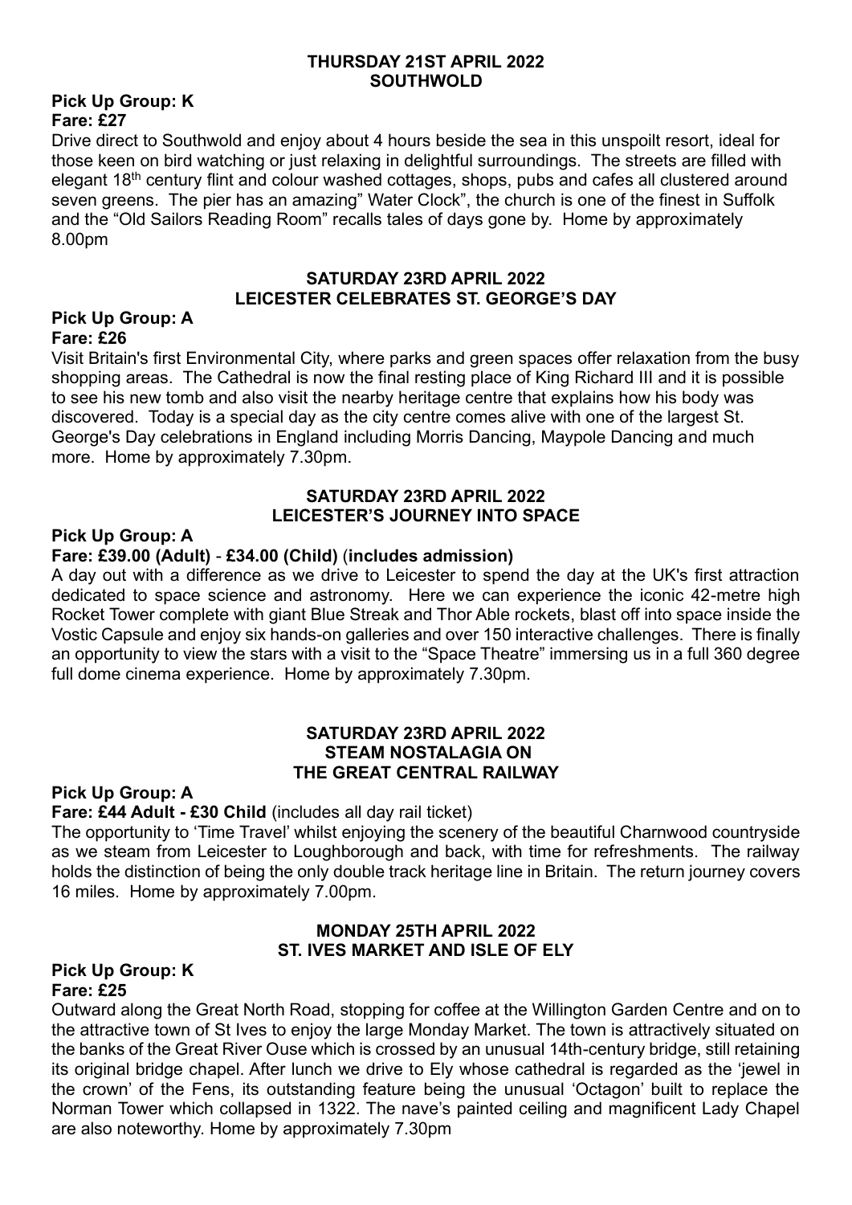## THURSDAY 21ST APRIL 2022
## SOUTHWOLD

**Pick Up Group: K**
**Fare: £27**

Drive direct to Southwold and enjoy about 4 hours beside the sea in this unspoilt resort, ideal for those keen on bird watching or just relaxing in delightful surroundings. The streets are filled with elegant 18th century flint and colour washed cottages, shops, pubs and cafes all clustered around seven greens. The pier has an amazing" Water Clock", the church is one of the finest in Suffolk and the "Old Sailors Reading Room" recalls tales of days gone by. Home by approximately 8.00pm

## SATURDAY 23RD APRIL 2022
## LEICESTER CELEBRATES ST. GEORGE'S DAY

**Pick Up Group: A**
**Fare: £26**

Visit Britain's first Environmental City, where parks and green spaces offer relaxation from the busy shopping areas. The Cathedral is now the final resting place of King Richard III and it is possible to see his new tomb and also visit the nearby heritage centre that explains how his body was discovered. Today is a special day as the city centre comes alive with one of the largest St. George's Day celebrations in England including Morris Dancing, Maypole Dancing and much more. Home by approximately 7.30pm.

## SATURDAY 23RD APRIL 2022
## LEICESTER'S JOURNEY INTO SPACE

**Pick Up Group: A**
**Fare: £39.00 (Adult) - £34.00 (Child) (includes admission)**

A day out with a difference as we drive to Leicester to spend the day at the UK's first attraction dedicated to space science and astronomy. Here we can experience the iconic 42-metre high Rocket Tower complete with giant Blue Streak and Thor Able rockets, blast off into space inside the Vostic Capsule and enjoy six hands-on galleries and over 150 interactive challenges. There is finally an opportunity to view the stars with a visit to the "Space Theatre" immersing us in a full 360 degree full dome cinema experience. Home by approximately 7.30pm.

## SATURDAY 23RD APRIL 2022
## STEAM NOSTALAGIA ON THE GREAT CENTRAL RAILWAY

**Pick Up Group: A**
**Fare: £44 Adult - £30 Child** (includes all day rail ticket)

The opportunity to 'Time Travel' whilst enjoying the scenery of the beautiful Charnwood countryside as we steam from Leicester to Loughborough and back, with time for refreshments. The railway holds the distinction of being the only double track heritage line in Britain. The return journey covers 16 miles. Home by approximately 7.00pm.

## MONDAY 25TH APRIL 2022
## ST. IVES MARKET AND ISLE OF ELY

**Pick Up Group: K**
**Fare: £25**

Outward along the Great North Road, stopping for coffee at the Willington Garden Centre and on to the attractive town of St Ives to enjoy the large Monday Market. The town is attractively situated on the banks of the Great River Ouse which is crossed by an unusual 14th-century bridge, still retaining its original bridge chapel. After lunch we drive to Ely whose cathedral is regarded as the 'jewel in the crown' of the Fens, its outstanding feature being the unusual 'Octagon' built to replace the Norman Tower which collapsed in 1322. The nave's painted ceiling and magnificent Lady Chapel are also noteworthy. Home by approximately 7.30pm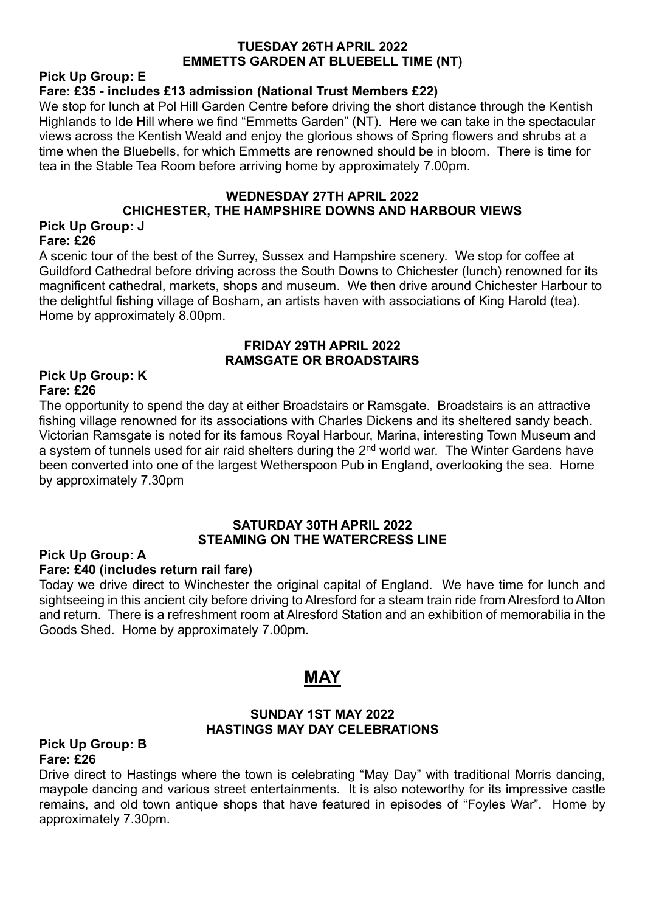**TUESDAY 26TH APRIL 2022**
**EMMETTS GARDEN AT BLUEBELL TIME (NT)**

**Pick Up Group: E**
**Fare: £35 - includes £13 admission (National Trust Members £22)**

We stop for lunch at Pol Hill Garden Centre before driving the short distance through the Kentish Highlands to Ide Hill where we find "Emmetts Garden" (NT). Here we can take in the spectacular views across the Kentish Weald and enjoy the glorious shows of Spring flowers and shrubs at a time when the Bluebells, for which Emmetts are renowned should be in bloom. There is time for tea in the Stable Tea Room before arriving home by approximately 7.00pm.

**WEDNESDAY 27TH APRIL 2022**
**CHICHESTER, THE HAMPSHIRE DOWNS AND HARBOUR VIEWS**

**Pick Up Group: J**
**Fare: £26**

A scenic tour of the best of the Surrey, Sussex and Hampshire scenery. We stop for coffee at Guildford Cathedral before driving across the South Downs to Chichester (lunch) renowned for its magnificent cathedral, markets, shops and museum. We then drive around Chichester Harbour to the delightful fishing village of Bosham, an artists haven with associations of King Harold (tea). Home by approximately 8.00pm.

**FRIDAY 29TH APRIL 2022**
**RAMSGATE OR BROADSTAIRS**

**Pick Up Group: K**
**Fare: £26**

The opportunity to spend the day at either Broadstairs or Ramsgate. Broadstairs is an attractive fishing village renowned for its associations with Charles Dickens and its sheltered sandy beach. Victorian Ramsgate is noted for its famous Royal Harbour, Marina, interesting Town Museum and a system of tunnels used for air raid shelters during the 2nd world war. The Winter Gardens have been converted into one of the largest Wetherspoon Pub in England, overlooking the sea. Home by approximately 7.30pm

**SATURDAY 30TH APRIL 2022**
**STEAMING ON THE WATERCRESS LINE**

**Pick Up Group: A**
**Fare: £40 (includes return rail fare)**

Today we drive direct to Winchester the original capital of England. We have time for lunch and sightseeing in this ancient city before driving to Alresford for a steam train ride from Alresford to Alton and return. There is a refreshment room at Alresford Station and an exhibition of memorabilia in the Goods Shed. Home by approximately 7.00pm.

# MAY

**SUNDAY 1ST MAY 2022**
**HASTINGS MAY DAY CELEBRATIONS**

**Pick Up Group: B**
**Fare: £26**

Drive direct to Hastings where the town is celebrating "May Day" with traditional Morris dancing, maypole dancing and various street entertainments. It is also noteworthy for its impressive castle remains, and old town antique shops that have featured in episodes of "Foyles War". Home by approximately 7.30pm.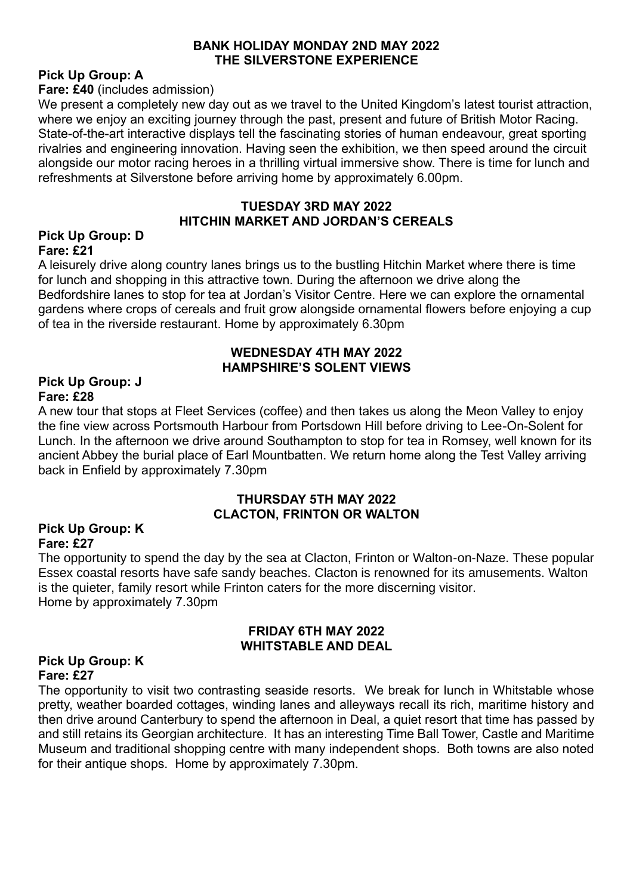## BANK HOLIDAY MONDAY 2ND MAY 2022
## THE SILVERSTONE EXPERIENCE

**Pick Up Group: A**

**Fare: £40** (includes admission)

We present a completely new day out as we travel to the United Kingdom's latest tourist attraction, where we enjoy an exciting journey through the past, present and future of British Motor Racing. State-of-the-art interactive displays tell the fascinating stories of human endeavour, great sporting rivalries and engineering innovation. Having seen the exhibition, we then speed around the circuit alongside our motor racing heroes in a thrilling virtual immersive show. There is time for lunch and refreshments at Silverstone before arriving home by approximately 6.00pm.

## TUESDAY 3RD MAY 2022
## HITCHIN MARKET AND JORDAN'S CEREALS

**Pick Up Group: D**

**Fare: £21**

A leisurely drive along country lanes brings us to the bustling Hitchin Market where there is time for lunch and shopping in this attractive town. During the afternoon we drive along the Bedfordshire lanes to stop for tea at Jordan's Visitor Centre. Here we can explore the ornamental gardens where crops of cereals and fruit grow alongside ornamental flowers before enjoying a cup of tea in the riverside restaurant. Home by approximately 6.30pm

## WEDNESDAY 4TH MAY 2022
## HAMPSHIRE'S SOLENT VIEWS

**Pick Up Group: J**

**Fare: £28**

A new tour that stops at Fleet Services (coffee) and then takes us along the Meon Valley to enjoy the fine view across Portsmouth Harbour from Portsdown Hill before driving to Lee-On-Solent for Lunch. In the afternoon we drive around Southampton to stop for tea in Romsey, well known for its ancient Abbey the burial place of Earl Mountbatten. We return home along the Test Valley arriving back in Enfield by approximately 7.30pm

## THURSDAY 5TH MAY 2022
## CLACTON, FRINTON OR WALTON

**Pick Up Group: K**

**Fare: £27**

The opportunity to spend the day by the sea at Clacton, Frinton or Walton-on-Naze. These popular Essex coastal resorts have safe sandy beaches. Clacton is renowned for its amusements. Walton is the quieter, family resort while Frinton caters for the more discerning visitor.
Home by approximately 7.30pm

## FRIDAY 6TH MAY 2022
## WHITSTABLE AND DEAL

**Pick Up Group: K**

**Fare: £27**

The opportunity to visit two contrasting seaside resorts. We break for lunch in Whitstable whose pretty, weather boarded cottages, winding lanes and alleyways recall its rich, maritime history and then drive around Canterbury to spend the afternoon in Deal, a quiet resort that time has passed by and still retains its Georgian architecture. It has an interesting Time Ball Tower, Castle and Maritime Museum and traditional shopping centre with many independent shops. Both towns are also noted for their antique shops. Home by approximately 7.30pm.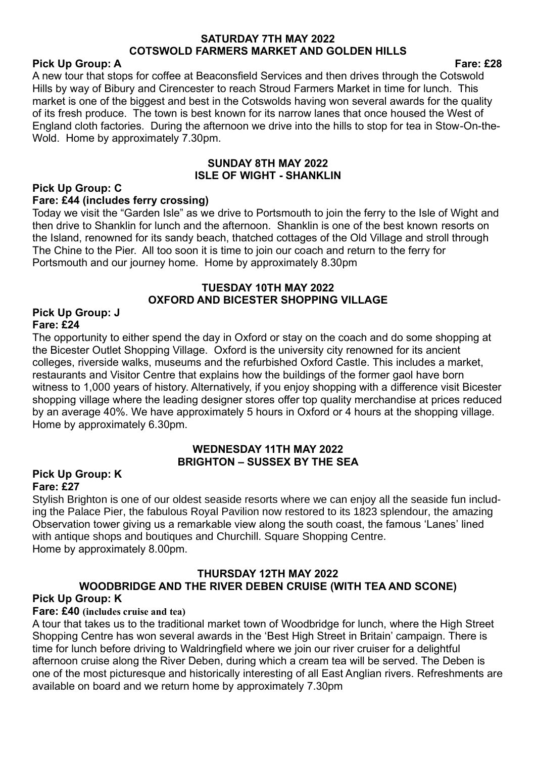## SATURDAY 7TH MAY 2022
## COTSWOLD FARMERS MARKET AND GOLDEN HILLS

**Pick Up Group: A** **Fare: £28**

A new tour that stops for coffee at Beaconsfield Services and then drives through the Cotswold Hills by way of Bibury and Cirencester to reach Stroud Farmers Market in time for lunch. This market is one of the biggest and best in the Cotswolds having won several awards for the quality of its fresh produce. The town is best known for its narrow lanes that once housed the West of England cloth factories. During the afternoon we drive into the hills to stop for tea in Stow-On-the-Wold. Home by approximately 7.30pm.

## SUNDAY 8TH MAY 2022
## ISLE OF WIGHT - SHANKLIN

**Pick Up Group: C**
**Fare: £44 (includes ferry crossing)**

Today we visit the "Garden Isle" as we drive to Portsmouth to join the ferry to the Isle of Wight and then drive to Shanklin for lunch and the afternoon. Shanklin is one of the best known resorts on the Island, renowned for its sandy beach, thatched cottages of the Old Village and stroll through The Chine to the Pier. All too soon it is time to join our coach and return to the ferry for Portsmouth and our journey home. Home by approximately 8.30pm

## TUESDAY 10TH MAY 2022
## OXFORD AND BICESTER SHOPPING VILLAGE

**Pick Up Group: J**
**Fare: £24**

The opportunity to either spend the day in Oxford or stay on the coach and do some shopping at the Bicester Outlet Shopping Village. Oxford is the university city renowned for its ancient colleges, riverside walks, museums and the refurbished Oxford Castle. This includes a market, restaurants and Visitor Centre that explains how the buildings of the former gaol have born witness to 1,000 years of history. Alternatively, if you enjoy shopping with a difference visit Bicester shopping village where the leading designer stores offer top quality merchandise at prices reduced by an average 40%. We have approximately 5 hours in Oxford or 4 hours at the shopping village. Home by approximately 6.30pm.

## WEDNESDAY 11TH MAY 2022
## BRIGHTON – SUSSEX BY THE SEA

**Pick Up Group: K**
**Fare: £27**

Stylish Brighton is one of our oldest seaside resorts where we can enjoy all the seaside fun including the Palace Pier, the fabulous Royal Pavilion now restored to its 1823 splendour, the amazing Observation tower giving us a remarkable view along the south coast, the famous 'Lanes' lined with antique shops and boutiques and Churchill. Square Shopping Centre.
Home by approximately 8.00pm.

## THURSDAY 12TH MAY 2022
## WOODBRIDGE AND THE RIVER DEBEN CRUISE (WITH TEA AND SCONE)

**Pick Up Group: K**
**Fare: £40 (includes cruise and tea)**

A tour that takes us to the traditional market town of Woodbridge for lunch, where the High Street Shopping Centre has won several awards in the 'Best High Street in Britain' campaign. There is time for lunch before driving to Waldringfield where we join our river cruiser for a delightful afternoon cruise along the River Deben, during which a cream tea will be served. The Deben is one of the most picturesque and historically interesting of all East Anglian rivers. Refreshments are available on board and we return home by approximately 7.30pm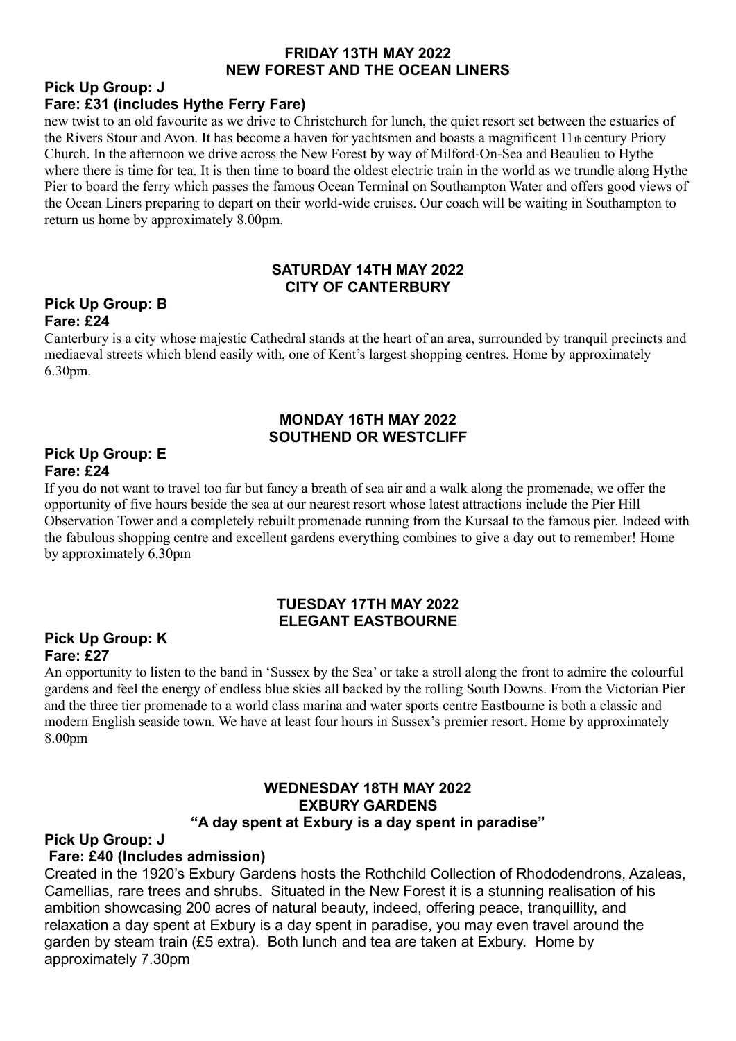## FRIDAY 13TH MAY 2022
## NEW FOREST AND THE OCEAN LINERS

**Pick Up Group: J**
**Fare: £31 (includes Hythe Ferry Fare)**

new twist to an old favourite as we drive to Christchurch for lunch, the quiet resort set between the estuaries of the Rivers Stour and Avon. It has become a haven for yachtsmen and boasts a magnificent 11th century Priory Church. In the afternoon we drive across the New Forest by way of Milford-On-Sea and Beaulieu to Hythe where there is time for tea. It is then time to board the oldest electric train in the world as we trundle along Hythe Pier to board the ferry which passes the famous Ocean Terminal on Southampton Water and offers good views of the Ocean Liners preparing to depart on their world-wide cruises. Our coach will be waiting in Southampton to return us home by approximately 8.00pm.

## SATURDAY 14TH MAY 2022
## CITY OF CANTERBURY

**Pick Up Group: B**
**Fare: £24**

Canterbury is a city whose majestic Cathedral stands at the heart of an area, surrounded by tranquil precincts and mediaeval streets which blend easily with, one of Kent's largest shopping centres. Home by approximately 6.30pm.

## MONDAY 16TH MAY 2022
## SOUTHEND OR WESTCLIFF

**Pick Up Group: E**
**Fare: £24**

If you do not want to travel too far but fancy a breath of sea air and a walk along the promenade, we offer the opportunity of five hours beside the sea at our nearest resort whose latest attractions include the Pier Hill Observation Tower and a completely rebuilt promenade running from the Kursaal to the famous pier. Indeed with the fabulous shopping centre and excellent gardens everything combines to give a day out to remember! Home by approximately 6.30pm

## TUESDAY 17TH MAY 2022
## ELEGANT EASTBOURNE

**Pick Up Group: K**
**Fare: £27**

An opportunity to listen to the band in 'Sussex by the Sea' or take a stroll along the front to admire the colourful gardens and feel the energy of endless blue skies all backed by the rolling South Downs. From the Victorian Pier and the three tier promenade to a world class marina and water sports centre Eastbourne is both a classic and modern English seaside town. We have at least four hours in Sussex's premier resort. Home by approximately 8.00pm

## WEDNESDAY 18TH MAY 2022
## EXBURY GARDENS
### "A day spent at Exbury is a day spent in paradise"

**Pick Up Group: J**
**Fare: £40 (Includes admission)**

Created in the 1920's Exbury Gardens hosts the Rothchild Collection of Rhododendrons, Azaleas, Camellias, rare trees and shrubs. Situated in the New Forest it is a stunning realisation of his ambition showcasing 200 acres of natural beauty, indeed, offering peace, tranquillity, and relaxation a day spent at Exbury is a day spent in paradise, you may even travel around the garden by steam train (£5 extra). Both lunch and tea are taken at Exbury. Home by approximately 7.30pm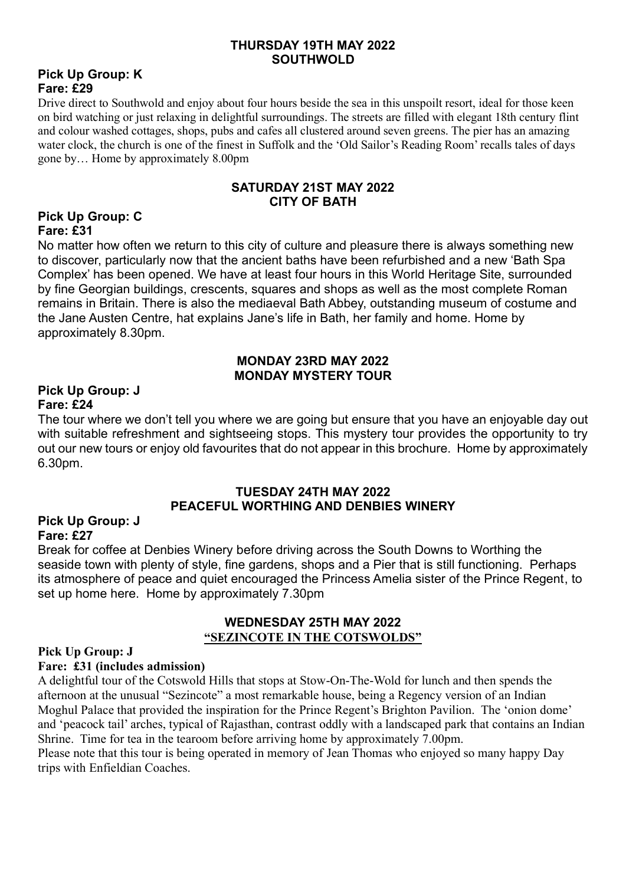## THURSDAY 19TH MAY 2022
## SOUTHWOLD

**Pick Up Group: K**
**Fare: £29**

Drive direct to Southwold and enjoy about four hours beside the sea in this unspoilt resort, ideal for those keen on bird watching or just relaxing in delightful surroundings. The streets are filled with elegant 18th century flint and colour washed cottages, shops, pubs and cafes all clustered around seven greens. The pier has an amazing water clock, the church is one of the finest in Suffolk and the 'Old Sailor's Reading Room' recalls tales of days gone by… Home by approximately 8.00pm

## SATURDAY 21ST MAY 2022
## CITY OF BATH

**Pick Up Group: C**
**Fare: £31**

No matter how often we return to this city of culture and pleasure there is always something new to discover, particularly now that the ancient baths have been refurbished and a new 'Bath Spa Complex' has been opened. We have at least four hours in this World Heritage Site, surrounded by fine Georgian buildings, crescents, squares and shops as well as the most complete Roman remains in Britain. There is also the mediaeval Bath Abbey, outstanding museum of costume and the Jane Austen Centre, hat explains Jane's life in Bath, her family and home. Home by approximately 8.30pm.

## MONDAY 23RD MAY 2022
## MONDAY MYSTERY TOUR

**Pick Up Group: J**
**Fare: £24**

The tour where we don't tell you where we are going but ensure that you have an enjoyable day out with suitable refreshment and sightseeing stops. This mystery tour provides the opportunity to try out our new tours or enjoy old favourites that do not appear in this brochure. Home by approximately 6.30pm.

## TUESDAY 24TH MAY 2022
## PEACEFUL WORTHING AND DENBIES WINERY

**Pick Up Group: J**
**Fare: £27**

Break for coffee at Denbies Winery before driving across the South Downs to Worthing the seaside town with plenty of style, fine gardens, shops and a Pier that is still functioning. Perhaps its atmosphere of peace and quiet encouraged the Princess Amelia sister of the Prince Regent, to set up home here. Home by approximately 7.30pm

## WEDNESDAY 25TH MAY 2022
## "SEZINCOTE IN THE COTSWOLDS"

**Pick Up Group: J**
**Fare: £31 (includes admission)**

A delightful tour of the Cotswold Hills that stops at Stow-On-The-Wold for lunch and then spends the afternoon at the unusual "Sezincote" a most remarkable house, being a Regency version of an Indian Moghul Palace that provided the inspiration for the Prince Regent's Brighton Pavilion. The 'onion dome' and 'peacock tail' arches, typical of Rajasthan, contrast oddly with a landscaped park that contains an Indian Shrine. Time for tea in the tearoom before arriving home by approximately 7.00pm.

Please note that this tour is being operated in memory of Jean Thomas who enjoyed so many happy Day trips with Enfieldian Coaches.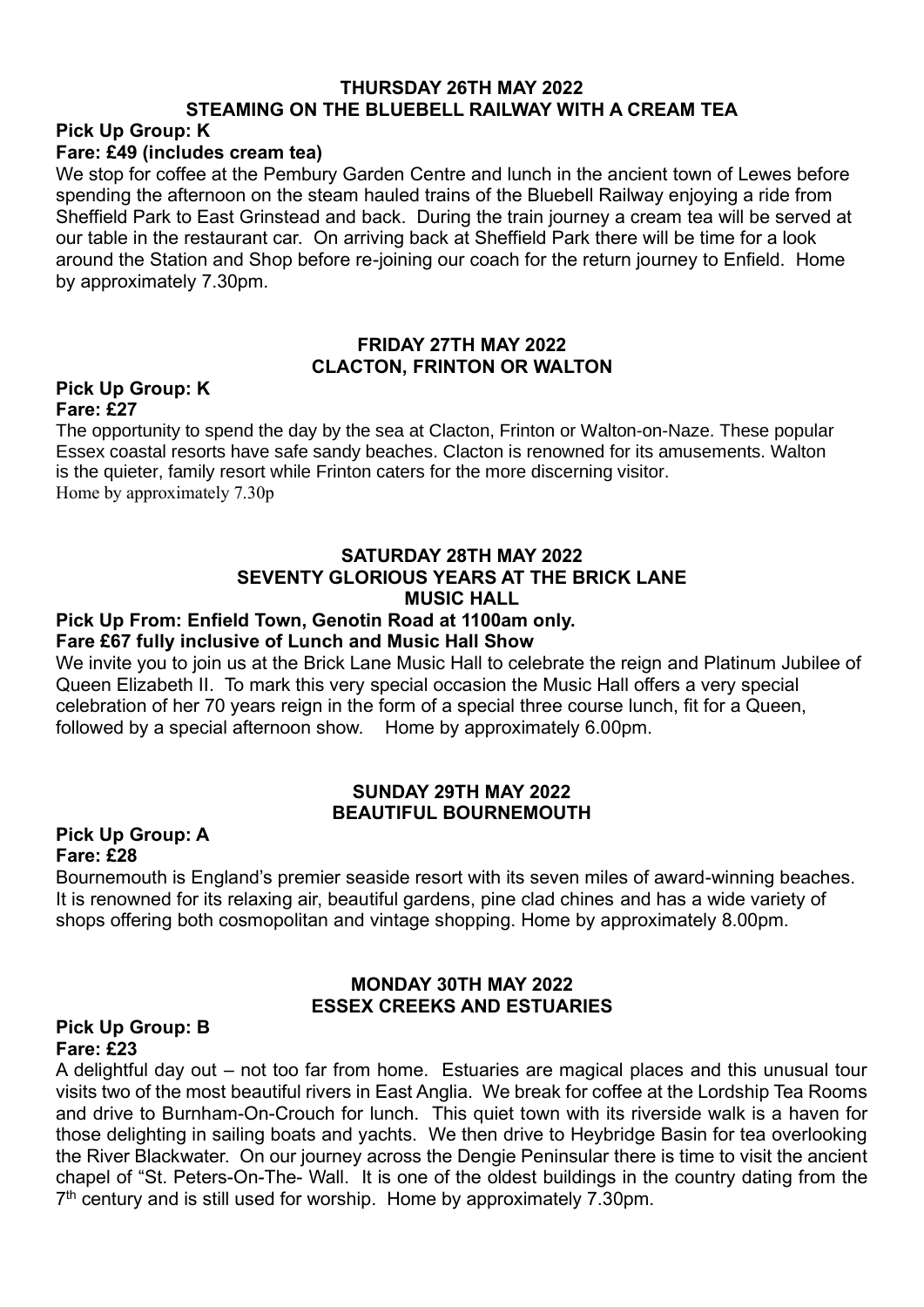## THURSDAY 26TH MAY 2022
## STEAMING ON THE BLUEBELL RAILWAY WITH A CREAM TEA

**Pick Up Group: K**
**Fare: £49 (includes cream tea)**

We stop for coffee at the Pembury Garden Centre and lunch in the ancient town of Lewes before spending the afternoon on the steam hauled trains of the Bluebell Railway enjoying a ride from Sheffield Park to East Grinstead and back. During the train journey a cream tea will be served at our table in the restaurant car. On arriving back at Sheffield Park there will be time for a look around the Station and Shop before re-joining our coach for the return journey to Enfield. Home by approximately 7.30pm.

## FRIDAY 27TH MAY 2022
## CLACTON, FRINTON OR WALTON

**Pick Up Group: K**
**Fare: £27**

The opportunity to spend the day by the sea at Clacton, Frinton or Walton-on-Naze. These popular Essex coastal resorts have safe sandy beaches. Clacton is renowned for its amusements. Walton is the quieter, family resort while Frinton caters for the more discerning visitor.
Home by approximately 7.30p

## SATURDAY 28TH MAY 2022
## SEVENTY GLORIOUS YEARS AT THE BRICK LANE MUSIC HALL

**Pick Up From: Enfield Town, Genotin Road at 1100am only.**
**Fare £67 fully inclusive of Lunch and Music Hall Show**

We invite you to join us at the Brick Lane Music Hall to celebrate the reign and Platinum Jubilee of Queen Elizabeth II. To mark this very special occasion the Music Hall offers a very special celebration of her 70 years reign in the form of a special three course lunch, fit for a Queen, followed by a special afternoon show. Home by approximately 6.00pm.

## SUNDAY 29TH MAY 2022
## BEAUTIFUL BOURNEMOUTH

**Pick Up Group: A**
**Fare: £28**

Bournemouth is England's premier seaside resort with its seven miles of award-winning beaches. It is renowned for its relaxing air, beautiful gardens, pine clad chines and has a wide variety of shops offering both cosmopolitan and vintage shopping. Home by approximately 8.00pm.

## MONDAY 30TH MAY 2022
## ESSEX CREEKS AND ESTUARIES

**Pick Up Group: B**
**Fare: £23**

A delightful day out – not too far from home. Estuaries are magical places and this unusual tour visits two of the most beautiful rivers in East Anglia. We break for coffee at the Lordship Tea Rooms and drive to Burnham-On-Crouch for lunch. This quiet town with its riverside walk is a haven for those delighting in sailing boats and yachts. We then drive to Heybridge Basin for tea overlooking the River Blackwater. On our journey across the Dengie Peninsular there is time to visit the ancient chapel of "St. Peters-On-The- Wall. It is one of the oldest buildings in the country dating from the 7th century and is still used for worship. Home by approximately 7.30pm.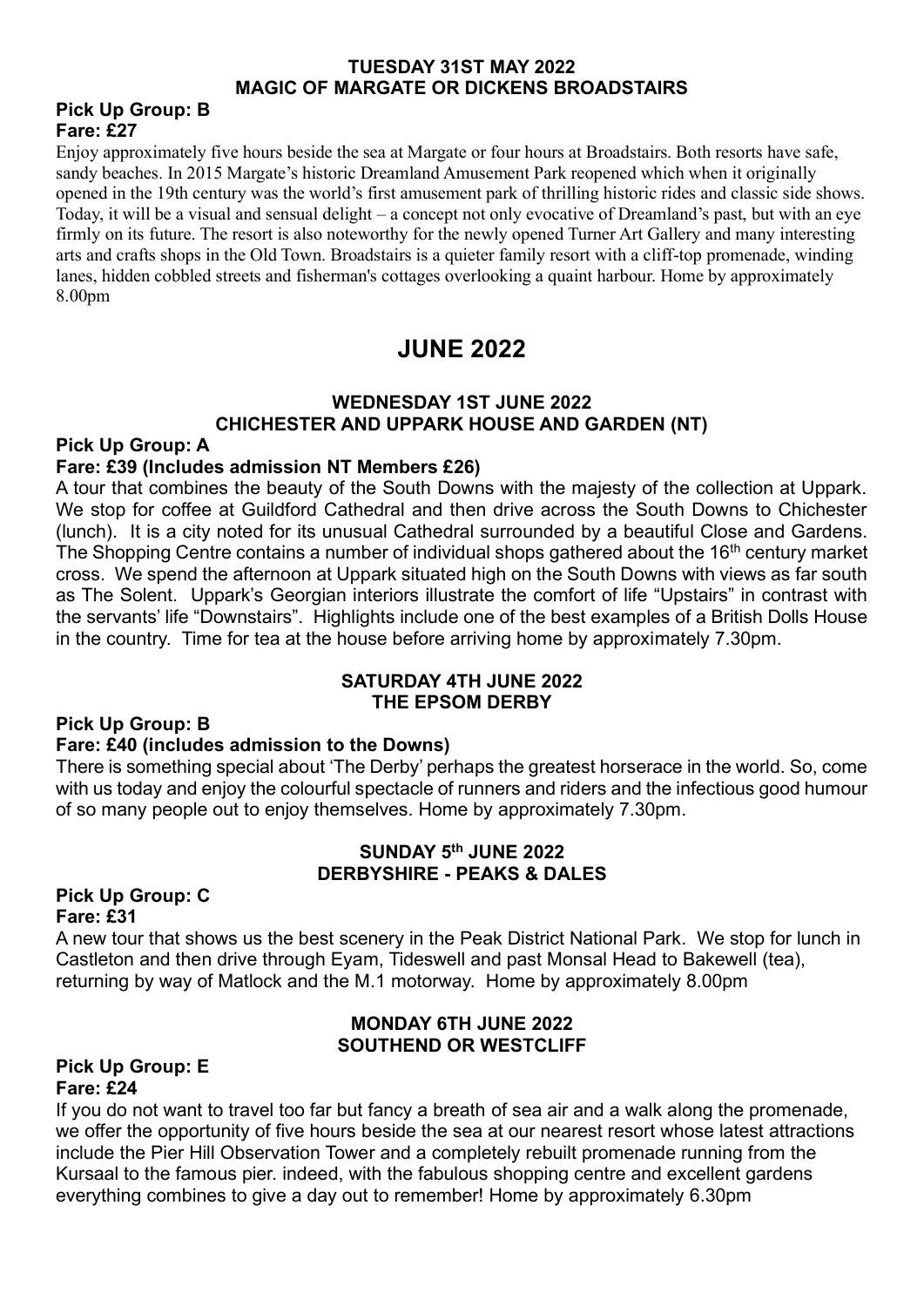**TUESDAY 31ST MAY 2022**
**MAGIC OF MARGATE OR DICKENS BROADSTAIRS**

**Pick Up Group: B**
**Fare: £27**

Enjoy approximately five hours beside the sea at Margate or four hours at Broadstairs. Both resorts have safe, sandy beaches. In 2015 Margate's historic Dreamland Amusement Park reopened which when it originally opened in the 19th century was the world's first amusement park of thrilling historic rides and classic side shows. Today, it will be a visual and sensual delight – a concept not only evocative of Dreamland's past, but with an eye firmly on its future. The resort is also noteworthy for the newly opened Turner Art Gallery and many interesting arts and crafts shops in the Old Town. Broadstairs is a quieter family resort with a cliff-top promenade, winding lanes, hidden cobbled streets and fisherman's cottages overlooking a quaint harbour. Home by approximately 8.00pm

# JUNE 2022

**WEDNESDAY 1ST JUNE 2022**
**CHICHESTER AND UPPARK HOUSE AND GARDEN (NT)**

**Pick Up Group: A**
**Fare: £39 (Includes admission NT Members £26)**

A tour that combines the beauty of the South Downs with the majesty of the collection at Uppark. We stop for coffee at Guildford Cathedral and then drive across the South Downs to Chichester (lunch). It is a city noted for its unusual Cathedral surrounded by a beautiful Close and Gardens. The Shopping Centre contains a number of individual shops gathered about the 16th century market cross. We spend the afternoon at Uppark situated high on the South Downs with views as far south as The Solent. Uppark's Georgian interiors illustrate the comfort of life "Upstairs" in contrast with the servants' life "Downstairs". Highlights include one of the best examples of a British Dolls House in the country. Time for tea at the house before arriving home by approximately 7.30pm.

**SATURDAY 4TH JUNE 2022**
**THE EPSOM DERBY**

**Pick Up Group: B**
**Fare: £40 (includes admission to the Downs)**

There is something special about 'The Derby' perhaps the greatest horserace in the world. So, come with us today and enjoy the colourful spectacle of runners and riders and the infectious good humour of so many people out to enjoy themselves. Home by approximately 7.30pm.

**SUNDAY 5th JUNE 2022**
**DERBYSHIRE - PEAKS & DALES**

**Pick Up Group: C**
**Fare: £31**

A new tour that shows us the best scenery in the Peak District National Park. We stop for lunch in Castleton and then drive through Eyam, Tideswell and past Monsal Head to Bakewell (tea), returning by way of Matlock and the M.1 motorway. Home by approximately 8.00pm

**MONDAY 6TH JUNE 2022**
**SOUTHEND OR WESTCLIFF**

**Pick Up Group: E**
**Fare: £24**

If you do not want to travel too far but fancy a breath of sea air and a walk along the promenade, we offer the opportunity of five hours beside the sea at our nearest resort whose latest attractions include the Pier Hill Observation Tower and a completely rebuilt promenade running from the Kursaal to the famous pier. indeed, with the fabulous shopping centre and excellent gardens everything combines to give a day out to remember! Home by approximately 6.30pm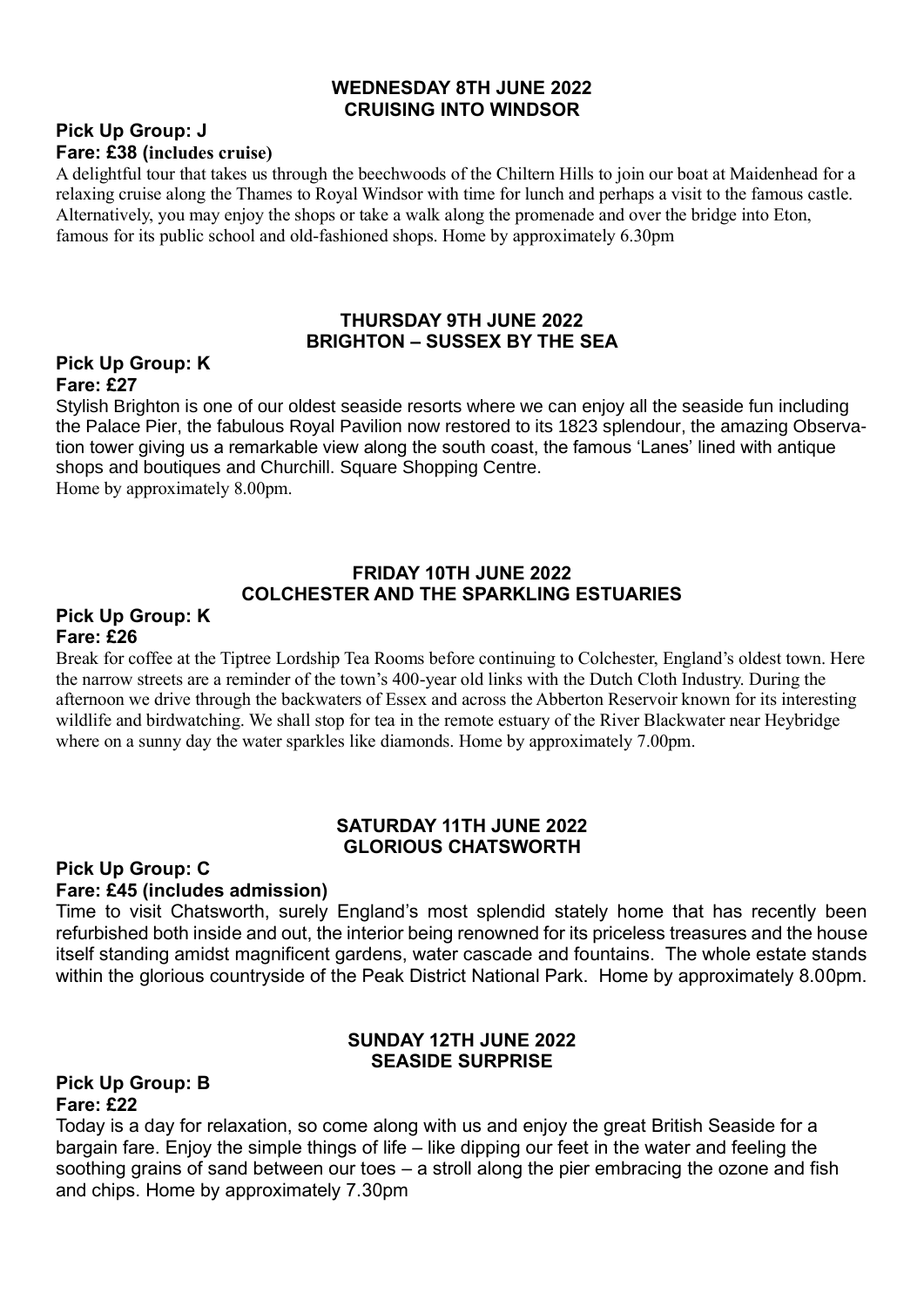## WEDNESDAY 8TH JUNE 2022
## CRUISING INTO WINDSOR

**Pick Up Group: J**
**Fare: £38 (includes cruise)**

A delightful tour that takes us through the beechwoods of the Chiltern Hills to join our boat at Maidenhead for a relaxing cruise along the Thames to Royal Windsor with time for lunch and perhaps a visit to the famous castle. Alternatively, you may enjoy the shops or take a walk along the promenade and over the bridge into Eton, famous for its public school and old-fashioned shops. Home by approximately 6.30pm

## THURSDAY 9TH JUNE 2022
## BRIGHTON – SUSSEX BY THE SEA

**Pick Up Group: K**
**Fare: £27**

Stylish Brighton is one of our oldest seaside resorts where we can enjoy all the seaside fun including the Palace Pier, the fabulous Royal Pavilion now restored to its 1823 splendour, the amazing Observation tower giving us a remarkable view along the south coast, the famous 'Lanes' lined with antique shops and boutiques and Churchill. Square Shopping Centre.
Home by approximately 8.00pm.

## FRIDAY 10TH JUNE 2022
## COLCHESTER AND THE SPARKLING ESTUARIES

**Pick Up Group: K**
**Fare: £26**

Break for coffee at the Tiptree Lordship Tea Rooms before continuing to Colchester, England's oldest town. Here the narrow streets are a reminder of the town's 400-year old links with the Dutch Cloth Industry. During the afternoon we drive through the backwaters of Essex and across the Abberton Reservoir known for its interesting wildlife and birdwatching. We shall stop for tea in the remote estuary of the River Blackwater near Heybridge where on a sunny day the water sparkles like diamonds. Home by approximately 7.00pm.

## SATURDAY 11TH JUNE 2022
## GLORIOUS CHATSWORTH

**Pick Up Group: C**
**Fare: £45 (includes admission)**

Time to visit Chatsworth, surely England's most splendid stately home that has recently been refurbished both inside and out, the interior being renowned for its priceless treasures and the house itself standing amidst magnificent gardens, water cascade and fountains. The whole estate stands within the glorious countryside of the Peak District National Park. Home by approximately 8.00pm.

## SUNDAY 12TH JUNE 2022
## SEASIDE SURPRISE

**Pick Up Group: B**
**Fare: £22**

Today is a day for relaxation, so come along with us and enjoy the great British Seaside for a bargain fare. Enjoy the simple things of life – like dipping our feet in the water and feeling the soothing grains of sand between our toes – a stroll along the pier embracing the ozone and fish and chips. Home by approximately 7.30pm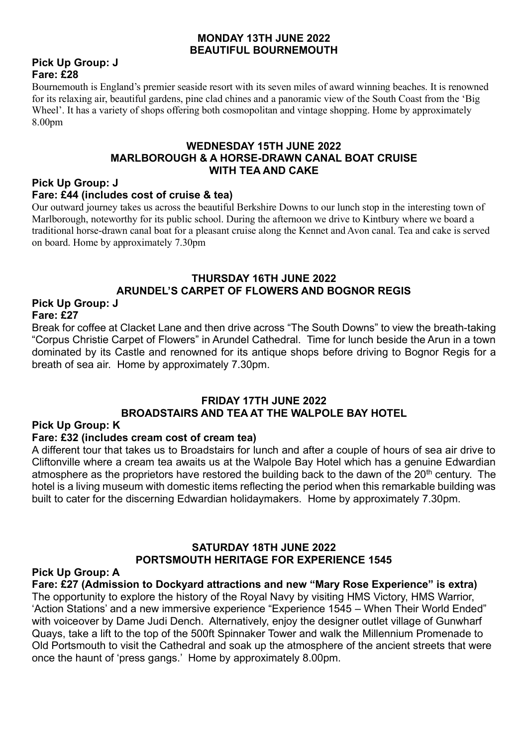## MONDAY 13TH JUNE 2022
## BEAUTIFUL BOURNEMOUTH

**Pick Up Group: J**
**Fare: £28**

Bournemouth is England's premier seaside resort with its seven miles of award winning beaches. It is renowned for its relaxing air, beautiful gardens, pine clad chines and a panoramic view of the South Coast from the 'Big Wheel'. It has a variety of shops offering both cosmopolitan and vintage shopping. Home by approximately 8.00pm

## WEDNESDAY 15TH JUNE 2022
## MARLBOROUGH & A HORSE-DRAWN CANAL BOAT CRUISE WITH TEA AND CAKE

**Pick Up Group: J**
**Fare: £44 (includes cost of cruise & tea)**

Our outward journey takes us across the beautiful Berkshire Downs to our lunch stop in the interesting town of Marlborough, noteworthy for its public school. During the afternoon we drive to Kintbury where we board a traditional horse-drawn canal boat for a pleasant cruise along the Kennet and Avon canal. Tea and cake is served on board. Home by approximately 7.30pm

## THURSDAY 16TH JUNE 2022
## ARUNDEL'S CARPET OF FLOWERS AND BOGNOR REGIS

**Pick Up Group: J**
**Fare: £27**

Break for coffee at Clacket Lane and then drive across "The South Downs" to view the breath-taking "Corpus Christie Carpet of Flowers" in Arundel Cathedral. Time for lunch beside the Arun in a town dominated by its Castle and renowned for its antique shops before driving to Bognor Regis for a breath of sea air. Home by approximately 7.30pm.

## FRIDAY 17TH JUNE 2022
## BROADSTAIRS AND TEA AT THE WALPOLE BAY HOTEL

**Pick Up Group: K**
**Fare: £32 (includes cream cost of cream tea)**

A different tour that takes us to Broadstairs for lunch and after a couple of hours of sea air drive to Cliftonville where a cream tea awaits us at the Walpole Bay Hotel which has a genuine Edwardian atmosphere as the proprietors have restored the building back to the dawn of the 20th century. The hotel is a living museum with domestic items reflecting the period when this remarkable building was built to cater for the discerning Edwardian holidaymakers. Home by approximately 7.30pm.

## SATURDAY 18TH JUNE 2022
## PORTSMOUTH HERITAGE FOR EXPERIENCE 1545

**Pick Up Group: A**
**Fare: £27 (Admission to Dockyard attractions and new "Mary Rose Experience" is extra)**

The opportunity to explore the history of the Royal Navy by visiting HMS Victory, HMS Warrior, 'Action Stations' and a new immersive experience "Experience 1545 – When Their World Ended" with voiceover by Dame Judi Dench. Alternatively, enjoy the designer outlet village of Gunwharf Quays, take a lift to the top of the 500ft Spinnaker Tower and walk the Millennium Promenade to Old Portsmouth to visit the Cathedral and soak up the atmosphere of the ancient streets that were once the haunt of 'press gangs.' Home by approximately 8.00pm.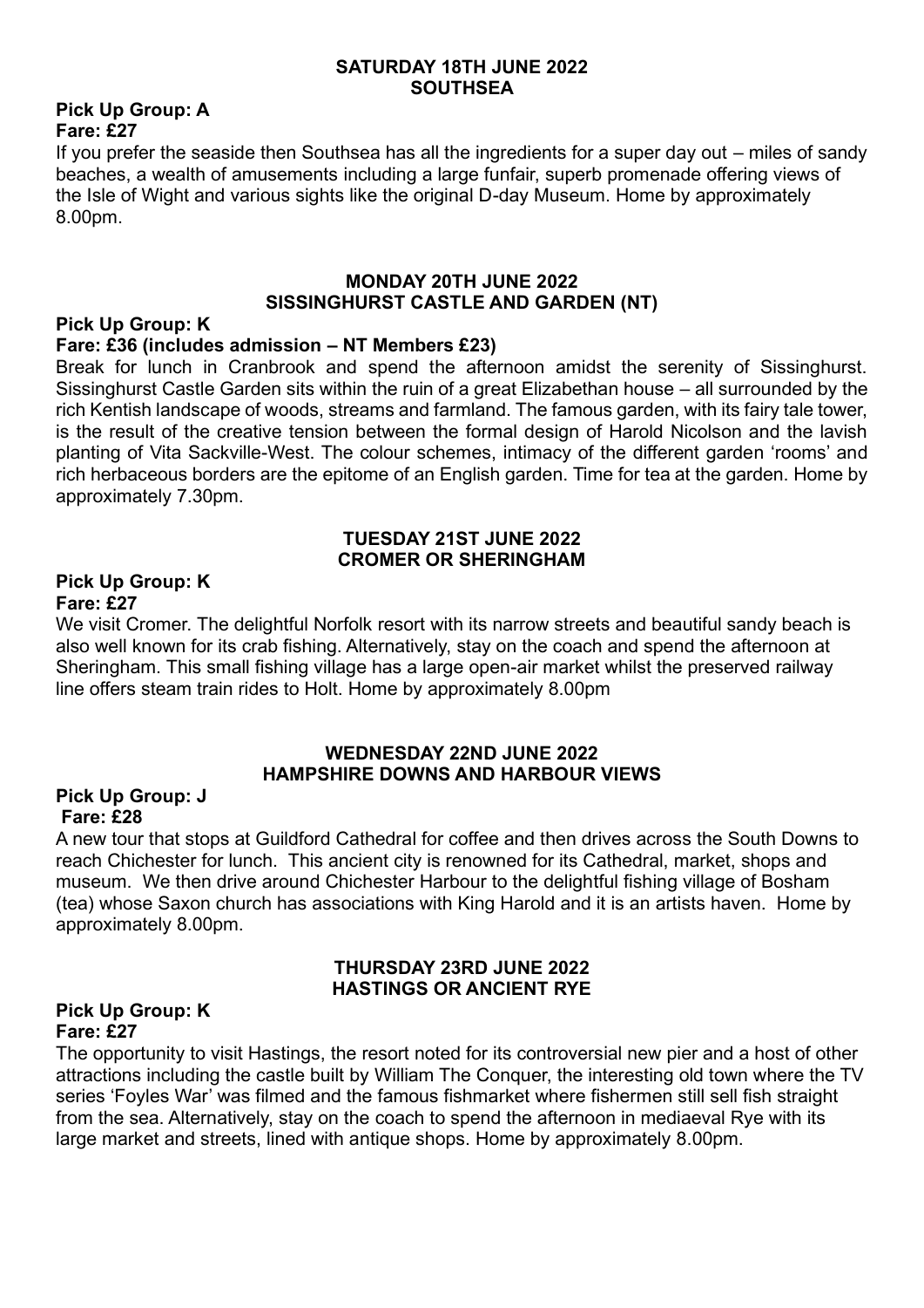## SATURDAY 18TH JUNE 2022
## SOUTHSEA

**Pick Up Group: A**
**Fare: £27**

If you prefer the seaside then Southsea has all the ingredients for a super day out – miles of sandy beaches, a wealth of amusements including a large funfair, superb promenade offering views of the Isle of Wight and various sights like the original D-day Museum. Home by approximately 8.00pm.

## MONDAY 20TH JUNE 2022
## SISSINGHURST CASTLE AND GARDEN (NT)

**Pick Up Group: K**
**Fare: £36 (includes admission – NT Members £23)**

Break for lunch in Cranbrook and spend the afternoon amidst the serenity of Sissinghurst. Sissinghurst Castle Garden sits within the ruin of a great Elizabethan house – all surrounded by the rich Kentish landscape of woods, streams and farmland. The famous garden, with its fairy tale tower, is the result of the creative tension between the formal design of Harold Nicolson and the lavish planting of Vita Sackville-West. The colour schemes, intimacy of the different garden 'rooms' and rich herbaceous borders are the epitome of an English garden. Time for tea at the garden. Home by approximately 7.30pm.

## TUESDAY 21ST JUNE 2022
## CROMER OR SHERINGHAM

**Pick Up Group: K**
**Fare: £27**

We visit Cromer. The delightful Norfolk resort with its narrow streets and beautiful sandy beach is also well known for its crab fishing. Alternatively, stay on the coach and spend the afternoon at Sheringham. This small fishing village has a large open-air market whilst the preserved railway line offers steam train rides to Holt. Home by approximately 8.00pm

## WEDNESDAY 22ND JUNE 2022
## HAMPSHIRE DOWNS AND HARBOUR VIEWS

**Pick Up Group: J**
**Fare: £28**

A new tour that stops at Guildford Cathedral for coffee and then drives across the South Downs to reach Chichester for lunch. This ancient city is renowned for its Cathedral, market, shops and museum. We then drive around Chichester Harbour to the delightful fishing village of Bosham (tea) whose Saxon church has associations with King Harold and it is an artists haven. Home by approximately 8.00pm.

## THURSDAY 23RD JUNE 2022
## HASTINGS OR ANCIENT RYE

**Pick Up Group: K**
**Fare: £27**

The opportunity to visit Hastings, the resort noted for its controversial new pier and a host of other attractions including the castle built by William The Conquer, the interesting old town where the TV series 'Foyles War' was filmed and the famous fishmarket where fishermen still sell fish straight from the sea. Alternatively, stay on the coach to spend the afternoon in mediaeval Rye with its large market and streets, lined with antique shops. Home by approximately 8.00pm.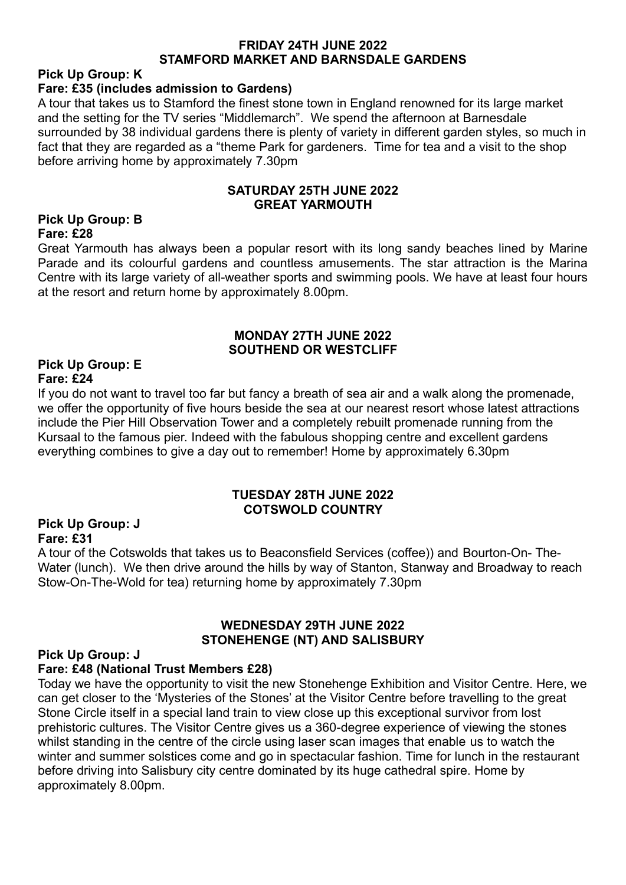## FRIDAY 24TH JUNE 2022
## STAMFORD MARKET AND BARNSDALE GARDENS

**Pick Up Group: K**

**Fare: £35 (includes admission to Gardens)**

A tour that takes us to Stamford the finest stone town in England renowned for its large market and the setting for the TV series "Middlemarch". We spend the afternoon at Barnesdale surrounded by 38 individual gardens there is plenty of variety in different garden styles, so much in fact that they are regarded as a "theme Park for gardeners. Time for tea and a visit to the shop before arriving home by approximately 7.30pm

## SATURDAY 25TH JUNE 2022
## GREAT YARMOUTH

**Pick Up Group: B**

**Fare: £28**

Great Yarmouth has always been a popular resort with its long sandy beaches lined by Marine Parade and its colourful gardens and countless amusements. The star attraction is the Marina Centre with its large variety of all-weather sports and swimming pools. We have at least four hours at the resort and return home by approximately 8.00pm.

## MONDAY 27TH JUNE 2022
## SOUTHEND OR WESTCLIFF

**Pick Up Group: E**

**Fare: £24**

If you do not want to travel too far but fancy a breath of sea air and a walk along the promenade, we offer the opportunity of five hours beside the sea at our nearest resort whose latest attractions include the Pier Hill Observation Tower and a completely rebuilt promenade running from the Kursaal to the famous pier. Indeed with the fabulous shopping centre and excellent gardens everything combines to give a day out to remember! Home by approximately 6.30pm

## TUESDAY 28TH JUNE 2022
## COTSWOLD COUNTRY

**Pick Up Group: J**

**Fare: £31**

A tour of the Cotswolds that takes us to Beaconsfield Services (coffee)) and Bourton-On- The-Water (lunch). We then drive around the hills by way of Stanton, Stanway and Broadway to reach Stow-On-The-Wold for tea) returning home by approximately 7.30pm

## WEDNESDAY 29TH JUNE 2022
## STONEHENGE (NT) AND SALISBURY

**Pick Up Group: J**

**Fare: £48 (National Trust Members £28)**

Today we have the opportunity to visit the new Stonehenge Exhibition and Visitor Centre. Here, we can get closer to the 'Mysteries of the Stones' at the Visitor Centre before travelling to the great Stone Circle itself in a special land train to view close up this exceptional survivor from lost prehistoric cultures. The Visitor Centre gives us a 360-degree experience of viewing the stones whilst standing in the centre of the circle using laser scan images that enable us to watch the winter and summer solstices come and go in spectacular fashion. Time for lunch in the restaurant before driving into Salisbury city centre dominated by its huge cathedral spire. Home by approximately 8.00pm.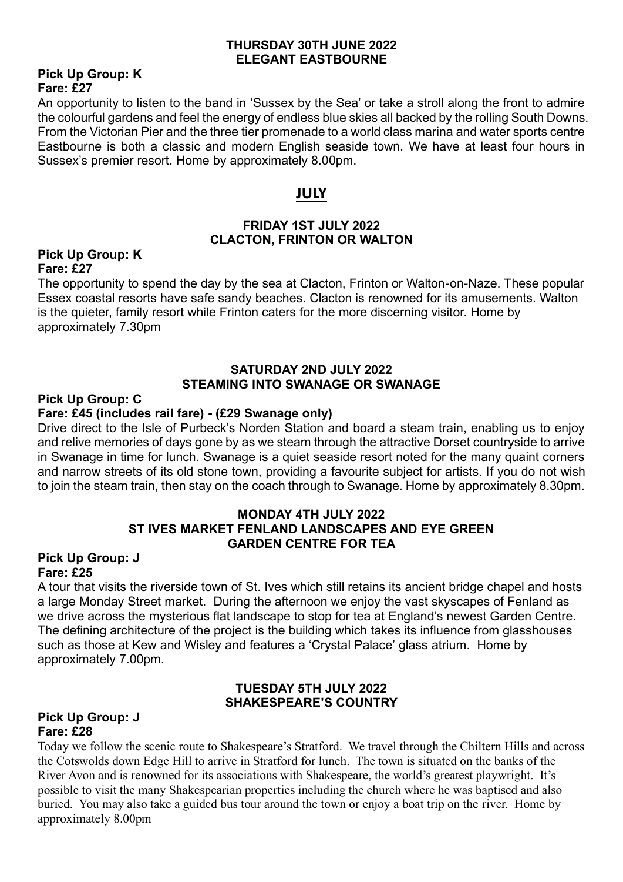## THURSDAY 30TH JUNE 2022
## ELEGANT EASTBOURNE

**Pick Up Group: K**
**Fare: £27**

An opportunity to listen to the band in 'Sussex by the Sea' or take a stroll along the front to admire the colourful gardens and feel the energy of endless blue skies all backed by the rolling South Downs. From the Victorian Pier and the three tier promenade to a world class marina and water sports centre Eastbourne is both a classic and modern English seaside town. We have at least four hours in Sussex's premier resort. Home by approximately 8.00pm.

# JULY

## FRIDAY 1ST JULY 2022
## CLACTON, FRINTON OR WALTON

**Pick Up Group: K**
**Fare: £27**

The opportunity to spend the day by the sea at Clacton, Frinton or Walton-on-Naze. These popular Essex coastal resorts have safe sandy beaches. Clacton is renowned for its amusements. Walton is the quieter, family resort while Frinton caters for the more discerning visitor. Home by approximately 7.30pm

## SATURDAY 2ND JULY 2022
## STEAMING INTO SWANAGE OR SWANAGE

**Pick Up Group: C**
**Fare: £45 (includes rail fare) - (£29 Swanage only)**

Drive direct to the Isle of Purbeck's Norden Station and board a steam train, enabling us to enjoy and relive memories of days gone by as we steam through the attractive Dorset countryside to arrive in Swanage in time for lunch. Swanage is a quiet seaside resort noted for the many quaint corners and narrow streets of its old stone town, providing a favourite subject for artists. If you do not wish to join the steam train, then stay on the coach through to Swanage. Home by approximately 8.30pm.

## MONDAY 4TH JULY 2022
## ST IVES MARKET FENLAND LANDSCAPES AND EYE GREEN GARDEN CENTRE FOR TEA

**Pick Up Group: J**
**Fare: £25**

A tour that visits the riverside town of St. Ives which still retains its ancient bridge chapel and hosts a large Monday Street market. During the afternoon we enjoy the vast skyscapes of Fenland as we drive across the mysterious flat landscape to stop for tea at England's newest Garden Centre. The defining architecture of the project is the building which takes its influence from glasshouses such as those at Kew and Wisley and features a 'Crystal Palace' glass atrium. Home by approximately 7.00pm.

## TUESDAY 5TH JULY 2022
## SHAKESPEARE'S COUNTRY

**Pick Up Group: J**
**Fare: £28**

Today we follow the scenic route to Shakespeare's Stratford. We travel through the Chiltern Hills and across the Cotswolds down Edge Hill to arrive in Stratford for lunch. The town is situated on the banks of the River Avon and is renowned for its associations with Shakespeare, the world's greatest playwright. It's possible to visit the many Shakespearian properties including the church where he was baptised and also buried. You may also take a guided bus tour around the town or enjoy a boat trip on the river. Home by approximately 8.00pm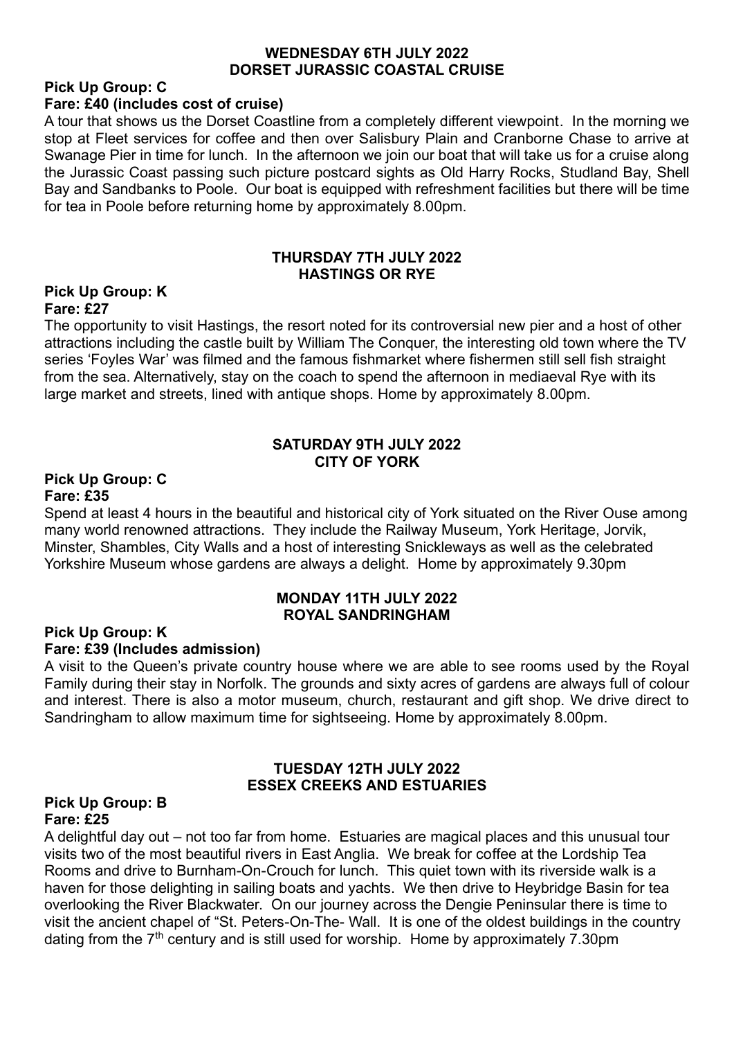## WEDNESDAY 6TH JULY 2022
## DORSET JURASSIC COASTAL CRUISE

**Pick Up Group: C**
**Fare: £40 (includes cost of cruise)**

A tour that shows us the Dorset Coastline from a completely different viewpoint. In the morning we stop at Fleet services for coffee and then over Salisbury Plain and Cranborne Chase to arrive at Swanage Pier in time for lunch. In the afternoon we join our boat that will take us for a cruise along the Jurassic Coast passing such picture postcard sights as Old Harry Rocks, Studland Bay, Shell Bay and Sandbanks to Poole. Our boat is equipped with refreshment facilities but there will be time for tea in Poole before returning home by approximately 8.00pm.

## THURSDAY 7TH JULY 2022
## HASTINGS OR RYE

**Pick Up Group: K**
**Fare: £27**

The opportunity to visit Hastings, the resort noted for its controversial new pier and a host of other attractions including the castle built by William The Conquer, the interesting old town where the TV series 'Foyles War' was filmed and the famous fishmarket where fishermen still sell fish straight from the sea. Alternatively, stay on the coach to spend the afternoon in mediaeval Rye with its large market and streets, lined with antique shops. Home by approximately 8.00pm.

## SATURDAY 9TH JULY 2022
## CITY OF YORK

**Pick Up Group: C**
**Fare: £35**

Spend at least 4 hours in the beautiful and historical city of York situated on the River Ouse among many world renowned attractions. They include the Railway Museum, York Heritage, Jorvik, Minster, Shambles, City Walls and a host of interesting Snickleways as well as the celebrated Yorkshire Museum whose gardens are always a delight. Home by approximately 9.30pm

## MONDAY 11TH JULY 2022
## ROYAL SANDRINGHAM

**Pick Up Group: K**
**Fare: £39 (Includes admission)**

A visit to the Queen's private country house where we are able to see rooms used by the Royal Family during their stay in Norfolk. The grounds and sixty acres of gardens are always full of colour and interest. There is also a motor museum, church, restaurant and gift shop. We drive direct to Sandringham to allow maximum time for sightseeing. Home by approximately 8.00pm.

## TUESDAY 12TH JULY 2022
## ESSEX CREEKS AND ESTUARIES

**Pick Up Group: B**
**Fare: £25**

A delightful day out – not too far from home. Estuaries are magical places and this unusual tour visits two of the most beautiful rivers in East Anglia. We break for coffee at the Lordship Tea Rooms and drive to Burnham-On-Crouch for lunch. This quiet town with its riverside walk is a haven for those delighting in sailing boats and yachts. We then drive to Heybridge Basin for tea overlooking the River Blackwater. On our journey across the Dengie Peninsular there is time to visit the ancient chapel of "St. Peters-On-The- Wall. It is one of the oldest buildings in the country dating from the 7th century and is still used for worship. Home by approximately 7.30pm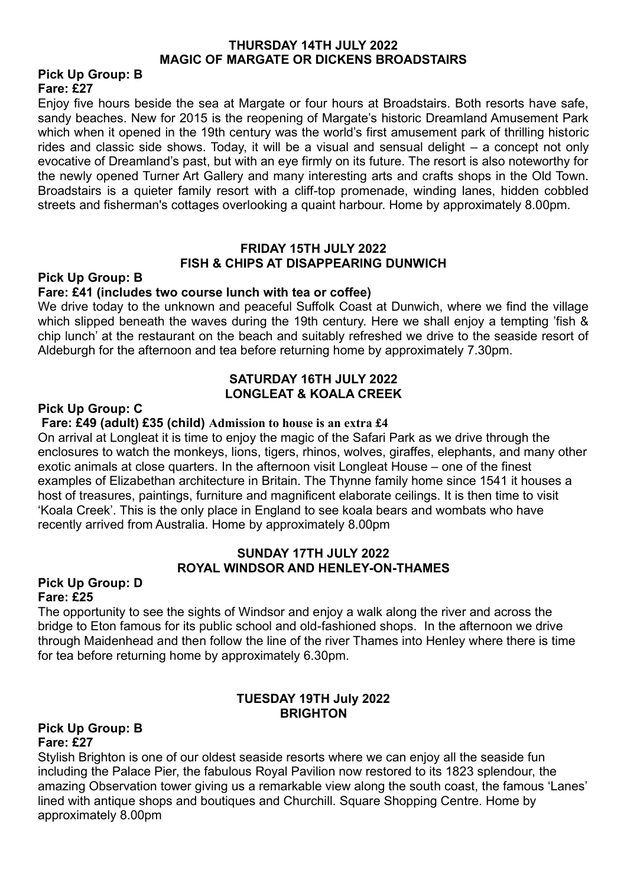## THURSDAY 14TH JULY 2022
## MAGIC OF MARGATE OR DICKENS BROADSTAIRS

**Pick Up Group: B**
**Fare: £27**

Enjoy five hours beside the sea at Margate or four hours at Broadstairs. Both resorts have safe, sandy beaches. New for 2015 is the reopening of Margate's historic Dreamland Amusement Park which when it opened in the 19th century was the world's first amusement park of thrilling historic rides and classic side shows. Today, it will be a visual and sensual delight – a concept not only evocative of Dreamland's past, but with an eye firmly on its future. The resort is also noteworthy for the newly opened Turner Art Gallery and many interesting arts and crafts shops in the Old Town. Broadstairs is a quieter family resort with a cliff-top promenade, winding lanes, hidden cobbled streets and fisherman's cottages overlooking a quaint harbour. Home by approximately 8.00pm.

## FRIDAY 15TH JULY 2022
## FISH & CHIPS AT DISAPPEARING DUNWICH

**Pick Up Group: B**
**Fare: £41 (includes two course lunch with tea or coffee)**

We drive today to the unknown and peaceful Suffolk Coast at Dunwich, where we find the village which slipped beneath the waves during the 19th century. Here we shall enjoy a tempting 'fish & chip lunch' at the restaurant on the beach and suitably refreshed we drive to the seaside resort of Aldeburgh for the afternoon and tea before returning home by approximately 7.30pm.

## SATURDAY 16TH JULY 2022
## LONGLEAT & KOALA CREEK

**Pick Up Group: C**
**Fare: £49 (adult) £35 (child)** **Admission to house is an extra £4**

On arrival at Longleat it is time to enjoy the magic of the Safari Park as we drive through the enclosures to watch the monkeys, lions, tigers, rhinos, wolves, giraffes, elephants, and many other exotic animals at close quarters. In the afternoon visit Longleat House – one of the finest examples of Elizabethan architecture in Britain. The Thynne family home since 1541 it houses a host of treasures, paintings, furniture and magnificent elaborate ceilings. It is then time to visit 'Koala Creek'. This is the only place in England to see koala bears and wombats who have recently arrived from Australia. Home by approximately 8.00pm

## SUNDAY 17TH JULY 2022
## ROYAL WINDSOR AND HENLEY-ON-THAMES

**Pick Up Group: D**
**Fare: £25**

The opportunity to see the sights of Windsor and enjoy a walk along the river and across the bridge to Eton famous for its public school and old-fashioned shops. In the afternoon we drive through Maidenhead and then follow the line of the river Thames into Henley where there is time for tea before returning home by approximately 6.30pm.

## TUESDAY 19TH July 2022
## BRIGHTON

**Pick Up Group: B**
**Fare: £27**

Stylish Brighton is one of our oldest seaside resorts where we can enjoy all the seaside fun including the Palace Pier, the fabulous Royal Pavilion now restored to its 1823 splendour, the amazing Observation tower giving us a remarkable view along the south coast, the famous 'Lanes' lined with antique shops and boutiques and Churchill. Square Shopping Centre. Home by approximately 8.00pm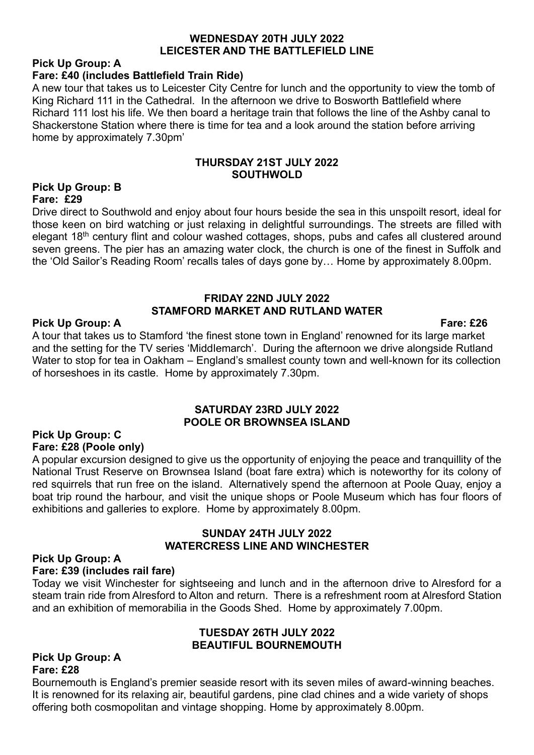## WEDNESDAY 20TH JULY 2022
## LEICESTER AND THE BATTLEFIELD LINE

**Pick Up Group: A**
**Fare: £40 (includes Battlefield Train Ride)**

A new tour that takes us to Leicester City Centre for lunch and the opportunity to view the tomb of King Richard 111 in the Cathedral. In the afternoon we drive to Bosworth Battlefield where Richard 111 lost his life. We then board a heritage train that follows the line of the Ashby canal to Shackerstone Station where there is time for tea and a look around the station before arriving home by approximately 7.30pm'

## THURSDAY 21ST JULY 2022
## SOUTHWOLD

**Pick Up Group: B**
**Fare: £29**

Drive direct to Southwold and enjoy about four hours beside the sea in this unspoilt resort, ideal for those keen on bird watching or just relaxing in delightful surroundings. The streets are filled with elegant 18th century flint and colour washed cottages, shops, pubs and cafes all clustered around seven greens. The pier has an amazing water clock, the church is one of the finest in Suffolk and the 'Old Sailor's Reading Room' recalls tales of days gone by… Home by approximately 8.00pm.

## FRIDAY 22ND JULY 2022
## STAMFORD MARKET AND RUTLAND WATER

**Pick Up Group: A** **Fare: £26**

A tour that takes us to Stamford 'the finest stone town in England' renowned for its large market and the setting for the TV series 'Middlemarch'. During the afternoon we drive alongside Rutland Water to stop for tea in Oakham – England's smallest county town and well-known for its collection of horseshoes in its castle. Home by approximately 7.30pm.

## SATURDAY 23RD JULY 2022
## POOLE OR BROWNSEA ISLAND

**Pick Up Group: C**
**Fare: £28 (Poole only)**

A popular excursion designed to give us the opportunity of enjoying the peace and tranquillity of the National Trust Reserve on Brownsea Island (boat fare extra) which is noteworthy for its colony of red squirrels that run free on the island. Alternatively spend the afternoon at Poole Quay, enjoy a boat trip round the harbour, and visit the unique shops or Poole Museum which has four floors of exhibitions and galleries to explore. Home by approximately 8.00pm.

## SUNDAY 24TH JULY 2022
## WATERCRESS LINE AND WINCHESTER

**Pick Up Group: A**
**Fare: £39 (includes rail fare)**

Today we visit Winchester for sightseeing and lunch and in the afternoon drive to Alresford for a steam train ride from Alresford to Alton and return. There is a refreshment room at Alresford Station and an exhibition of memorabilia in the Goods Shed. Home by approximately 7.00pm.

## TUESDAY 26TH JULY 2022
## BEAUTIFUL BOURNEMOUTH

**Pick Up Group: A**
**Fare: £28**

Bournemouth is England's premier seaside resort with its seven miles of award-winning beaches. It is renowned for its relaxing air, beautiful gardens, pine clad chines and a wide variety of shops offering both cosmopolitan and vintage shopping. Home by approximately 8.00pm.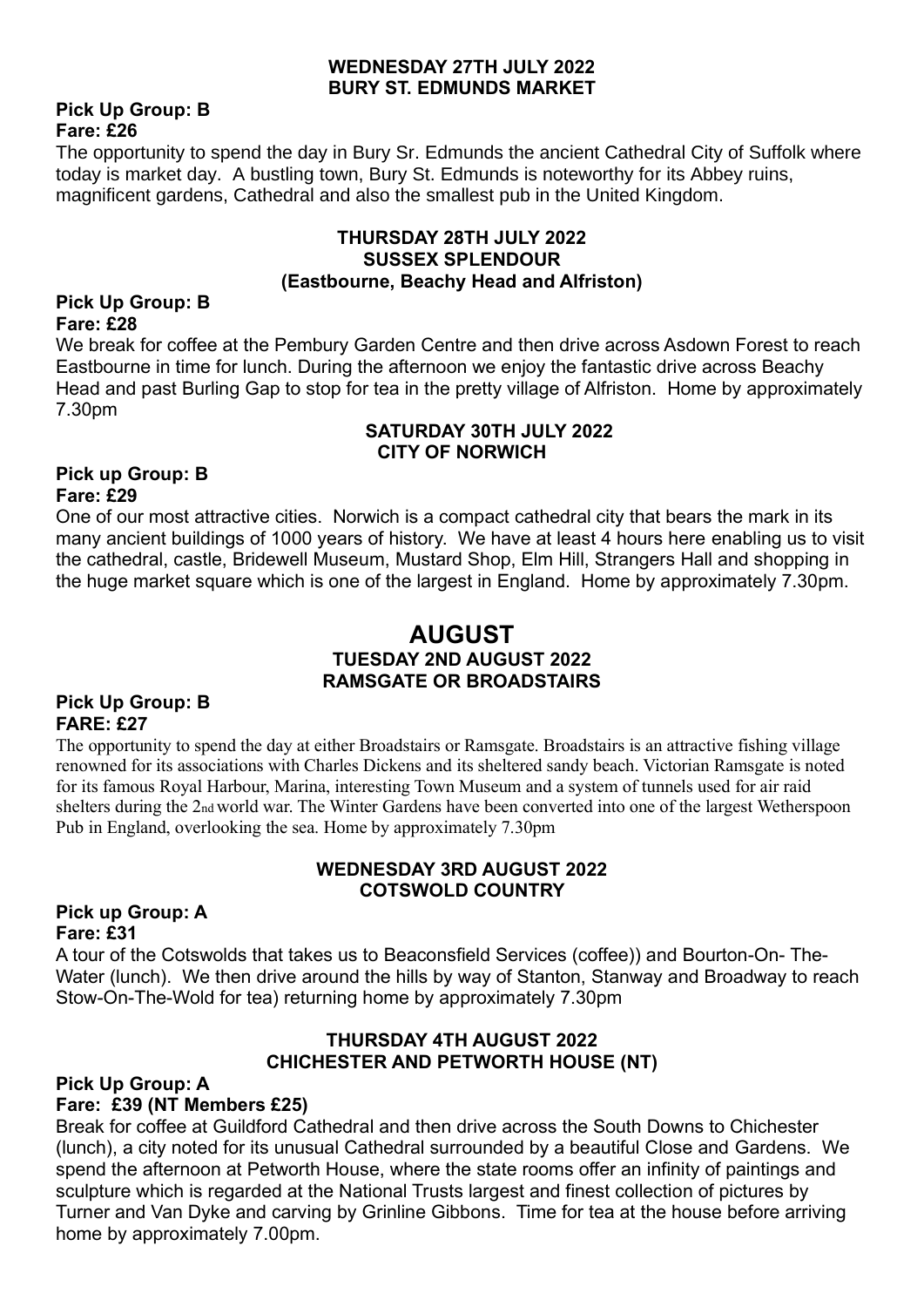**WEDNESDAY 27TH JULY 2022**
**BURY ST. EDMUNDS MARKET**

**Pick Up Group: B**
**Fare: £26**

The opportunity to spend the day in Bury Sr. Edmunds the ancient Cathedral City of Suffolk where today is market day. A bustling town, Bury St. Edmunds is noteworthy for its Abbey ruins, magnificent gardens, Cathedral and also the smallest pub in the United Kingdom.

**THURSDAY 28TH JULY 2022**
**SUSSEX SPLENDOUR**
**(Eastbourne, Beachy Head and Alfriston)**

**Pick Up Group: B**
**Fare: £28**

We break for coffee at the Pembury Garden Centre and then drive across Asdown Forest to reach Eastbourne in time for lunch. During the afternoon we enjoy the fantastic drive across Beachy Head and past Burling Gap to stop for tea in the pretty village of Alfriston. Home by approximately 7.30pm

**SATURDAY 30TH JULY 2022**
**CITY OF NORWICH**

**Pick up Group: B**
**Fare: £29**

One of our most attractive cities. Norwich is a compact cathedral city that bears the mark in its many ancient buildings of 1000 years of history. We have at least 4 hours here enabling us to visit the cathedral, castle, Bridewell Museum, Mustard Shop, Elm Hill, Strangers Hall and shopping in the huge market square which is one of the largest in England. Home by approximately 7.30pm.

# AUGUST

**TUESDAY 2ND AUGUST 2022**
**RAMSGATE OR BROADSTAIRS**

**Pick Up Group: B**
**FARE: £27**

The opportunity to spend the day at either Broadstairs or Ramsgate. Broadstairs is an attractive fishing village renowned for its associations with Charles Dickens and its sheltered sandy beach. Victorian Ramsgate is noted for its famous Royal Harbour, Marina, interesting Town Museum and a system of tunnels used for air raid shelters during the 2nd world war. The Winter Gardens have been converted into one of the largest Wetherspoon Pub in England, overlooking the sea. Home by approximately 7.30pm

**WEDNESDAY 3RD AUGUST 2022**
**COTSWOLD COUNTRY**

**Pick up Group: A**
**Fare: £31**

A tour of the Cotswolds that takes us to Beaconsfield Services (coffee)) and Bourton-On- The-Water (lunch). We then drive around the hills by way of Stanton, Stanway and Broadway to reach Stow-On-The-Wold for tea) returning home by approximately 7.30pm

**THURSDAY 4TH AUGUST 2022**
**CHICHESTER AND PETWORTH HOUSE (NT)**

**Pick Up Group: A**
**Fare: £39 (NT Members £25)**

Break for coffee at Guildford Cathedral and then drive across the South Downs to Chichester (lunch), a city noted for its unusual Cathedral surrounded by a beautiful Close and Gardens. We spend the afternoon at Petworth House, where the state rooms offer an infinity of paintings and sculpture which is regarded at the National Trusts largest and finest collection of pictures by Turner and Van Dyke and carving by Grinline Gibbons. Time for tea at the house before arriving home by approximately 7.00pm.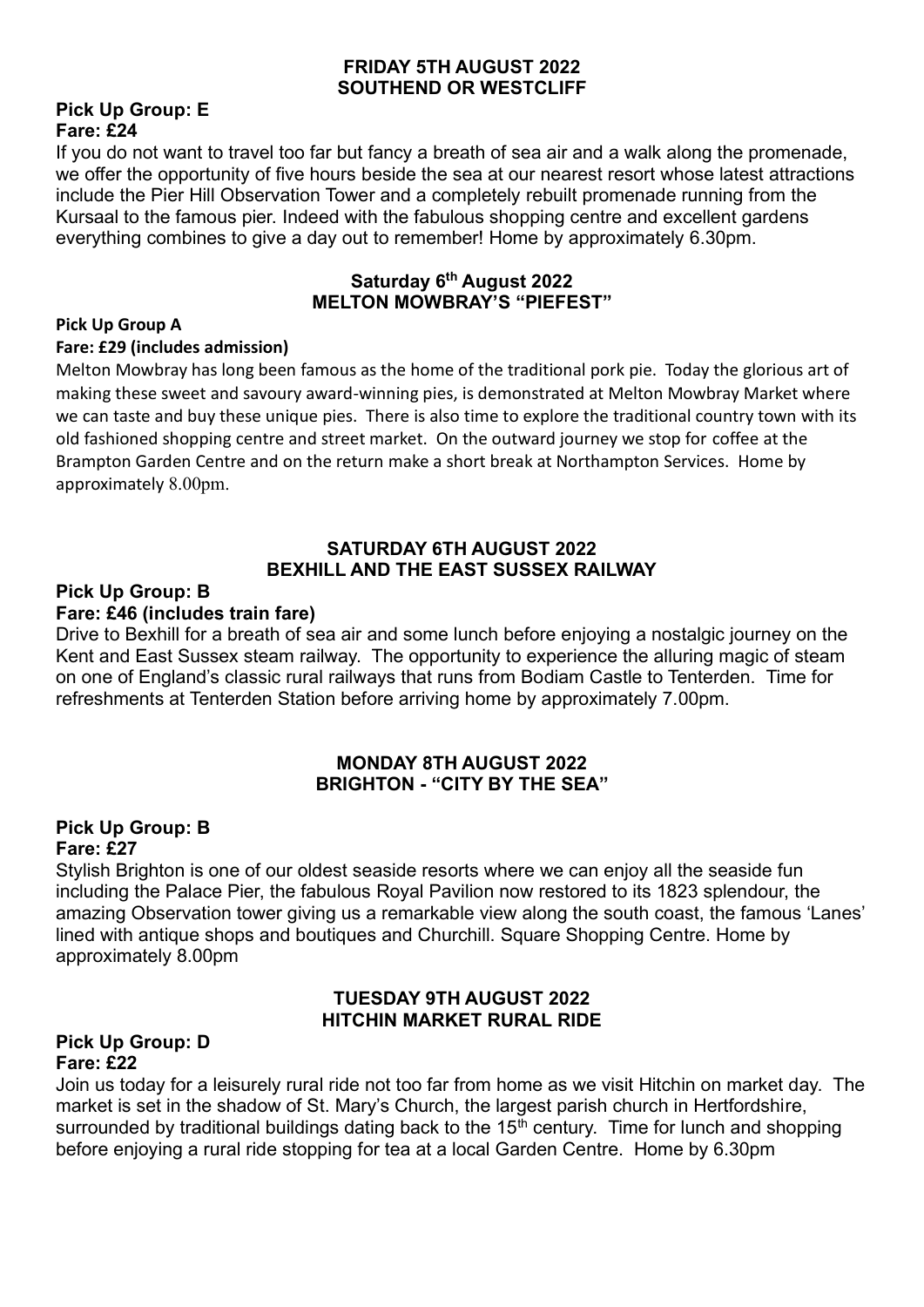**FRIDAY 5TH AUGUST 2022**
**SOUTHEND OR WESTCLIFF**

**Pick Up Group: E**
**Fare: £24**

If you do not want to travel too far but fancy a breath of sea air and a walk along the promenade, we offer the opportunity of five hours beside the sea at our nearest resort whose latest attractions include the Pier Hill Observation Tower and a completely rebuilt promenade running from the Kursaal to the famous pier. Indeed with the fabulous shopping centre and excellent gardens everything combines to give a day out to remember! Home by approximately 6.30pm.

**Saturday 6th August 2022**
**MELTON MOWBRAY'S "PIEFEST"**

**Pick Up Group A**
**Fare: £29 (includes admission)**

Melton Mowbray has long been famous as the home of the traditional pork pie. Today the glorious art of making these sweet and savoury award-winning pies, is demonstrated at Melton Mowbray Market where we can taste and buy these unique pies. There is also time to explore the traditional country town with its old fashioned shopping centre and street market. On the outward journey we stop for coffee at the Brampton Garden Centre and on the return make a short break at Northampton Services. Home by approximately 8.00pm.

**SATURDAY 6TH AUGUST 2022**
**BEXHILL AND THE EAST SUSSEX RAILWAY**

**Pick Up Group: B**
**Fare: £46 (includes train fare)**

Drive to Bexhill for a breath of sea air and some lunch before enjoying a nostalgic journey on the Kent and East Sussex steam railway. The opportunity to experience the alluring magic of steam on one of England's classic rural railways that runs from Bodiam Castle to Tenterden. Time for refreshments at Tenterden Station before arriving home by approximately 7.00pm.

**MONDAY 8TH AUGUST 2022**
**BRIGHTON - "CITY BY THE SEA"**

**Pick Up Group: B**
**Fare: £27**

Stylish Brighton is one of our oldest seaside resorts where we can enjoy all the seaside fun including the Palace Pier, the fabulous Royal Pavilion now restored to its 1823 splendour, the amazing Observation tower giving us a remarkable view along the south coast, the famous 'Lanes' lined with antique shops and boutiques and Churchill. Square Shopping Centre. Home by approximately 8.00pm

**TUESDAY 9TH AUGUST 2022**
**HITCHIN MARKET RURAL RIDE**

**Pick Up Group: D**
**Fare: £22**

Join us today for a leisurely rural ride not too far from home as we visit Hitchin on market day. The market is set in the shadow of St. Mary's Church, the largest parish church in Hertfordshire, surrounded by traditional buildings dating back to the 15th century. Time for lunch and shopping before enjoying a rural ride stopping for tea at a local Garden Centre. Home by 6.30pm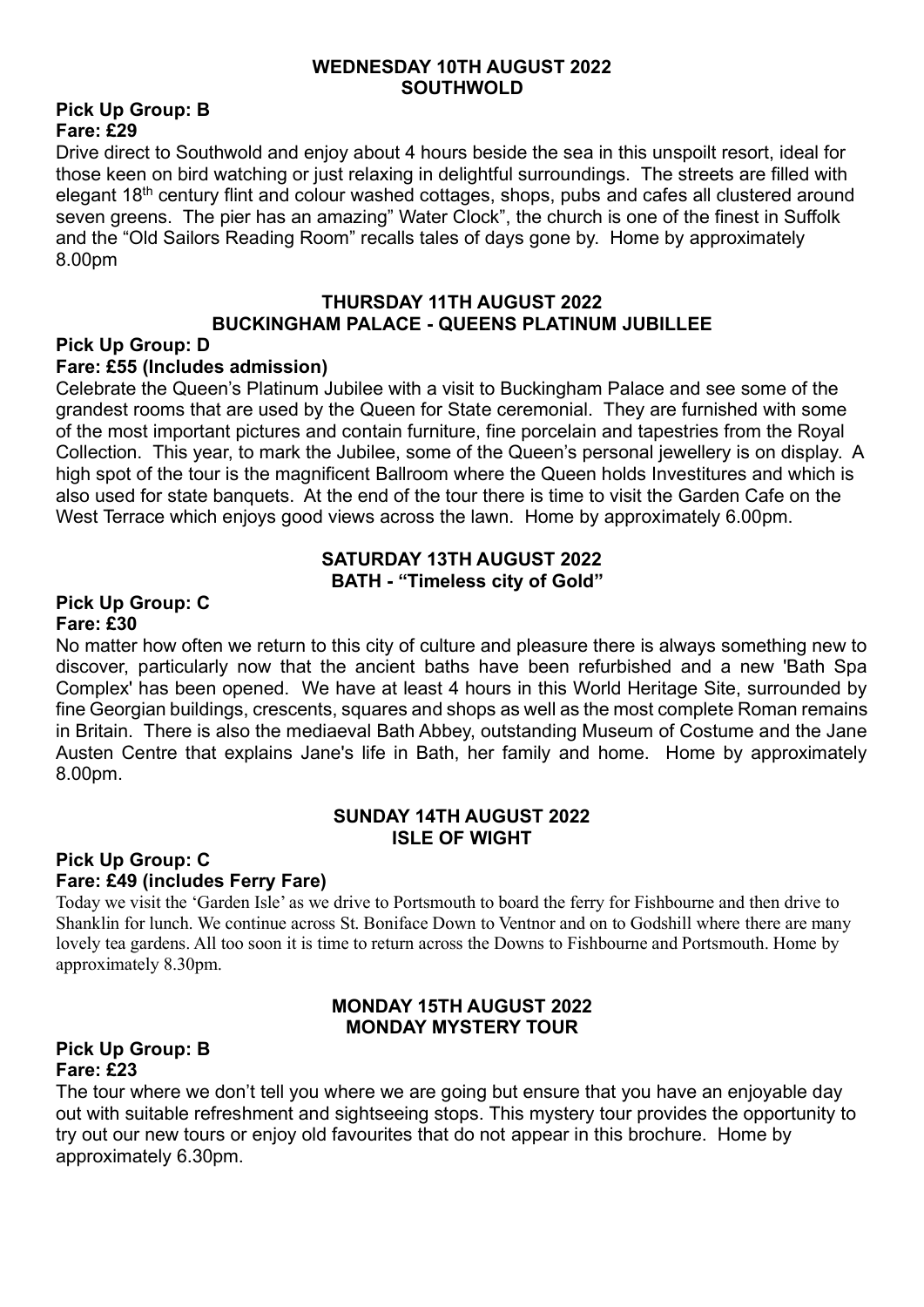## WEDNESDAY 10TH AUGUST 2022
## SOUTHWOLD

**Pick Up Group: B**
**Fare: £29**

Drive direct to Southwold and enjoy about 4 hours beside the sea in this unspoilt resort, ideal for those keen on bird watching or just relaxing in delightful surroundings. The streets are filled with elegant 18th century flint and colour washed cottages, shops, pubs and cafes all clustered around seven greens. The pier has an amazing" Water Clock", the church is one of the finest in Suffolk and the "Old Sailors Reading Room" recalls tales of days gone by. Home by approximately 8.00pm

## THURSDAY 11TH AUGUST 2022
## BUCKINGHAM PALACE - QUEENS PLATINUM JUBILLEE

**Pick Up Group: D**
**Fare: £55 (Includes admission)**

Celebrate the Queen's Platinum Jubilee with a visit to Buckingham Palace and see some of the grandest rooms that are used by the Queen for State ceremonial. They are furnished with some of the most important pictures and contain furniture, fine porcelain and tapestries from the Royal Collection. This year, to mark the Jubilee, some of the Queen's personal jewellery is on display. A high spot of the tour is the magnificent Ballroom where the Queen holds Investitures and which is also used for state banquets. At the end of the tour there is time to visit the Garden Cafe on the West Terrace which enjoys good views across the lawn. Home by approximately 6.00pm.

## SATURDAY 13TH AUGUST 2022
## BATH - "Timeless city of Gold"

**Pick Up Group: C**
**Fare: £30**

No matter how often we return to this city of culture and pleasure there is always something new to discover, particularly now that the ancient baths have been refurbished and a new 'Bath Spa Complex' has been opened. We have at least 4 hours in this World Heritage Site, surrounded by fine Georgian buildings, crescents, squares and shops as well as the most complete Roman remains in Britain. There is also the mediaeval Bath Abbey, outstanding Museum of Costume and the Jane Austen Centre that explains Jane's life in Bath, her family and home. Home by approximately 8.00pm.

## SUNDAY 14TH AUGUST 2022
## ISLE OF WIGHT

**Pick Up Group: C**
**Fare: £49 (includes Ferry Fare)**

Today we visit the 'Garden Isle' as we drive to Portsmouth to board the ferry for Fishbourne and then drive to Shanklin for lunch. We continue across St. Boniface Down to Ventnor and on to Godshill where there are many lovely tea gardens. All too soon it is time to return across the Downs to Fishbourne and Portsmouth. Home by approximately 8.30pm.

## MONDAY 15TH AUGUST 2022
## MONDAY MYSTERY TOUR

**Pick Up Group: B**
**Fare: £23**

The tour where we don't tell you where we are going but ensure that you have an enjoyable day out with suitable refreshment and sightseeing stops. This mystery tour provides the opportunity to try out our new tours or enjoy old favourites that do not appear in this brochure. Home by approximately 6.30pm.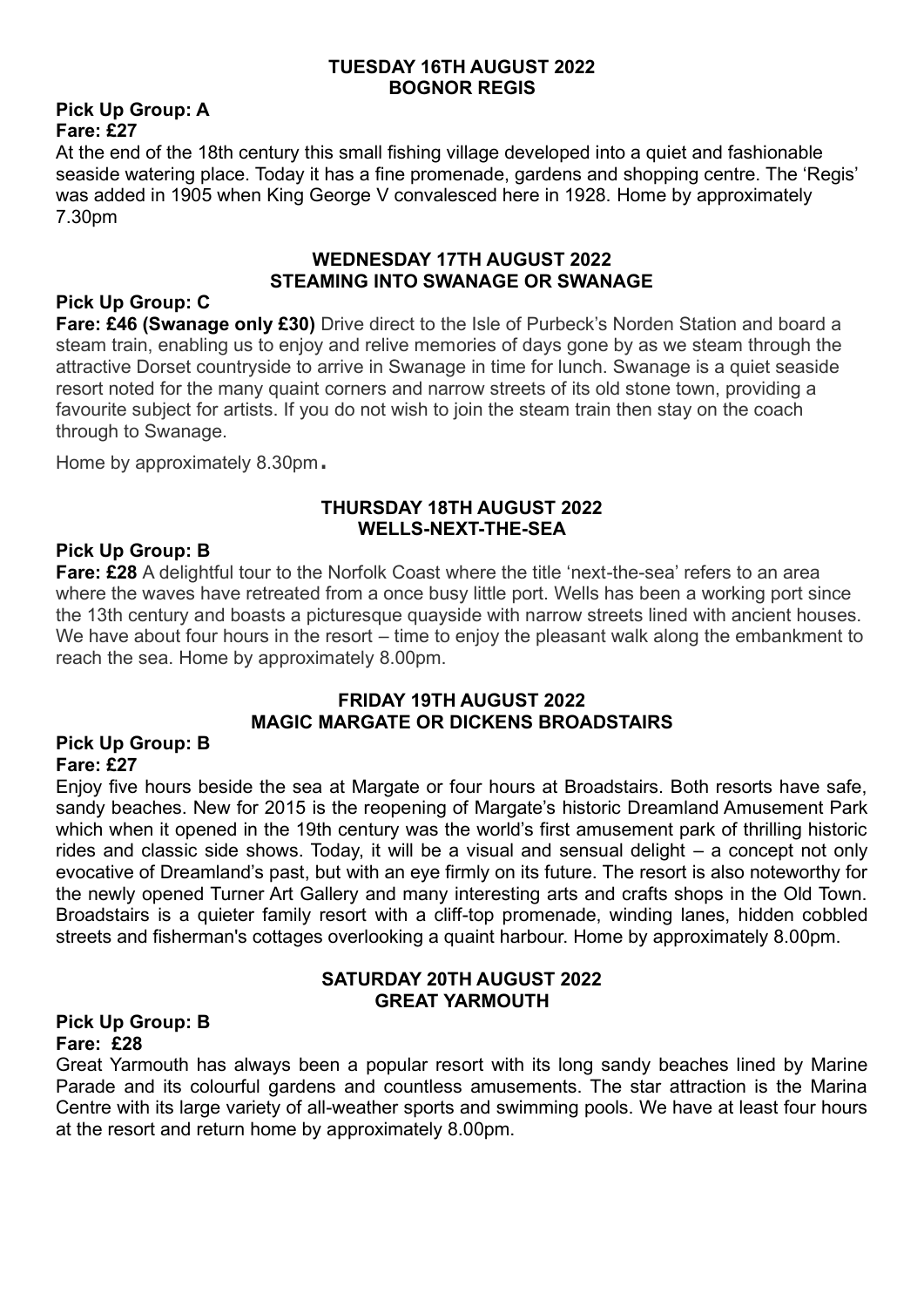## TUESDAY 16TH AUGUST 2022
## BOGNOR REGIS

**Pick Up Group: A**
**Fare: £27**

At the end of the 18th century this small fishing village developed into a quiet and fashionable seaside watering place. Today it has a fine promenade, gardens and shopping centre. The 'Regis' was added in 1905 when King George V convalesced here in 1928. Home by approximately 7.30pm

## WEDNESDAY 17TH AUGUST 2022
## STEAMING INTO SWANAGE OR SWANAGE

**Pick Up Group: C**

**Fare: £46 (Swanage only £30)** Drive direct to the Isle of Purbeck's Norden Station and board a steam train, enabling us to enjoy and relive memories of days gone by as we steam through the attractive Dorset countryside to arrive in Swanage in time for lunch. Swanage is a quiet seaside resort noted for the many quaint corners and narrow streets of its old stone town, providing a favourite subject for artists. If you do not wish to join the steam train then stay on the coach through to Swanage.

Home by approximately 8.30pm.

## THURSDAY 18TH AUGUST 2022
## WELLS-NEXT-THE-SEA

**Pick Up Group: B**

**Fare: £28** A delightful tour to the Norfolk Coast where the title 'next-the-sea' refers to an area where the waves have retreated from a once busy little port. Wells has been a working port since the 13th century and boasts a picturesque quayside with narrow streets lined with ancient houses. We have about four hours in the resort – time to enjoy the pleasant walk along the embankment to reach the sea. Home by approximately 8.00pm.

## FRIDAY 19TH AUGUST 2022
## MAGIC MARGATE OR DICKENS BROADSTAIRS

**Pick Up Group: B**
**Fare: £27**

Enjoy five hours beside the sea at Margate or four hours at Broadstairs. Both resorts have safe, sandy beaches. New for 2015 is the reopening of Margate's historic Dreamland Amusement Park which when it opened in the 19th century was the world's first amusement park of thrilling historic rides and classic side shows. Today, it will be a visual and sensual delight – a concept not only evocative of Dreamland's past, but with an eye firmly on its future. The resort is also noteworthy for the newly opened Turner Art Gallery and many interesting arts and crafts shops in the Old Town. Broadstairs is a quieter family resort with a cliff-top promenade, winding lanes, hidden cobbled streets and fisherman's cottages overlooking a quaint harbour. Home by approximately 8.00pm.

## SATURDAY 20TH AUGUST 2022
## GREAT YARMOUTH

**Pick Up Group: B**
**Fare: £28**

Great Yarmouth has always been a popular resort with its long sandy beaches lined by Marine Parade and its colourful gardens and countless amusements. The star attraction is the Marina Centre with its large variety of all-weather sports and swimming pools. We have at least four hours at the resort and return home by approximately 8.00pm.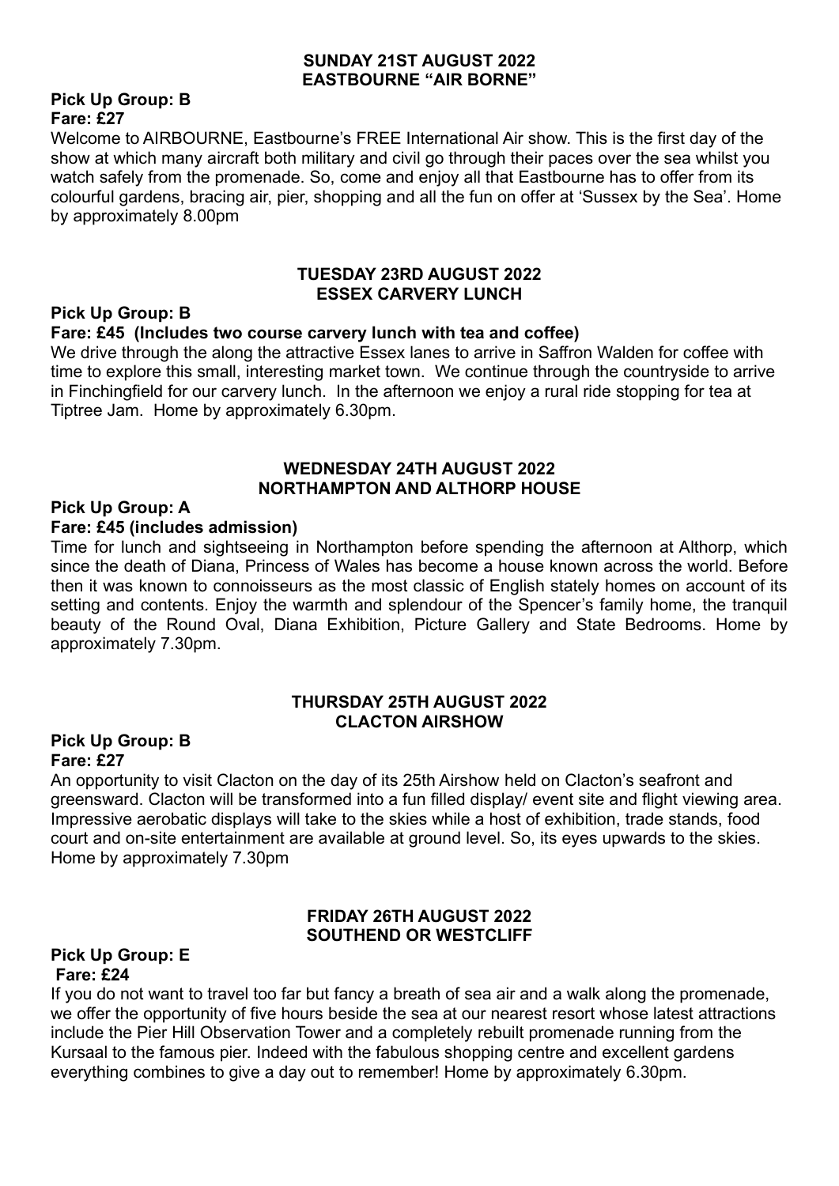## SUNDAY 21ST AUGUST 2022
## EASTBOURNE "AIR BORNE"

**Pick Up Group: B**
**Fare: £27**

Welcome to AIRBOURNE, Eastbourne's FREE International Air show. This is the first day of the show at which many aircraft both military and civil go through their paces over the sea whilst you watch safely from the promenade. So, come and enjoy all that Eastbourne has to offer from its colourful gardens, bracing air, pier, shopping and all the fun on offer at 'Sussex by the Sea'. Home by approximately 8.00pm

## TUESDAY 23RD AUGUST 2022
## ESSEX CARVERY LUNCH

**Pick Up Group: B**
**Fare: £45 (Includes two course carvery lunch with tea and coffee)**

We drive through the along the attractive Essex lanes to arrive in Saffron Walden for coffee with time to explore this small, interesting market town. We continue through the countryside to arrive in Finchingfield for our carvery lunch. In the afternoon we enjoy a rural ride stopping for tea at Tiptree Jam. Home by approximately 6.30pm.

## WEDNESDAY 24TH AUGUST 2022
## NORTHAMPTON AND ALTHORP HOUSE

**Pick Up Group: A**
**Fare: £45 (includes admission)**

Time for lunch and sightseeing in Northampton before spending the afternoon at Althorp, which since the death of Diana, Princess of Wales has become a house known across the world. Before then it was known to connoisseurs as the most classic of English stately homes on account of its setting and contents. Enjoy the warmth and splendour of the Spencer's family home, the tranquil beauty of the Round Oval, Diana Exhibition, Picture Gallery and State Bedrooms. Home by approximately 7.30pm.

## THURSDAY 25TH AUGUST 2022
## CLACTON AIRSHOW

**Pick Up Group: B**
**Fare: £27**

An opportunity to visit Clacton on the day of its 25th Airshow held on Clacton's seafront and greensward. Clacton will be transformed into a fun filled display/ event site and flight viewing area. Impressive aerobatic displays will take to the skies while a host of exhibition, trade stands, food court and on-site entertainment are available at ground level. So, its eyes upwards to the skies. Home by approximately 7.30pm

## FRIDAY 26TH AUGUST 2022
## SOUTHEND OR WESTCLIFF

**Pick Up Group: E**
**Fare: £24**

If you do not want to travel too far but fancy a breath of sea air and a walk along the promenade, we offer the opportunity of five hours beside the sea at our nearest resort whose latest attractions include the Pier Hill Observation Tower and a completely rebuilt promenade running from the Kursaal to the famous pier. Indeed with the fabulous shopping centre and excellent gardens everything combines to give a day out to remember! Home by approximately 6.30pm.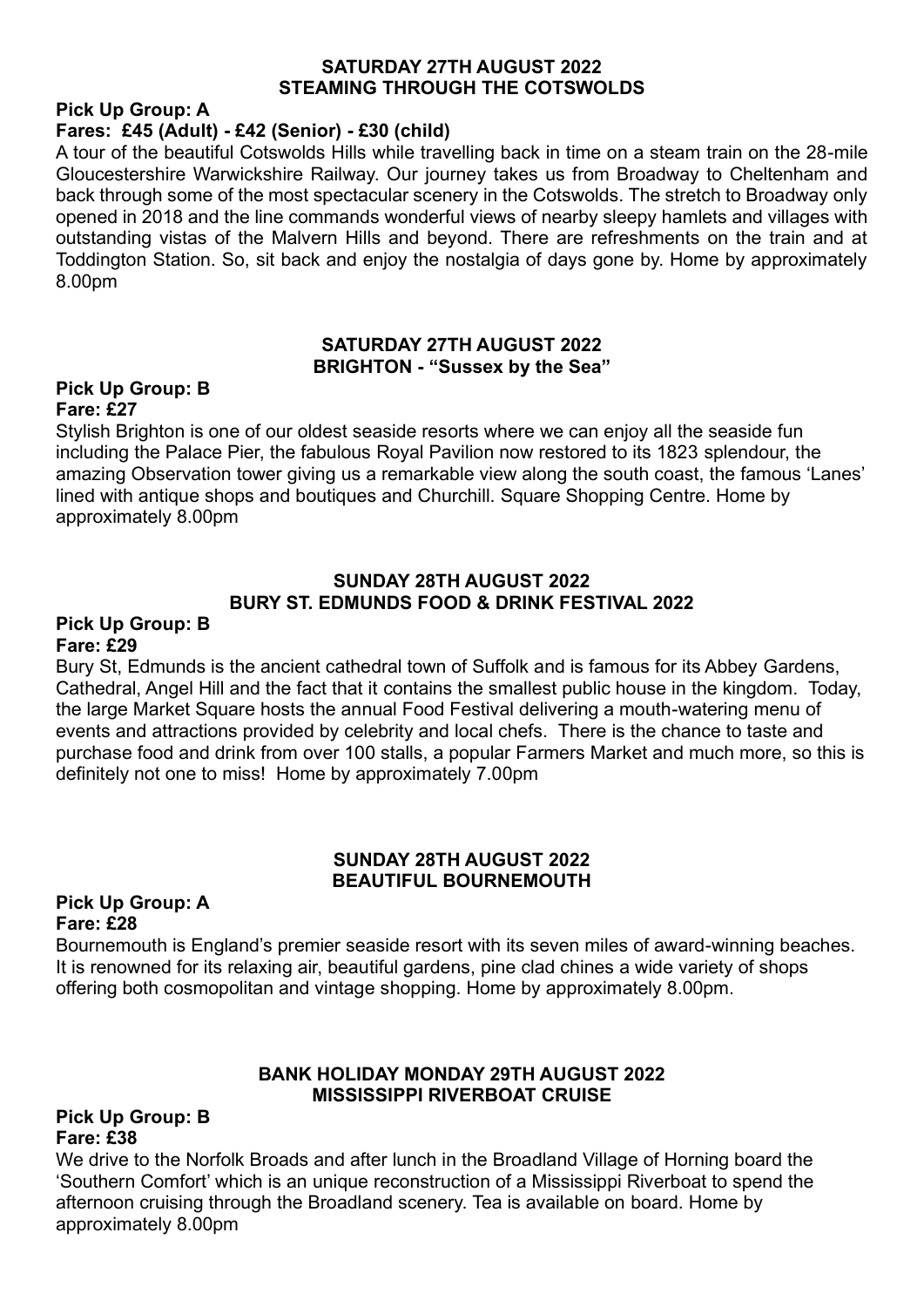## SATURDAY 27TH AUGUST 2022
## STEAMING THROUGH THE COTSWOLDS

**Pick Up Group: A**

**Fares: £45 (Adult) - £42 (Senior) - £30 (child)**

A tour of the beautiful Cotswolds Hills while travelling back in time on a steam train on the 28-mile Gloucestershire Warwickshire Railway. Our journey takes us from Broadway to Cheltenham and back through some of the most spectacular scenery in the Cotswolds. The stretch to Broadway only opened in 2018 and the line commands wonderful views of nearby sleepy hamlets and villages with outstanding vistas of the Malvern Hills and beyond. There are refreshments on the train and at Toddington Station. So, sit back and enjoy the nostalgia of days gone by. Home by approximately 8.00pm

## SATURDAY 27TH AUGUST 2022
## BRIGHTON - "Sussex by the Sea"

**Pick Up Group: B**

**Fare: £27**

Stylish Brighton is one of our oldest seaside resorts where we can enjoy all the seaside fun including the Palace Pier, the fabulous Royal Pavilion now restored to its 1823 splendour, the amazing Observation tower giving us a remarkable view along the south coast, the famous 'Lanes' lined with antique shops and boutiques and Churchill. Square Shopping Centre. Home by approximately 8.00pm

## SUNDAY 28TH AUGUST 2022
## BURY ST. EDMUNDS FOOD & DRINK FESTIVAL 2022

**Pick Up Group: B**

**Fare: £29**

Bury St, Edmunds is the ancient cathedral town of Suffolk and is famous for its Abbey Gardens, Cathedral, Angel Hill and the fact that it contains the smallest public house in the kingdom. Today, the large Market Square hosts the annual Food Festival delivering a mouth-watering menu of events and attractions provided by celebrity and local chefs. There is the chance to taste and purchase food and drink from over 100 stalls, a popular Farmers Market and much more, so this is definitely not one to miss! Home by approximately 7.00pm

## SUNDAY 28TH AUGUST 2022
## BEAUTIFUL BOURNEMOUTH

**Pick Up Group: A**

**Fare: £28**

Bournemouth is England's premier seaside resort with its seven miles of award-winning beaches. It is renowned for its relaxing air, beautiful gardens, pine clad chines a wide variety of shops offering both cosmopolitan and vintage shopping. Home by approximately 8.00pm.

## BANK HOLIDAY MONDAY 29TH AUGUST 2022
## MISSISSIPPI RIVERBOAT CRUISE

**Pick Up Group: B**

**Fare: £38**

We drive to the Norfolk Broads and after lunch in the Broadland Village of Horning board the 'Southern Comfort' which is an unique reconstruction of a Mississippi Riverboat to spend the afternoon cruising through the Broadland scenery. Tea is available on board. Home by approximately 8.00pm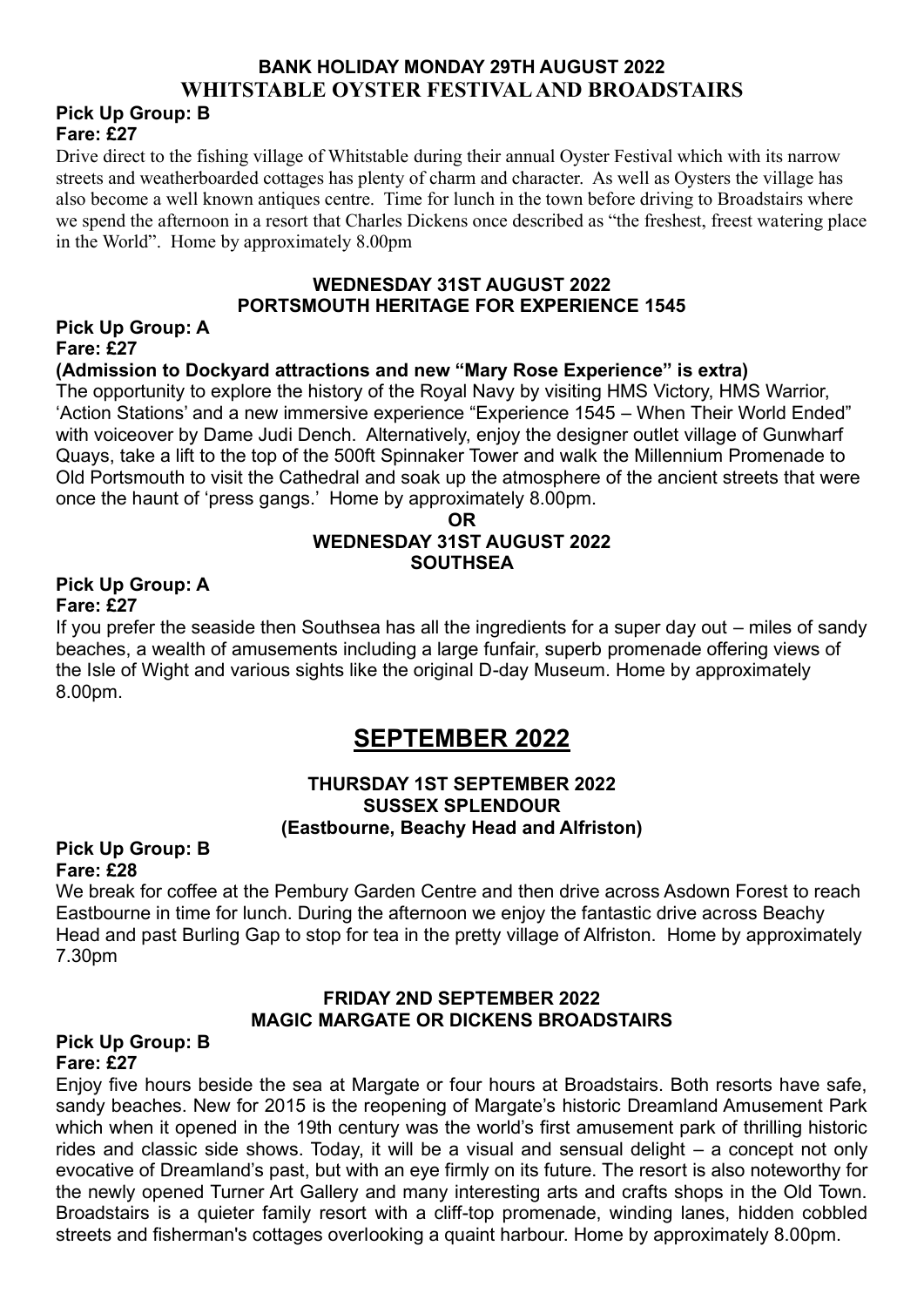### BANK HOLIDAY MONDAY 29TH AUGUST 2022
### WHITSTABLE OYSTER FESTIVAL AND BROADSTAIRS

**Pick Up Group: B**
**Fare: £27**

Drive direct to the fishing village of Whitstable during their annual Oyster Festival which with its narrow streets and weatherboarded cottages has plenty of charm and character. As well as Oysters the village has also become a well known antiques centre. Time for lunch in the town before driving to Broadstairs where we spend the afternoon in a resort that Charles Dickens once described as "the freshest, freest watering place in the World". Home by approximately 8.00pm

### WEDNESDAY 31ST AUGUST 2022
### PORTSMOUTH HERITAGE FOR EXPERIENCE 1545

**Pick Up Group: A**
**Fare: £27**
**(Admission to Dockyard attractions and new "Mary Rose Experience" is extra)**

The opportunity to explore the history of the Royal Navy by visiting HMS Victory, HMS Warrior, 'Action Stations' and a new immersive experience "Experience 1545 – When Their World Ended" with voiceover by Dame Judi Dench. Alternatively, enjoy the designer outlet village of Gunwharf Quays, take a lift to the top of the 500ft Spinnaker Tower and walk the Millennium Promenade to Old Portsmouth to visit the Cathedral and soak up the atmosphere of the ancient streets that were once the haunt of 'press gangs.' Home by approximately 8.00pm.

**OR**

### WEDNESDAY 31ST AUGUST 2022
### SOUTHSEA

**Pick Up Group: A**
**Fare: £27**

If you prefer the seaside then Southsea has all the ingredients for a super day out – miles of sandy beaches, a wealth of amusements including a large funfair, superb promenade offering views of the Isle of Wight and various sights like the original D-day Museum. Home by approximately 8.00pm.

# SEPTEMBER 2022

### THURSDAY 1ST SEPTEMBER 2022
### SUSSEX SPLENDOUR
### (Eastbourne, Beachy Head and Alfriston)

**Pick Up Group: B**
**Fare: £28**

We break for coffee at the Pembury Garden Centre and then drive across Asdown Forest to reach Eastbourne in time for lunch. During the afternoon we enjoy the fantastic drive across Beachy Head and past Burling Gap to stop for tea in the pretty village of Alfriston. Home by approximately 7.30pm

### FRIDAY 2ND SEPTEMBER 2022
### MAGIC MARGATE OR DICKENS BROADSTAIRS

**Pick Up Group: B**
**Fare: £27**

Enjoy five hours beside the sea at Margate or four hours at Broadstairs. Both resorts have safe, sandy beaches. New for 2015 is the reopening of Margate's historic Dreamland Amusement Park which when it opened in the 19th century was the world's first amusement park of thrilling historic rides and classic side shows. Today, it will be a visual and sensual delight – a concept not only evocative of Dreamland's past, but with an eye firmly on its future. The resort is also noteworthy for the newly opened Turner Art Gallery and many interesting arts and crafts shops in the Old Town. Broadstairs is a quieter family resort with a cliff-top promenade, winding lanes, hidden cobbled streets and fisherman's cottages overlooking a quaint harbour. Home by approximately 8.00pm.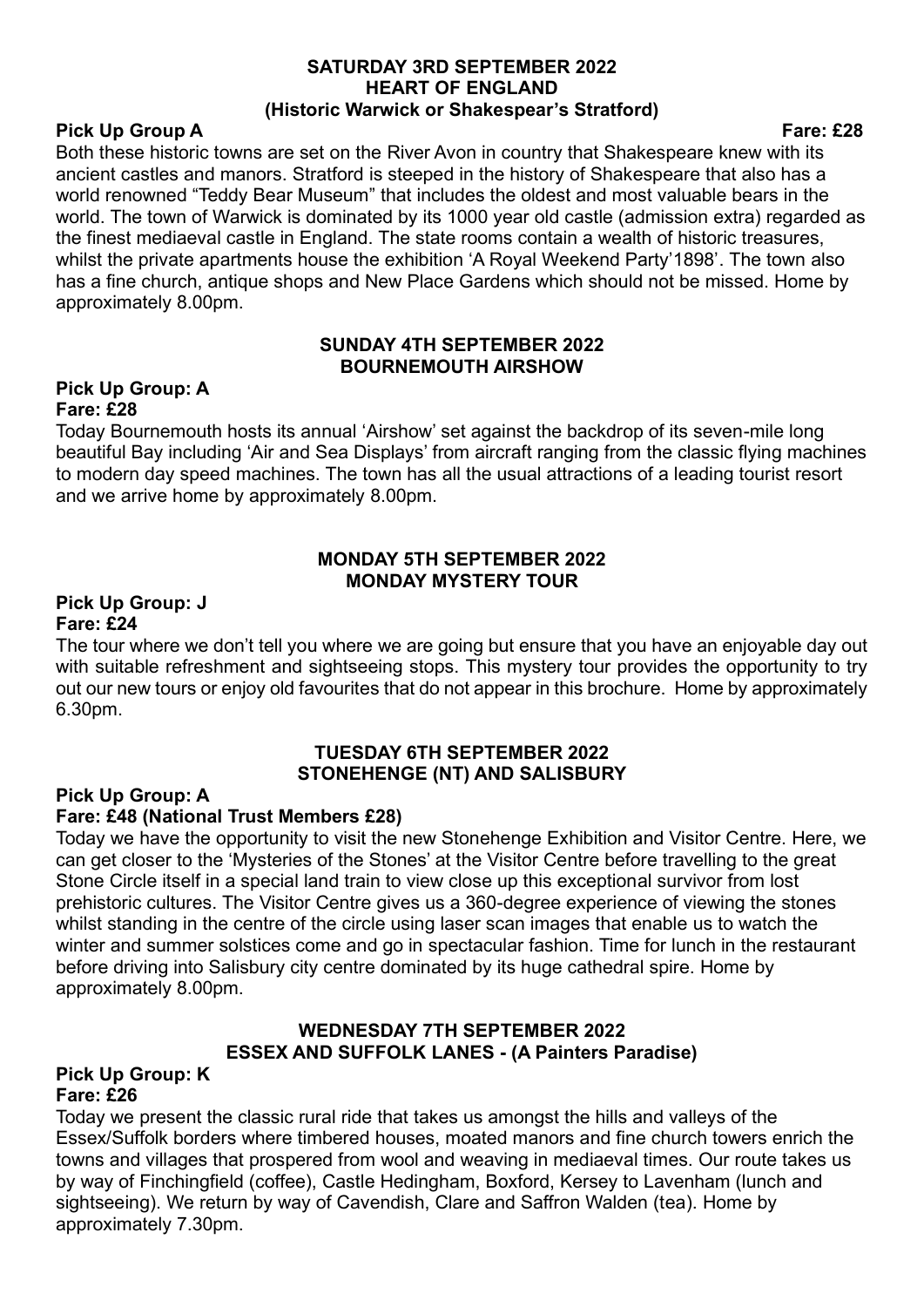## SATURDAY 3RD SEPTEMBER 2022
## HEART OF ENGLAND
## (Historic Warwick or Shakespear's Stratford)

**Pick Up Group A** **Fare: £28**

Both these historic towns are set on the River Avon in country that Shakespeare knew with its ancient castles and manors. Stratford is steeped in the history of Shakespeare that also has a world renowned "Teddy Bear Museum" that includes the oldest and most valuable bears in the world. The town of Warwick is dominated by its 1000 year old castle (admission extra) regarded as the finest mediaeval castle in England. The state rooms contain a wealth of historic treasures, whilst the private apartments house the exhibition 'A Royal Weekend Party'1898'. The town also has a fine church, antique shops and New Place Gardens which should not be missed. Home by approximately 8.00pm.

## SUNDAY 4TH SEPTEMBER 2022
## BOURNEMOUTH AIRSHOW

**Pick Up Group: A**
**Fare: £28**

Today Bournemouth hosts its annual 'Airshow' set against the backdrop of its seven-mile long beautiful Bay including 'Air and Sea Displays' from aircraft ranging from the classic flying machines to modern day speed machines. The town has all the usual attractions of a leading tourist resort and we arrive home by approximately 8.00pm.

## MONDAY 5TH SEPTEMBER 2022
## MONDAY MYSTERY TOUR

**Pick Up Group: J**
**Fare: £24**

The tour where we don't tell you where we are going but ensure that you have an enjoyable day out with suitable refreshment and sightseeing stops. This mystery tour provides the opportunity to try out our new tours or enjoy old favourites that do not appear in this brochure. Home by approximately 6.30pm.

## TUESDAY 6TH SEPTEMBER 2022
## STONEHENGE (NT) AND SALISBURY

**Pick Up Group: A**
**Fare: £48 (National Trust Members £28)**

Today we have the opportunity to visit the new Stonehenge Exhibition and Visitor Centre. Here, we can get closer to the 'Mysteries of the Stones' at the Visitor Centre before travelling to the great Stone Circle itself in a special land train to view close up this exceptional survivor from lost prehistoric cultures. The Visitor Centre gives us a 360-degree experience of viewing the stones whilst standing in the centre of the circle using laser scan images that enable us to watch the winter and summer solstices come and go in spectacular fashion. Time for lunch in the restaurant before driving into Salisbury city centre dominated by its huge cathedral spire. Home by approximately 8.00pm.

## WEDNESDAY 7TH SEPTEMBER 2022
## ESSEX AND SUFFOLK LANES - (A Painters Paradise)

**Pick Up Group: K**
**Fare: £26**

Today we present the classic rural ride that takes us amongst the hills and valleys of the Essex/Suffolk borders where timbered houses, moated manors and fine church towers enrich the towns and villages that prospered from wool and weaving in mediaeval times. Our route takes us by way of Finchingfield (coffee), Castle Hedingham, Boxford, Kersey to Lavenham (lunch and sightseeing). We return by way of Cavendish, Clare and Saffron Walden (tea). Home by approximately 7.30pm.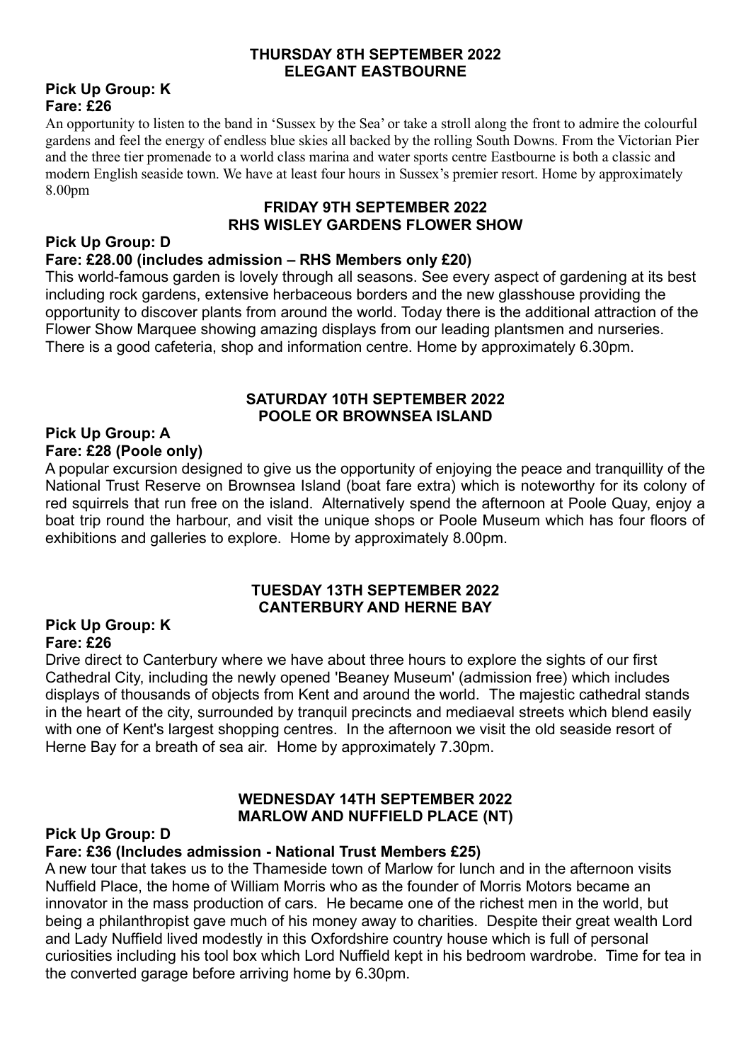## THURSDAY 8TH SEPTEMBER 2022
## ELEGANT EASTBOURNE

**Pick Up Group: K**
**Fare: £26**

An opportunity to listen to the band in 'Sussex by the Sea' or take a stroll along the front to admire the colourful gardens and feel the energy of endless blue skies all backed by the rolling South Downs. From the Victorian Pier and the three tier promenade to a world class marina and water sports centre Eastbourne is both a classic and modern English seaside town. We have at least four hours in Sussex's premier resort. Home by approximately 8.00pm

## FRIDAY 9TH SEPTEMBER 2022
## RHS WISLEY GARDENS FLOWER SHOW

**Pick Up Group: D**
**Fare: £28.00 (includes admission – RHS Members only £20)**

This world-famous garden is lovely through all seasons. See every aspect of gardening at its best including rock gardens, extensive herbaceous borders and the new glasshouse providing the opportunity to discover plants from around the world. Today there is the additional attraction of the Flower Show Marquee showing amazing displays from our leading plantsmen and nurseries. There is a good cafeteria, shop and information centre. Home by approximately 6.30pm.

## SATURDAY 10TH SEPTEMBER 2022
## POOLE OR BROWNSEA ISLAND

**Pick Up Group: A**
**Fare: £28 (Poole only)**

A popular excursion designed to give us the opportunity of enjoying the peace and tranquillity of the National Trust Reserve on Brownsea Island (boat fare extra) which is noteworthy for its colony of red squirrels that run free on the island. Alternatively spend the afternoon at Poole Quay, enjoy a boat trip round the harbour, and visit the unique shops or Poole Museum which has four floors of exhibitions and galleries to explore. Home by approximately 8.00pm.

## TUESDAY 13TH SEPTEMBER 2022
## CANTERBURY AND HERNE BAY

**Pick Up Group: K**
**Fare: £26**

Drive direct to Canterbury where we have about three hours to explore the sights of our first Cathedral City, including the newly opened 'Beaney Museum' (admission free) which includes displays of thousands of objects from Kent and around the world. The majestic cathedral stands in the heart of the city, surrounded by tranquil precincts and mediaeval streets which blend easily with one of Kent's largest shopping centres. In the afternoon we visit the old seaside resort of Herne Bay for a breath of sea air. Home by approximately 7.30pm.

## WEDNESDAY 14TH SEPTEMBER 2022
## MARLOW AND NUFFIELD PLACE (NT)

**Pick Up Group: D**
**Fare: £36 (Includes admission - National Trust Members £25)**

A new tour that takes us to the Thameside town of Marlow for lunch and in the afternoon visits Nuffield Place, the home of William Morris who as the founder of Morris Motors became an innovator in the mass production of cars. He became one of the richest men in the world, but being a philanthropist gave much of his money away to charities. Despite their great wealth Lord and Lady Nuffield lived modestly in this Oxfordshire country house which is full of personal curiosities including his tool box which Lord Nuffield kept in his bedroom wardrobe. Time for tea in the converted garage before arriving home by 6.30pm.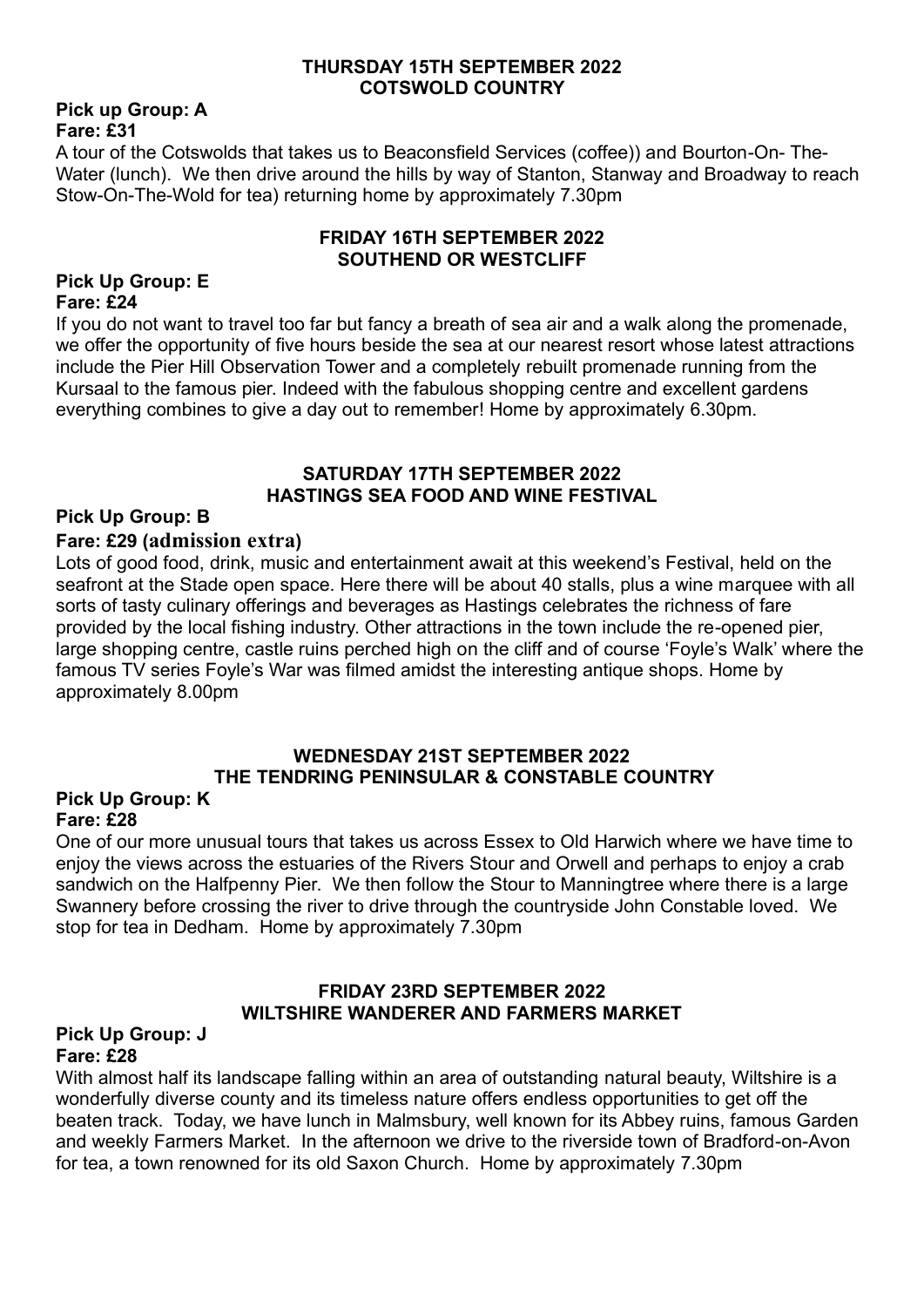## THURSDAY 15TH SEPTEMBER 2022
## COTSWOLD COUNTRY

**Pick up Group: A**
**Fare: £31**

A tour of the Cotswolds that takes us to Beaconsfield Services (coffee)) and Bourton-On- The-Water (lunch). We then drive around the hills by way of Stanton, Stanway and Broadway to reach Stow-On-The-Wold for tea) returning home by approximately 7.30pm

## FRIDAY 16TH SEPTEMBER 2022
## SOUTHEND OR WESTCLIFF

**Pick Up Group: E**
**Fare: £24**

If you do not want to travel too far but fancy a breath of sea air and a walk along the promenade, we offer the opportunity of five hours beside the sea at our nearest resort whose latest attractions include the Pier Hill Observation Tower and a completely rebuilt promenade running from the Kursaal to the famous pier. Indeed with the fabulous shopping centre and excellent gardens everything combines to give a day out to remember! Home by approximately 6.30pm.

## SATURDAY 17TH SEPTEMBER 2022
## HASTINGS SEA FOOD AND WINE FESTIVAL

**Pick Up Group: B**
**Fare: £29 (admission extra)**

Lots of good food, drink, music and entertainment await at this weekend's Festival, held on the seafront at the Stade open space. Here there will be about 40 stalls, plus a wine marquee with all sorts of tasty culinary offerings and beverages as Hastings celebrates the richness of fare provided by the local fishing industry. Other attractions in the town include the re-opened pier, large shopping centre, castle ruins perched high on the cliff and of course 'Foyle's Walk' where the famous TV series Foyle's War was filmed amidst the interesting antique shops. Home by approximately 8.00pm

## WEDNESDAY 21ST SEPTEMBER 2022
## THE TENDRING PENINSULAR & CONSTABLE COUNTRY

**Pick Up Group: K**
**Fare: £28**

One of our more unusual tours that takes us across Essex to Old Harwich where we have time to enjoy the views across the estuaries of the Rivers Stour and Orwell and perhaps to enjoy a crab sandwich on the Halfpenny Pier. We then follow the Stour to Manningtree where there is a large Swannery before crossing the river to drive through the countryside John Constable loved. We stop for tea in Dedham. Home by approximately 7.30pm

## FRIDAY 23RD SEPTEMBER 2022
## WILTSHIRE WANDERER AND FARMERS MARKET

**Pick Up Group: J**
**Fare: £28**

With almost half its landscape falling within an area of outstanding natural beauty, Wiltshire is a wonderfully diverse county and its timeless nature offers endless opportunities to get off the beaten track. Today, we have lunch in Malmsbury, well known for its Abbey ruins, famous Garden and weekly Farmers Market. In the afternoon we drive to the riverside town of Bradford-on-Avon for tea, a town renowned for its old Saxon Church. Home by approximately 7.30pm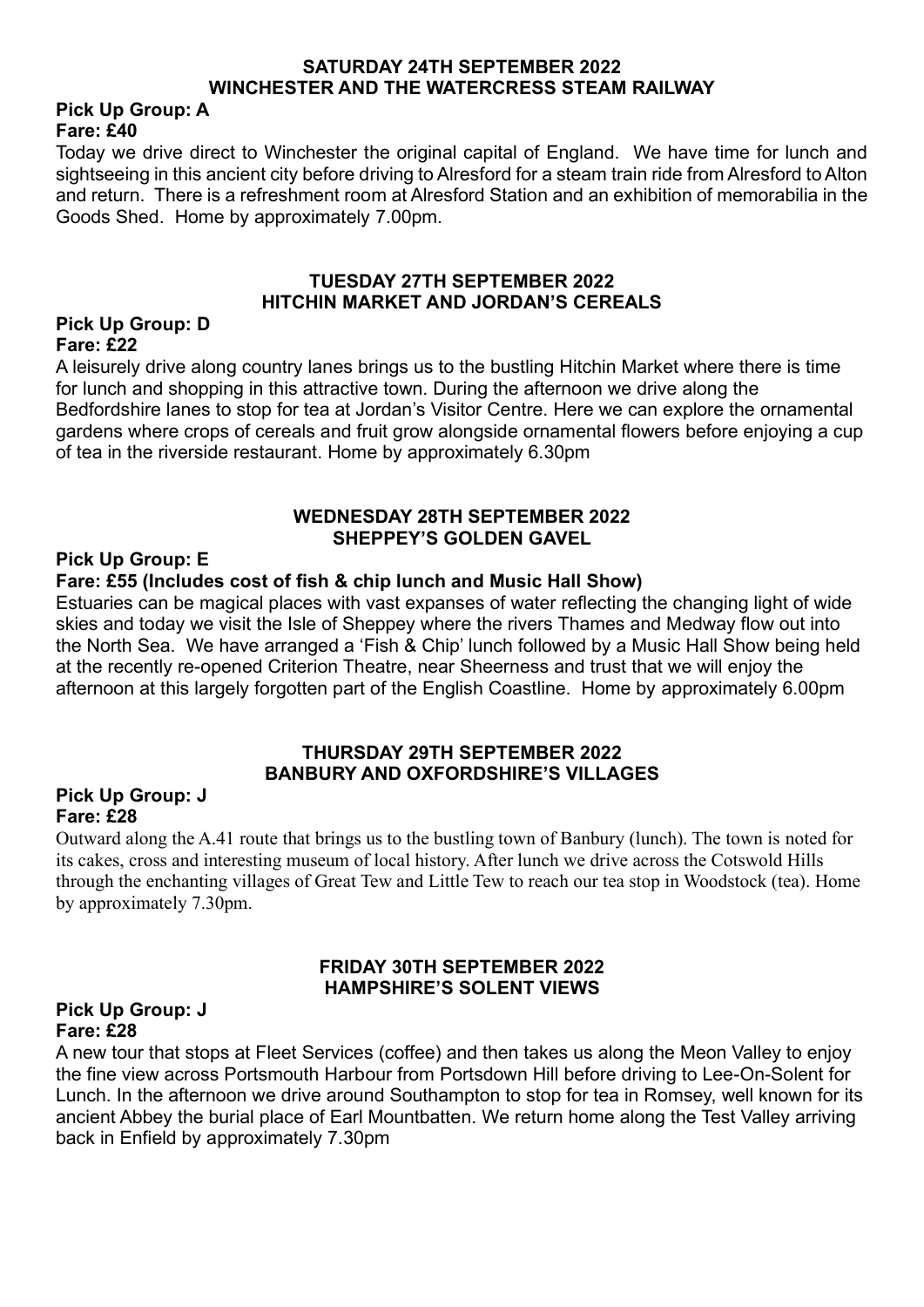## SATURDAY 24TH SEPTEMBER 2022
## WINCHESTER AND THE WATERCRESS STEAM RAILWAY

**Pick Up Group: A**
**Fare: £40**

Today we drive direct to Winchester the original capital of England. We have time for lunch and sightseeing in this ancient city before driving to Alresford for a steam train ride from Alresford to Alton and return. There is a refreshment room at Alresford Station and an exhibition of memorabilia in the Goods Shed. Home by approximately 7.00pm.

## TUESDAY 27TH SEPTEMBER 2022
## HITCHIN MARKET AND JORDAN'S CEREALS

**Pick Up Group: D**
**Fare: £22**

A leisurely drive along country lanes brings us to the bustling Hitchin Market where there is time for lunch and shopping in this attractive town. During the afternoon we drive along the Bedfordshire lanes to stop for tea at Jordan's Visitor Centre. Here we can explore the ornamental gardens where crops of cereals and fruit grow alongside ornamental flowers before enjoying a cup of tea in the riverside restaurant. Home by approximately 6.30pm

## WEDNESDAY 28TH SEPTEMBER 2022
## SHEPPEY'S GOLDEN GAVEL

**Pick Up Group: E**
**Fare: £55 (Includes cost of fish & chip lunch and Music Hall Show)**

Estuaries can be magical places with vast expanses of water reflecting the changing light of wide skies and today we visit the Isle of Sheppey where the rivers Thames and Medway flow out into the North Sea. We have arranged a 'Fish & Chip' lunch followed by a Music Hall Show being held at the recently re-opened Criterion Theatre, near Sheerness and trust that we will enjoy the afternoon at this largely forgotten part of the English Coastline. Home by approximately 6.00pm

## THURSDAY 29TH SEPTEMBER 2022
## BANBURY AND OXFORDSHIRE'S VILLAGES

**Pick Up Group: J**
**Fare: £28**

Outward along the A.41 route that brings us to the bustling town of Banbury (lunch). The town is noted for its cakes, cross and interesting museum of local history. After lunch we drive across the Cotswold Hills through the enchanting villages of Great Tew and Little Tew to reach our tea stop in Woodstock (tea). Home by approximately 7.30pm.

## FRIDAY 30TH SEPTEMBER 2022
## HAMPSHIRE'S SOLENT VIEWS

**Pick Up Group: J**
**Fare: £28**

A new tour that stops at Fleet Services (coffee) and then takes us along the Meon Valley to enjoy the fine view across Portsmouth Harbour from Portsdown Hill before driving to Lee-On-Solent for Lunch. In the afternoon we drive around Southampton to stop for tea in Romsey, well known for its ancient Abbey the burial place of Earl Mountbatten. We return home along the Test Valley arriving back in Enfield by approximately 7.30pm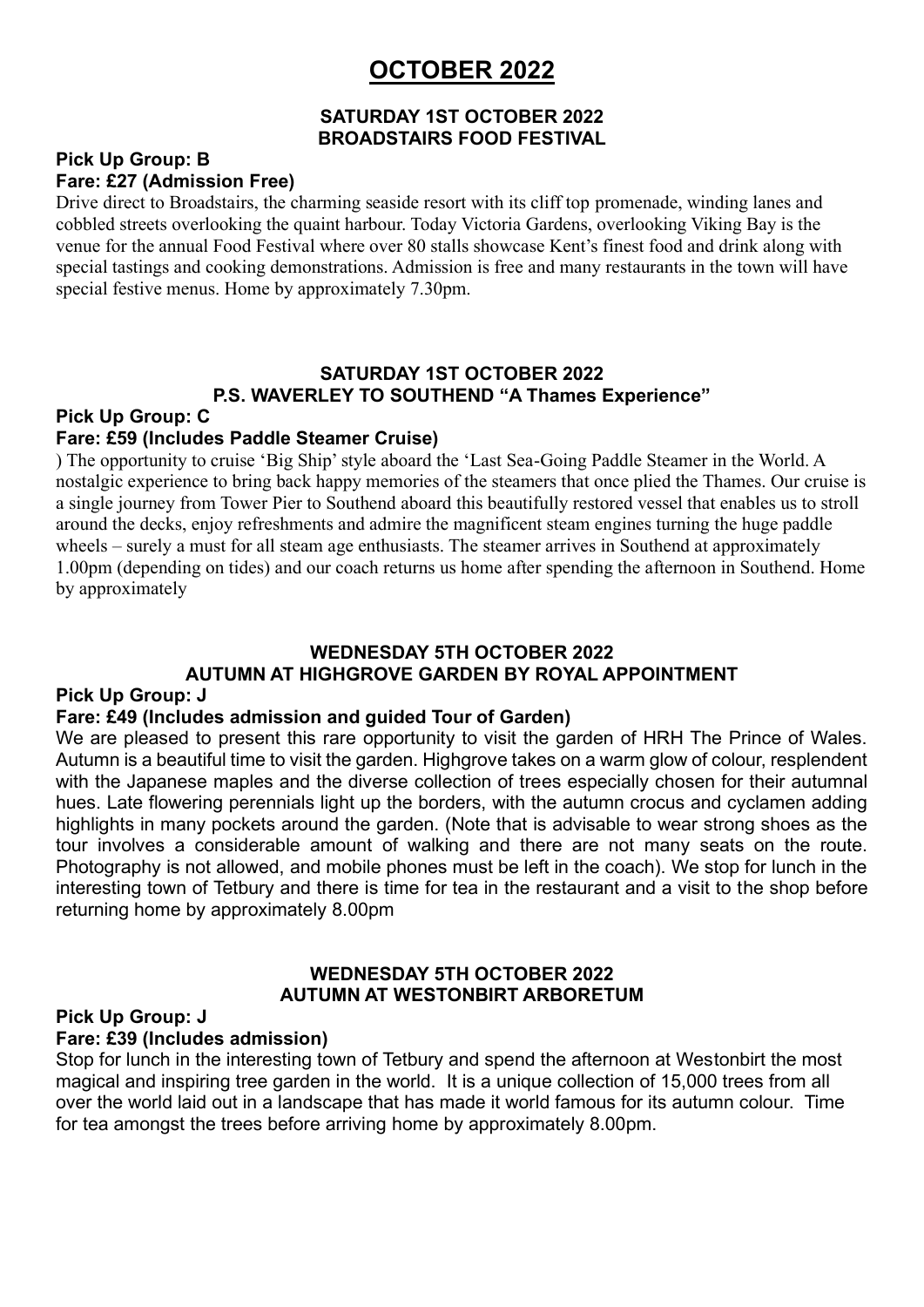# OCTOBER 2022

## SATURDAY 1ST OCTOBER 2022
## BROADSTAIRS FOOD FESTIVAL

**Pick Up Group: B**
**Fare: £27 (Admission Free)**

Drive direct to Broadstairs, the charming seaside resort with its cliff top promenade, winding lanes and cobbled streets overlooking the quaint harbour. Today Victoria Gardens, overlooking Viking Bay is the venue for the annual Food Festival where over 80 stalls showcase Kent's finest food and drink along with special tastings and cooking demonstrations. Admission is free and many restaurants in the town will have special festive menus. Home by approximately 7.30pm.

## SATURDAY 1ST OCTOBER 2022
## P.S. WAVERLEY TO SOUTHEND "A Thames Experience"

**Pick Up Group: C**
**Fare: £59 (Includes Paddle Steamer Cruise)**

) The opportunity to cruise 'Big Ship' style aboard the 'Last Sea-Going Paddle Steamer in the World. A nostalgic experience to bring back happy memories of the steamers that once plied the Thames. Our cruise is a single journey from Tower Pier to Southend aboard this beautifully restored vessel that enables us to stroll around the decks, enjoy refreshments and admire the magnificent steam engines turning the huge paddle wheels – surely a must for all steam age enthusiasts. The steamer arrives in Southend at approximately 1.00pm (depending on tides) and our coach returns us home after spending the afternoon in Southend. Home by approximately

## WEDNESDAY 5TH OCTOBER 2022
## AUTUMN AT HIGHGROVE GARDEN BY ROYAL APPOINTMENT

**Pick Up Group: J**
**Fare: £49 (Includes admission and guided Tour of Garden)**

We are pleased to present this rare opportunity to visit the garden of HRH The Prince of Wales. Autumn is a beautiful time to visit the garden. Highgrove takes on a warm glow of colour, resplendent with the Japanese maples and the diverse collection of trees especially chosen for their autumnal hues. Late flowering perennials light up the borders, with the autumn crocus and cyclamen adding highlights in many pockets around the garden. (Note that is advisable to wear strong shoes as the tour involves a considerable amount of walking and there are not many seats on the route. Photography is not allowed, and mobile phones must be left in the coach). We stop for lunch in the interesting town of Tetbury and there is time for tea in the restaurant and a visit to the shop before returning home by approximately 8.00pm

## WEDNESDAY 5TH OCTOBER 2022
## AUTUMN AT WESTONBIRT ARBORETUM

**Pick Up Group: J**
**Fare: £39 (Includes admission)**

Stop for lunch in the interesting town of Tetbury and spend the afternoon at Westonbirt the most magical and inspiring tree garden in the world. It is a unique collection of 15,000 trees from all over the world laid out in a landscape that has made it world famous for its autumn colour. Time for tea amongst the trees before arriving home by approximately 8.00pm.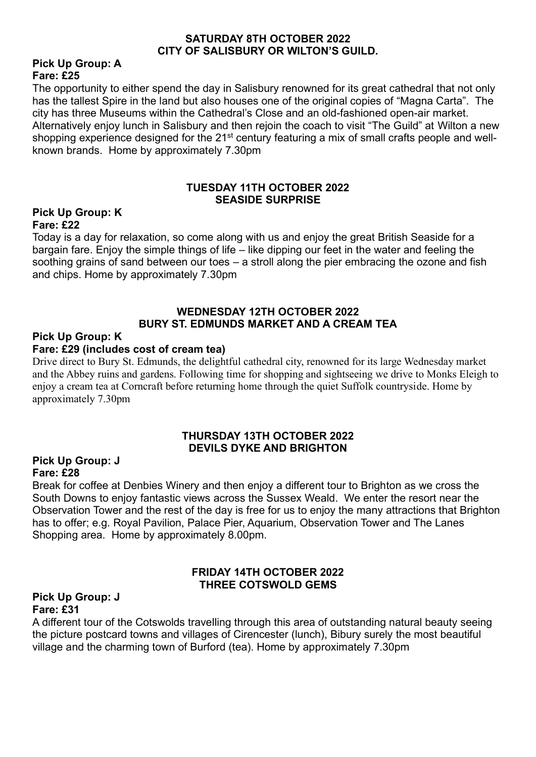## SATURDAY 8TH OCTOBER 2022
## CITY OF SALISBURY OR WILTON'S GUILD.

**Pick Up Group: A**
**Fare: £25**

The opportunity to either spend the day in Salisbury renowned for its great cathedral that not only has the tallest Spire in the land but also houses one of the original copies of "Magna Carta". The city has three Museums within the Cathedral's Close and an old-fashioned open-air market. Alternatively enjoy lunch in Salisbury and then rejoin the coach to visit "The Guild" at Wilton a new shopping experience designed for the 21st century featuring a mix of small crafts people and well-known brands. Home by approximately 7.30pm

## TUESDAY 11TH OCTOBER 2022
## SEASIDE SURPRISE

**Pick Up Group: K**
**Fare: £22**

Today is a day for relaxation, so come along with us and enjoy the great British Seaside for a bargain fare. Enjoy the simple things of life – like dipping our feet in the water and feeling the soothing grains of sand between our toes – a stroll along the pier embracing the ozone and fish and chips. Home by approximately 7.30pm

## WEDNESDAY 12TH OCTOBER 2022
## BURY ST. EDMUNDS MARKET AND A CREAM TEA

**Pick Up Group: K**
**Fare: £29 (includes cost of cream tea)**

Drive direct to Bury St. Edmunds, the delightful cathedral city, renowned for its large Wednesday market and the Abbey ruins and gardens. Following time for shopping and sightseeing we drive to Monks Eleigh to enjoy a cream tea at Corncraft before returning home through the quiet Suffolk countryside. Home by approximately 7.30pm

## THURSDAY 13TH OCTOBER 2022
## DEVILS DYKE AND BRIGHTON

**Pick Up Group: J**
**Fare: £28**

Break for coffee at Denbies Winery and then enjoy a different tour to Brighton as we cross the South Downs to enjoy fantastic views across the Sussex Weald. We enter the resort near the Observation Tower and the rest of the day is free for us to enjoy the many attractions that Brighton has to offer; e.g. Royal Pavilion, Palace Pier, Aquarium, Observation Tower and The Lanes Shopping area. Home by approximately 8.00pm.

## FRIDAY 14TH OCTOBER 2022
## THREE COTSWOLD GEMS

**Pick Up Group: J**
**Fare: £31**

A different tour of the Cotswolds travelling through this area of outstanding natural beauty seeing the picture postcard towns and villages of Cirencester (lunch), Bibury surely the most beautiful village and the charming town of Burford (tea). Home by approximately 7.30pm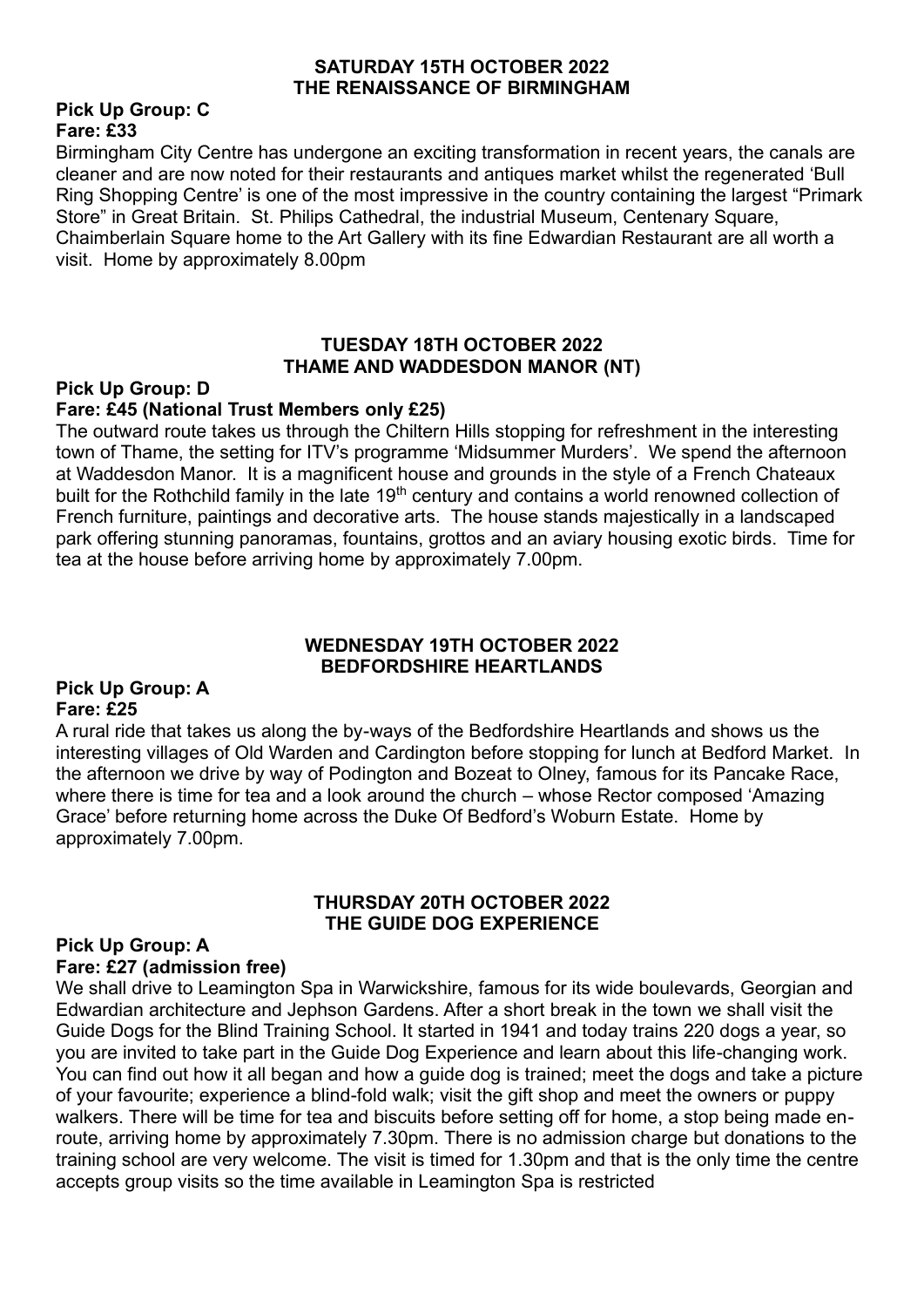## SATURDAY 15TH OCTOBER 2022
## THE RENAISSANCE OF BIRMINGHAM

**Pick Up Group: C**
**Fare: £33**

Birmingham City Centre has undergone an exciting transformation in recent years, the canals are cleaner and are now noted for their restaurants and antiques market whilst the regenerated 'Bull Ring Shopping Centre' is one of the most impressive in the country containing the largest "Primark Store" in Great Britain. St. Philips Cathedral, the industrial Museum, Centenary Square, Chaimberlain Square home to the Art Gallery with its fine Edwardian Restaurant are all worth a visit. Home by approximately 8.00pm

## TUESDAY 18TH OCTOBER 2022
## THAME AND WADDESDON MANOR (NT)

**Pick Up Group: D**
**Fare: £45 (National Trust Members only £25)**

The outward route takes us through the Chiltern Hills stopping for refreshment in the interesting town of Thame, the setting for ITV's programme 'Midsummer Murders'. We spend the afternoon at Waddesdon Manor. It is a magnificent house and grounds in the style of a French Chateaux built for the Rothchild family in the late 19th century and contains a world renowned collection of French furniture, paintings and decorative arts. The house stands majestically in a landscaped park offering stunning panoramas, fountains, grottos and an aviary housing exotic birds. Time for tea at the house before arriving home by approximately 7.00pm.

## WEDNESDAY 19TH OCTOBER 2022
## BEDFORDSHIRE HEARTLANDS

**Pick Up Group: A**
**Fare: £25**

A rural ride that takes us along the by-ways of the Bedfordshire Heartlands and shows us the interesting villages of Old Warden and Cardington before stopping for lunch at Bedford Market. In the afternoon we drive by way of Podington and Bozeat to Olney, famous for its Pancake Race, where there is time for tea and a look around the church – whose Rector composed 'Amazing Grace' before returning home across the Duke Of Bedford's Woburn Estate. Home by approximately 7.00pm.

## THURSDAY 20TH OCTOBER 2022
## THE GUIDE DOG EXPERIENCE

**Pick Up Group: A**
**Fare: £27 (admission free)**

We shall drive to Leamington Spa in Warwickshire, famous for its wide boulevards, Georgian and Edwardian architecture and Jephson Gardens. After a short break in the town we shall visit the Guide Dogs for the Blind Training School. It started in 1941 and today trains 220 dogs a year, so you are invited to take part in the Guide Dog Experience and learn about this life-changing work. You can find out how it all began and how a guide dog is trained; meet the dogs and take a picture of your favourite; experience a blind-fold walk; visit the gift shop and meet the owners or puppy walkers. There will be time for tea and biscuits before setting off for home, a stop being made en-route, arriving home by approximately 7.30pm. There is no admission charge but donations to the training school are very welcome. The visit is timed for 1.30pm and that is the only time the centre accepts group visits so the time available in Leamington Spa is restricted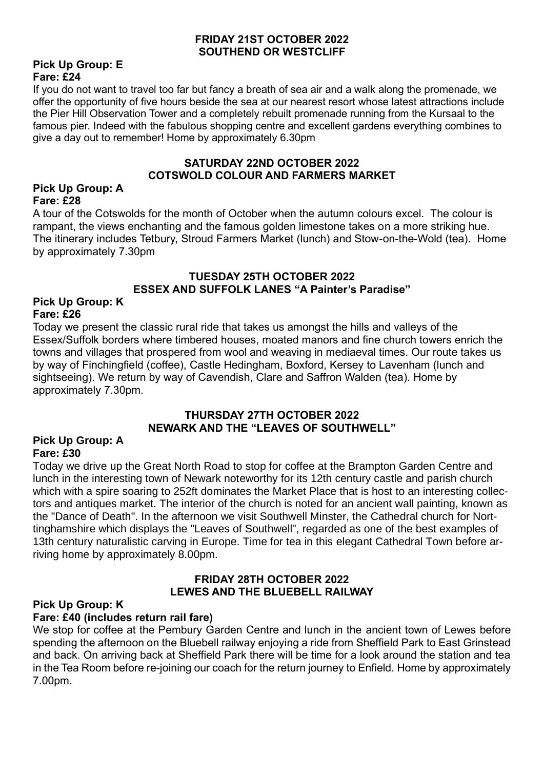## FRIDAY 21ST OCTOBER 2022
## SOUTHEND OR WESTCLIFF

**Pick Up Group: E**
**Fare: £24**

If you do not want to travel too far but fancy a breath of sea air and a walk along the promenade, we offer the opportunity of five hours beside the sea at our nearest resort whose latest attractions include the Pier Hill Observation Tower and a completely rebuilt promenade running from the Kursaal to the famous pier. Indeed with the fabulous shopping centre and excellent gardens everything combines to give a day out to remember! Home by approximately 6.30pm

## SATURDAY 22ND OCTOBER 2022
## COTSWOLD COLOUR AND FARMERS MARKET

**Pick Up Group: A**
**Fare: £28**

A tour of the Cotswolds for the month of October when the autumn colours excel. The colour is rampant, the views enchanting and the famous golden limestone takes on a more striking hue. The itinerary includes Tetbury, Stroud Farmers Market (lunch) and Stow-on-the-Wold (tea). Home by approximately 7.30pm

## TUESDAY 25TH OCTOBER 2022
## ESSEX AND SUFFOLK LANES "A Painter's Paradise"

**Pick Up Group: K**
**Fare: £26**

Today we present the classic rural ride that takes us amongst the hills and valleys of the Essex/Suffolk borders where timbered houses, moated manors and fine church towers enrich the towns and villages that prospered from wool and weaving in mediaeval times. Our route takes us by way of Finchingfield (coffee), Castle Hedingham, Boxford, Kersey to Lavenham (lunch and sightseeing). We return by way of Cavendish, Clare and Saffron Walden (tea). Home by approximately 7.30pm.

## THURSDAY 27TH OCTOBER 2022
## NEWARK AND THE "LEAVES OF SOUTHWELL"

**Pick Up Group: A**
**Fare: £30**

Today we drive up the Great North Road to stop for coffee at the Brampton Garden Centre and lunch in the interesting town of Newark noteworthy for its 12th century castle and parish church which with a spire soaring to 252ft dominates the Market Place that is host to an interesting collectors and antiques market. The interior of the church is noted for an ancient wall painting, known as the "Dance of Death". In the afternoon we visit Southwell Minster, the Cathedral church for Nottinghamshire which displays the "Leaves of Southwell", regarded as one of the best examples of 13th century naturalistic carving in Europe. Time for tea in this elegant Cathedral Town before arriving home by approximately 8.00pm.

## FRIDAY 28TH OCTOBER 2022
## LEWES AND THE BLUEBELL RAILWAY

**Pick Up Group: K**
**Fare: £40 (includes return rail fare)**

We stop for coffee at the Pembury Garden Centre and lunch in the ancient town of Lewes before spending the afternoon on the Bluebell railway enjoying a ride from Sheffield Park to East Grinstead and back. On arriving back at Sheffield Park there will be time for a look around the station and tea in the Tea Room before re-joining our coach for the return journey to Enfield. Home by approximately 7.00pm.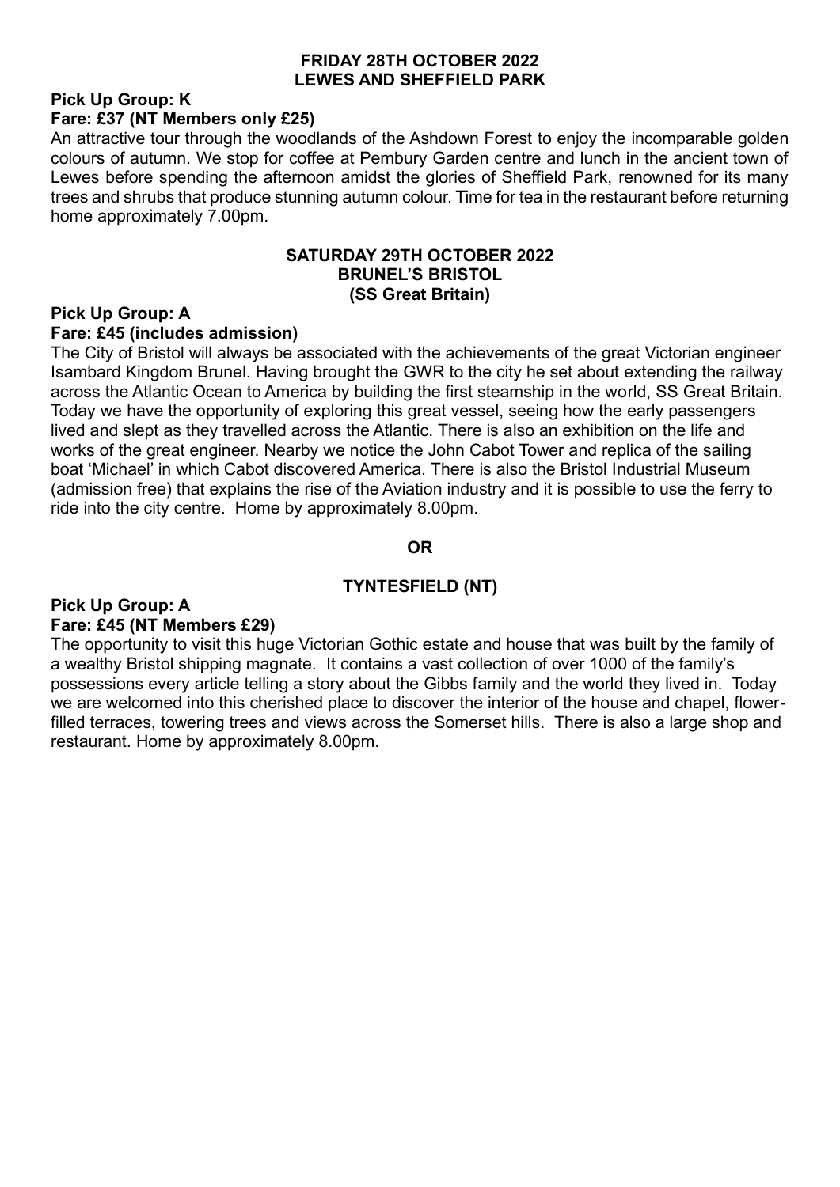## FRIDAY 28TH OCTOBER 2022
## LEWES AND SHEFFIELD PARK

**Pick Up Group: K**
**Fare: £37 (NT Members only £25)**

An attractive tour through the woodlands of the Ashdown Forest to enjoy the incomparable golden colours of autumn. We stop for coffee at Pembury Garden centre and lunch in the ancient town of Lewes before spending the afternoon amidst the glories of Sheffield Park, renowned for its many trees and shrubs that produce stunning autumn colour. Time for tea in the restaurant before returning home approximately 7.00pm.

## SATURDAY 29TH OCTOBER 2022
## BRUNEL'S BRISTOL
## (SS Great Britain)

**Pick Up Group: A**
**Fare: £45 (includes admission)**

The City of Bristol will always be associated with the achievements of the great Victorian engineer Isambard Kingdom Brunel. Having brought the GWR to the city he set about extending the railway across the Atlantic Ocean to America by building the first steamship in the world, SS Great Britain. Today we have the opportunity of exploring this great vessel, seeing how the early passengers lived and slept as they travelled across the Atlantic. There is also an exhibition on the life and works of the great engineer. Nearby we notice the John Cabot Tower and replica of the sailing boat 'Michael' in which Cabot discovered America. There is also the Bristol Industrial Museum (admission free) that explains the rise of the Aviation industry and it is possible to use the ferry to ride into the city centre. Home by approximately 8.00pm.

**OR**

## TYNTESFIELD (NT)

**Pick Up Group: A**
**Fare: £45 (NT Members £29)**

The opportunity to visit this huge Victorian Gothic estate and house that was built by the family of a wealthy Bristol shipping magnate. It contains a vast collection of over 1000 of the family's possessions every article telling a story about the Gibbs family and the world they lived in. Today we are welcomed into this cherished place to discover the interior of the house and chapel, flower-filled terraces, towering trees and views across the Somerset hills. There is also a large shop and restaurant. Home by approximately 8.00pm.